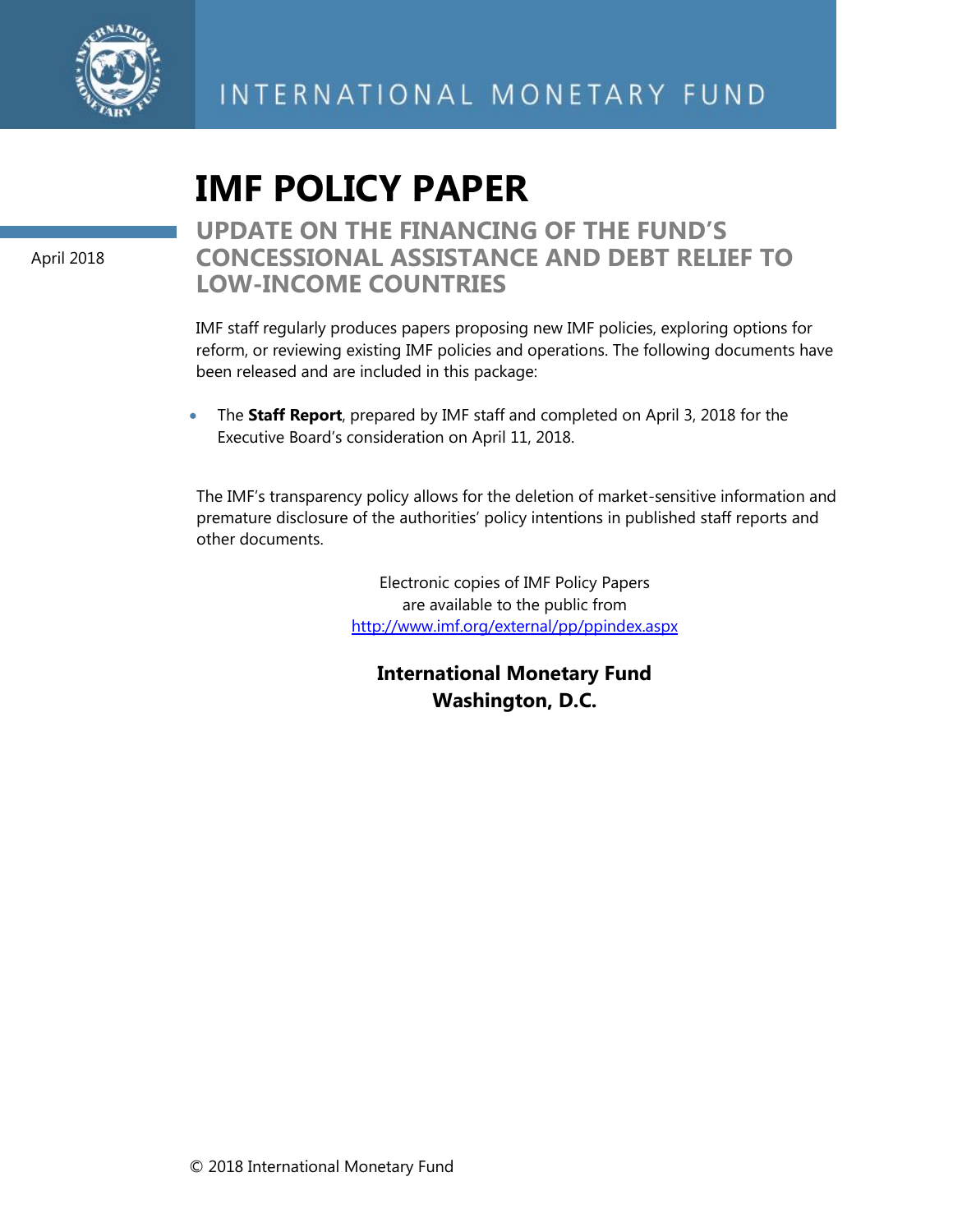INTERNATIONAL MONETARY FUND

# IMF POLICY PAPER

April 2018

## UPDATE ON THE FINANCING OF THE FUND'S CONCESSIONAL ASSISTANCE AND DEBT RELIEF TO LOW-INCOME COUNTRIES

IMF staff regularly produces papers proposing new IMF policies, exploring options for reform, or reviewing existing IMF policies and operations. The following documents have been released and are included in this package:

- The **Staff Report**, prepared by IMF staff and completed on April 3, 2018 for the Executive Board's consideration on April 11, 2018.

The IMF's transparency policy allows for the deletion of market-sensitive information and premature disclosure of the authorities' policy intentions in published staff reports and other documents.

Electronic copies of IMF Policy Papers
are available to the public from
http://www.imf.org/external/pp/ppindex.aspx

**International Monetary Fund**
**Washington, D.C.**

© 2018 International Monetary Fund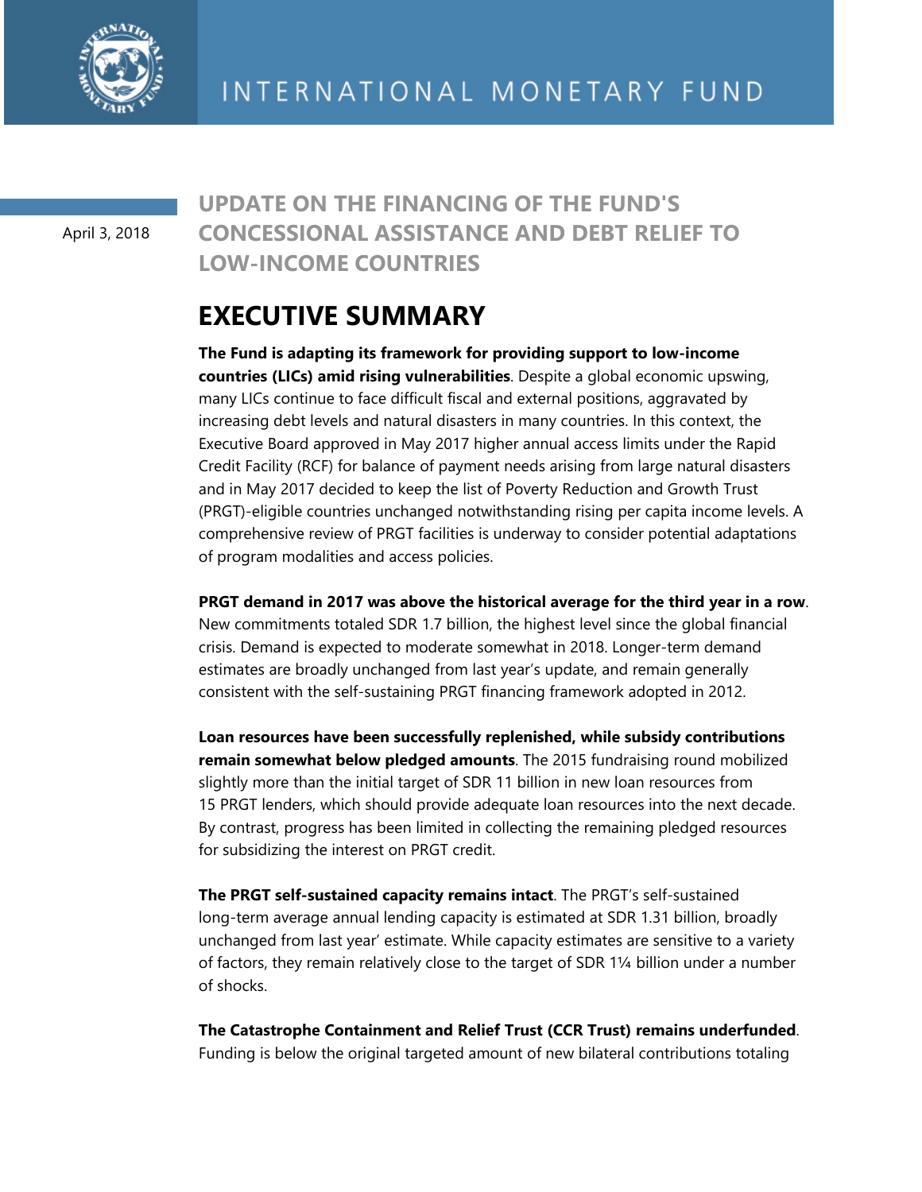INTERNATIONAL MONETARY FUND

April 3, 2018

# UPDATE ON THE FINANCING OF THE FUND'S CONCESSIONAL ASSISTANCE AND DEBT RELIEF TO LOW-INCOME COUNTRIES

## EXECUTIVE SUMMARY

**The Fund is adapting its framework for providing support to low-income countries (LICs) amid rising vulnerabilities**. Despite a global economic upswing, many LICs continue to face difficult fiscal and external positions, aggravated by increasing debt levels and natural disasters in many countries. In this context, the Executive Board approved in May 2017 higher annual access limits under the Rapid Credit Facility (RCF) for balance of payment needs arising from large natural disasters and in May 2017 decided to keep the list of Poverty Reduction and Growth Trust (PRGT)-eligible countries unchanged notwithstanding rising per capita income levels. A comprehensive review of PRGT facilities is underway to consider potential adaptations of program modalities and access policies.

**PRGT demand in 2017 was above the historical average for the third year in a row**. New commitments totaled SDR 1.7 billion, the highest level since the global financial crisis. Demand is expected to moderate somewhat in 2018. Longer-term demand estimates are broadly unchanged from last year's update, and remain generally consistent with the self-sustaining PRGT financing framework adopted in 2012.

**Loan resources have been successfully replenished, while subsidy contributions remain somewhat below pledged amounts**. The 2015 fundraising round mobilized slightly more than the initial target of SDR 11 billion in new loan resources from 15 PRGT lenders, which should provide adequate loan resources into the next decade. By contrast, progress has been limited in collecting the remaining pledged resources for subsidizing the interest on PRGT credit.

**The PRGT self-sustained capacity remains intact**. The PRGT's self-sustained long-term average annual lending capacity is estimated at SDR 1.31 billion, broadly unchanged from last year' estimate. While capacity estimates are sensitive to a variety of factors, they remain relatively close to the target of SDR 1¼ billion under a number of shocks.

**The Catastrophe Containment and Relief Trust (CCR Trust) remains underfunded**. Funding is below the original targeted amount of new bilateral contributions totaling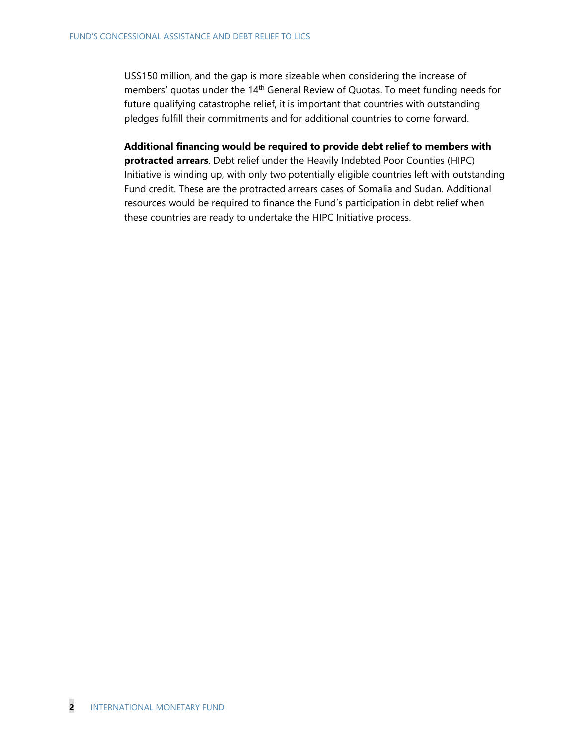US$150 million, and the gap is more sizeable when considering the increase of members' quotas under the 14th General Review of Quotas. To meet funding needs for future qualifying catastrophe relief, it is important that countries with outstanding pledges fulfill their commitments and for additional countries to come forward.

**Additional financing would be required to provide debt relief to members with protracted arrears**. Debt relief under the Heavily Indebted Poor Counties (HIPC) Initiative is winding up, with only two potentially eligible countries left with outstanding Fund credit. These are the protracted arrears cases of Somalia and Sudan. Additional resources would be required to finance the Fund's participation in debt relief when these countries are ready to undertake the HIPC Initiative process.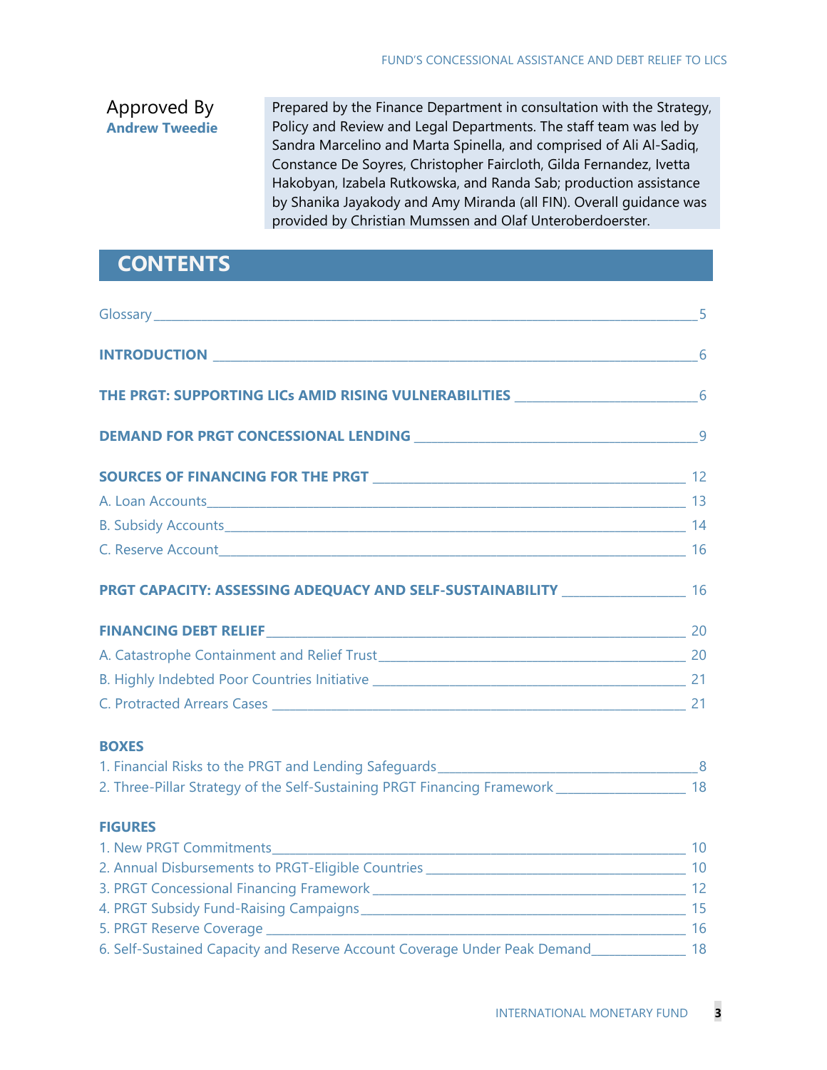Approved By
**Andrew Tweedie**

Prepared by the Finance Department in consultation with the Strategy, Policy and Review and Legal Departments. The staff team was led by Sandra Marcelino and Marta Spinella, and comprised of Ali Al-Sadiq, Constance De Soyres, Christopher Faircloth, Gilda Fernandez, Ivetta Hakobyan, Izabela Rutkowska, and Randa Sab; production assistance by Shanika Jayakody and Amy Miranda (all FIN). Overall guidance was provided by Christian Mumssen and Olaf Unteroberdoerster.

## CONTENTS

Glossary ____ 5

**INTRODUCTION** ____ 6

**THE PRGT: SUPPORTING LICs AMID RISING VULNERABILITIES** ____ 6

**DEMAND FOR PRGT CONCESSIONAL LENDING** ____ 9

**SOURCES OF FINANCING FOR THE PRGT** ____ 12

A. Loan Accounts ____ 13

B. Subsidy Accounts ____ 14

C. Reserve Account ____ 16

**PRGT CAPACITY: ASSESSING ADEQUACY AND SELF-SUSTAINABILITY** ____ 16

**FINANCING DEBT RELIEF** ____ 20

A. Catastrophe Containment and Relief Trust ____ 20

B. Highly Indebted Poor Countries Initiative ____ 21

C. Protracted Arrears Cases ____ 21

**BOXES**

1. Financial Risks to the PRGT and Lending Safeguards ____ 8
2. Three-Pillar Strategy of the Self-Sustaining PRGT Financing Framework ____ 18

**FIGURES**

1. New PRGT Commitments ____ 10
2. Annual Disbursements to PRGT-Eligible Countries ____ 10
3. PRGT Concessional Financing Framework ____ 12
4. PRGT Subsidy Fund-Raising Campaigns ____ 15
5. PRGT Reserve Coverage ____ 16
6. Self-Sustained Capacity and Reserve Account Coverage Under Peak Demand ____ 18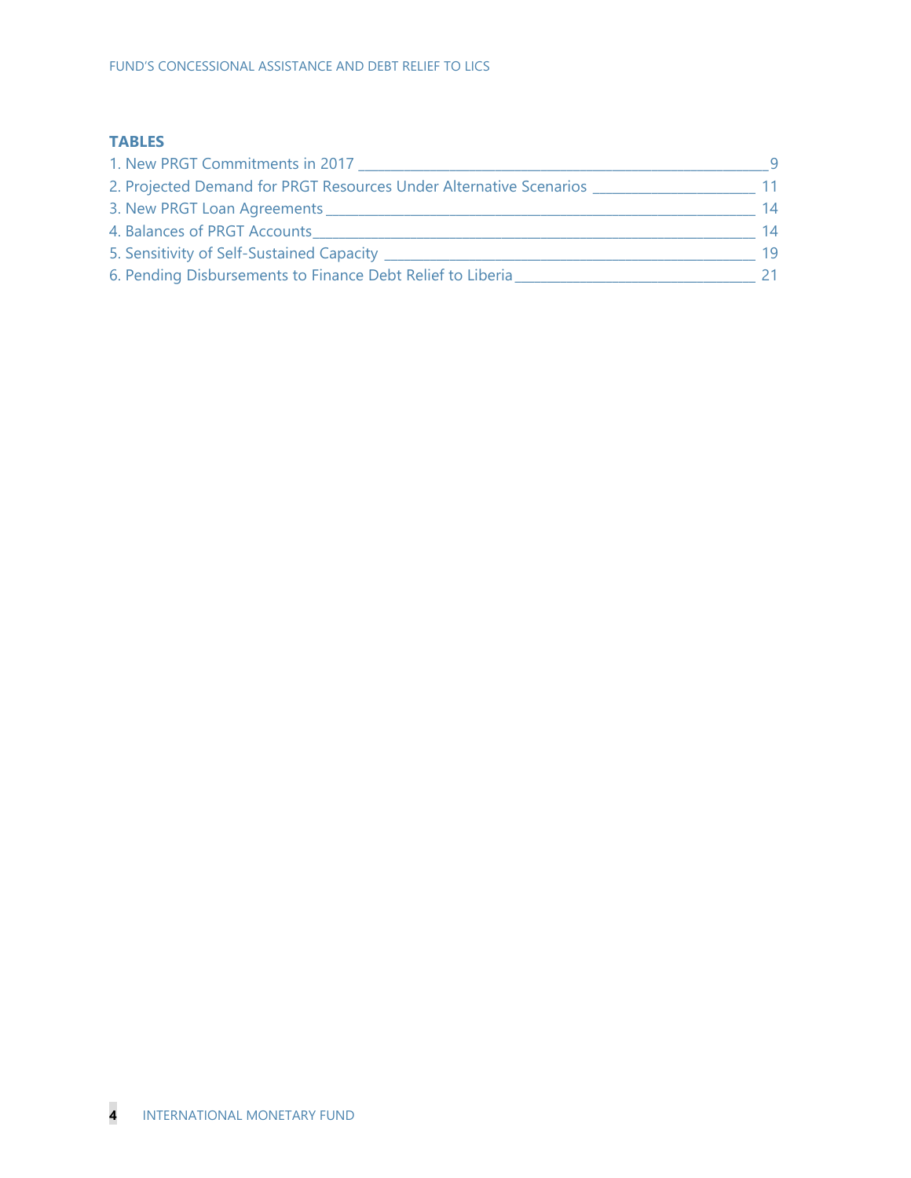## TABLES

1. New PRGT Commitments in 2017 _____ 9
2. Projected Demand for PRGT Resources Under Alternative Scenarios _____ 11
3. New PRGT Loan Agreements _____ 14
4. Balances of PRGT Accounts _____ 14
5. Sensitivity of Self-Sustained Capacity _____ 19
6. Pending Disbursements to Finance Debt Relief to Liberia _____ 21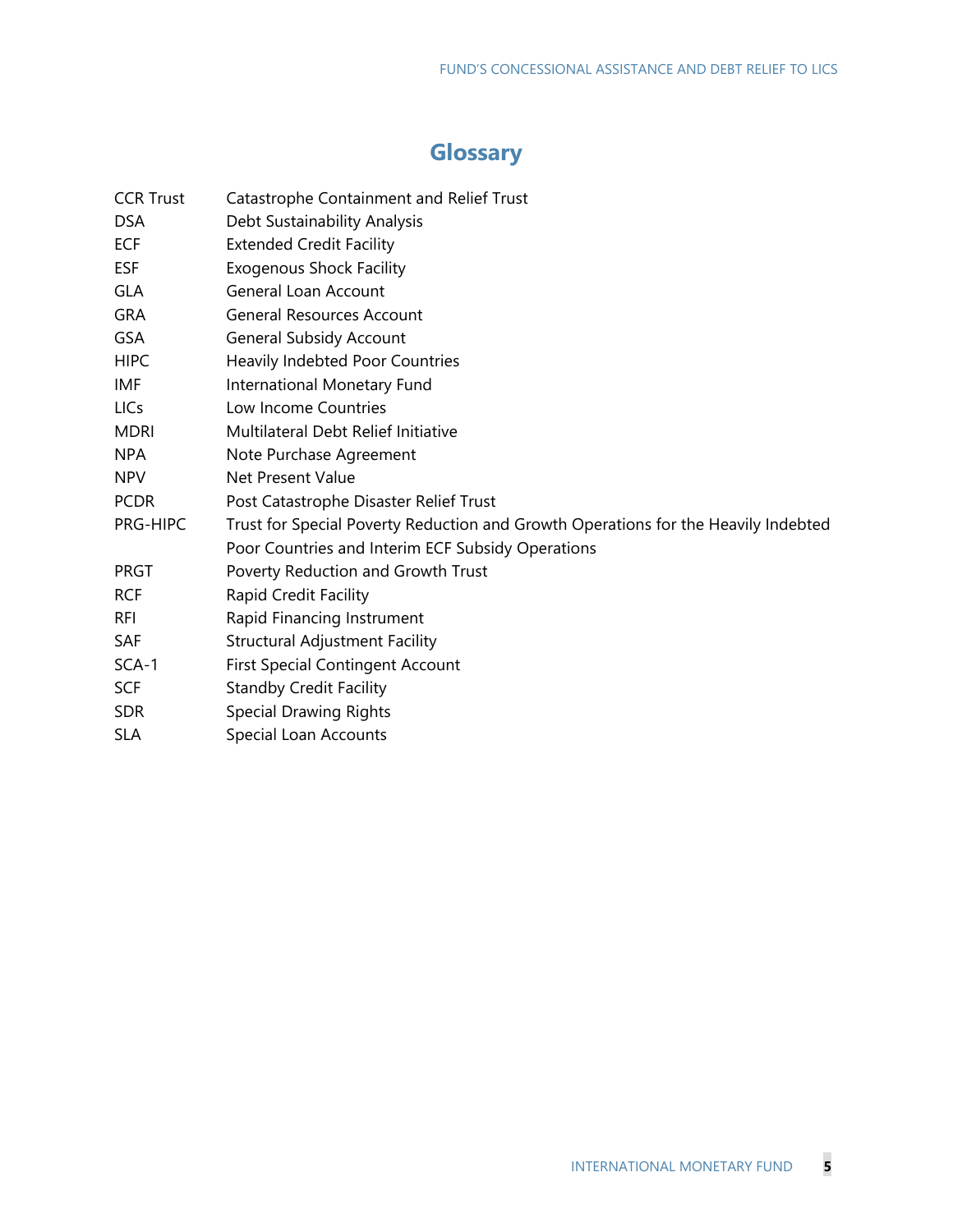# Glossary

| | |
|---|---|
| CCR Trust | Catastrophe Containment and Relief Trust |
| DSA | Debt Sustainability Analysis |
| ECF | Extended Credit Facility |
| ESF | Exogenous Shock Facility |
| GLA | General Loan Account |
| GRA | General Resources Account |
| GSA | General Subsidy Account |
| HIPC | Heavily Indebted Poor Countries |
| IMF | International Monetary Fund |
| LICs | Low Income Countries |
| MDRI | Multilateral Debt Relief Initiative |
| NPA | Note Purchase Agreement |
| NPV | Net Present Value |
| PCDR | Post Catastrophe Disaster Relief Trust |
| PRG-HIPC | Trust for Special Poverty Reduction and Growth Operations for the Heavily Indebted Poor Countries and Interim ECF Subsidy Operations |
| PRGT | Poverty Reduction and Growth Trust |
| RCF | Rapid Credit Facility |
| RFI | Rapid Financing Instrument |
| SAF | Structural Adjustment Facility |
| SCA-1 | First Special Contingent Account |
| SCF | Standby Credit Facility |
| SDR | Special Drawing Rights |
| SLA | Special Loan Accounts |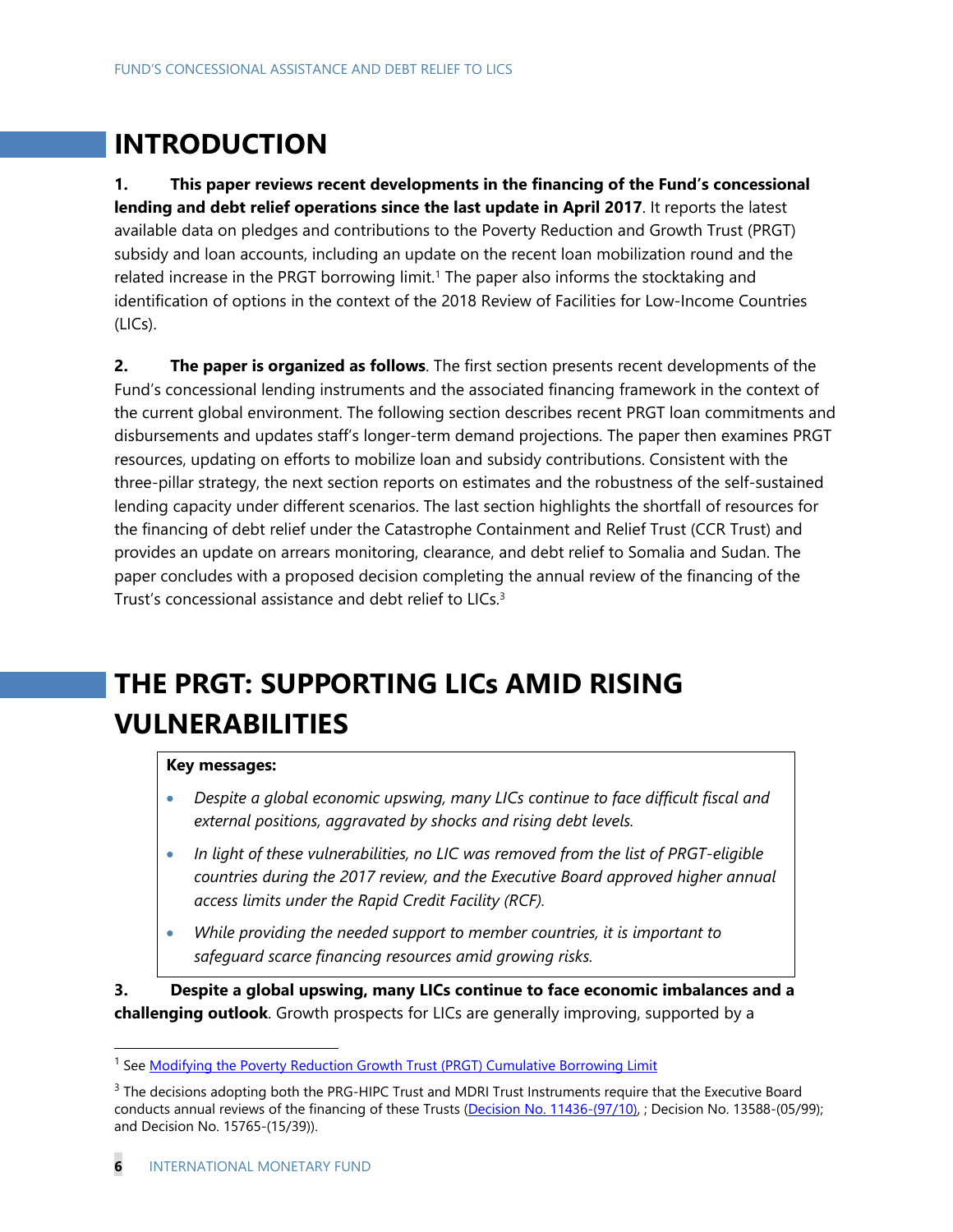# INTRODUCTION

**1. This paper reviews recent developments in the financing of the Fund's concessional lending and debt relief operations since the last update in April 2017**. It reports the latest available data on pledges and contributions to the Poverty Reduction and Growth Trust (PRGT) subsidy and loan accounts, including an update on the recent loan mobilization round and the related increase in the PRGT borrowing limit.[1] The paper also informs the stocktaking and identification of options in the context of the 2018 Review of Facilities for Low-Income Countries (LICs).

**2. The paper is organized as follows**. The first section presents recent developments of the Fund's concessional lending instruments and the associated financing framework in the context of the current global environment. The following section describes recent PRGT loan commitments and disbursements and updates staff's longer-term demand projections. The paper then examines PRGT resources, updating on efforts to mobilize loan and subsidy contributions. Consistent with the three-pillar strategy, the next section reports on estimates and the robustness of the self-sustained lending capacity under different scenarios. The last section highlights the shortfall of resources for the financing of debt relief under the Catastrophe Containment and Relief Trust (CCR Trust) and provides an update on arrears monitoring, clearance, and debt relief to Somalia and Sudan. The paper concludes with a proposed decision completing the annual review of the financing of the Trust's concessional assistance and debt relief to LICs.[3]

# THE PRGT: SUPPORTING LICs AMID RISING VULNERABILITIES

**Key messages:**

- *Despite a global economic upswing, many LICs continue to face difficult fiscal and external positions, aggravated by shocks and rising debt levels.*
- *In light of these vulnerabilities, no LIC was removed from the list of PRGT-eligible countries during the 2017 review, and the Executive Board approved higher annual access limits under the Rapid Credit Facility (RCF).*
- *While providing the needed support to member countries, it is important to safeguard scarce financing resources amid growing risks.*

**3. Despite a global upswing, many LICs continue to face economic imbalances and a challenging outlook**. Growth prospects for LICs are generally improving, supported by a

---

[1] See Modifying the Poverty Reduction Growth Trust (PRGT) Cumulative Borrowing Limit

[3] The decisions adopting both the PRG-HIPC Trust and MDRI Trust Instruments require that the Executive Board conducts annual reviews of the financing of these Trusts (Decision No. 11436-(97/10), ; Decision No. 13588-(05/99); and Decision No. 15765-(15/39)).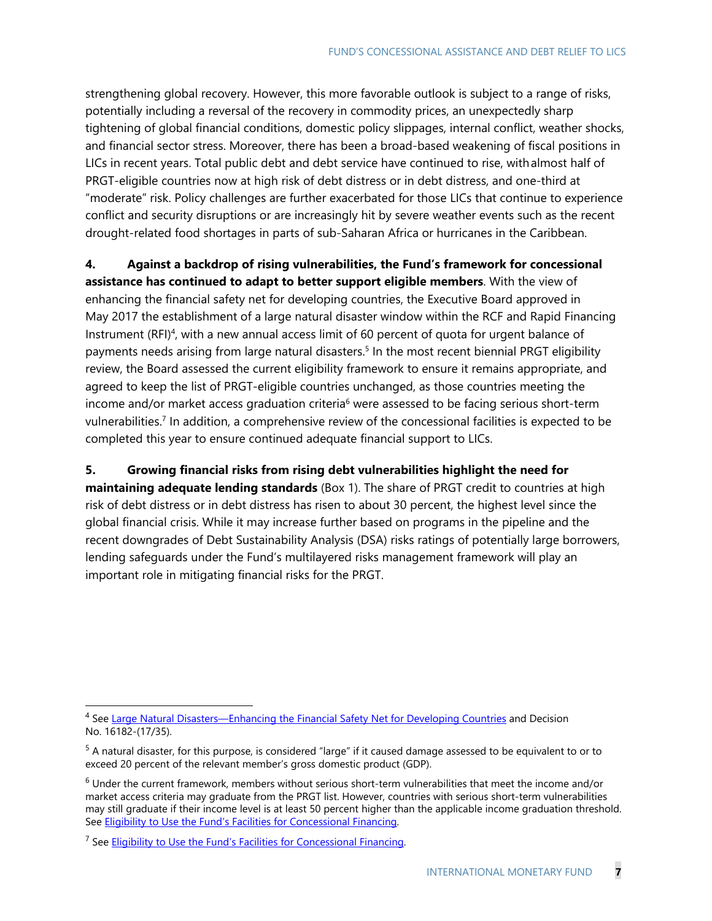strengthening global recovery. However, this more favorable outlook is subject to a range of risks, potentially including a reversal of the recovery in commodity prices, an unexpectedly sharp tightening of global financial conditions, domestic policy slippages, internal conflict, weather shocks, and financial sector stress. Moreover, there has been a broad-based weakening of fiscal positions in LICs in recent years. Total public debt and debt service have continued to rise, with almost half of PRGT-eligible countries now at high risk of debt distress or in debt distress, and one-third at "moderate" risk. Policy challenges are further exacerbated for those LICs that continue to experience conflict and security disruptions or are increasingly hit by severe weather events such as the recent drought-related food shortages in parts of sub-Saharan Africa or hurricanes in the Caribbean.

**4. Against a backdrop of rising vulnerabilities, the Fund's framework for concessional assistance has continued to adapt to better support eligible members**. With the view of enhancing the financial safety net for developing countries, the Executive Board approved in May 2017 the establishment of a large natural disaster window within the RCF and Rapid Financing Instrument (RFI)[4], with a new annual access limit of 60 percent of quota for urgent balance of payments needs arising from large natural disasters.[5] In the most recent biennial PRGT eligibility review, the Board assessed the current eligibility framework to ensure it remains appropriate, and agreed to keep the list of PRGT-eligible countries unchanged, as those countries meeting the income and/or market access graduation criteria[6] were assessed to be facing serious short-term vulnerabilities.[7] In addition, a comprehensive review of the concessional facilities is expected to be completed this year to ensure continued adequate financial support to LICs.

**5. Growing financial risks from rising debt vulnerabilities highlight the need for maintaining adequate lending standards** (Box 1). The share of PRGT credit to countries at high risk of debt distress or in debt distress has risen to about 30 percent, the highest level since the global financial crisis. While it may increase further based on programs in the pipeline and the recent downgrades of Debt Sustainability Analysis (DSA) risks ratings of potentially large borrowers, lending safeguards under the Fund's multilayered risks management framework will play an important role in mitigating financial risks for the PRGT.

---

[4] See Large Natural Disasters—Enhancing the Financial Safety Net for Developing Countries and Decision No. 16182-(17/35).

[5] A natural disaster, for this purpose, is considered "large" if it caused damage assessed to be equivalent to or to exceed 20 percent of the relevant member's gross domestic product (GDP).

[6] Under the current framework, members without serious short-term vulnerabilities that meet the income and/or market access criteria may graduate from the PRGT list. However, countries with serious short-term vulnerabilities may still graduate if their income level is at least 50 percent higher than the applicable income graduation threshold. See Eligibility to Use the Fund's Facilities for Concessional Financing.

[7] See Eligibility to Use the Fund's Facilities for Concessional Financing.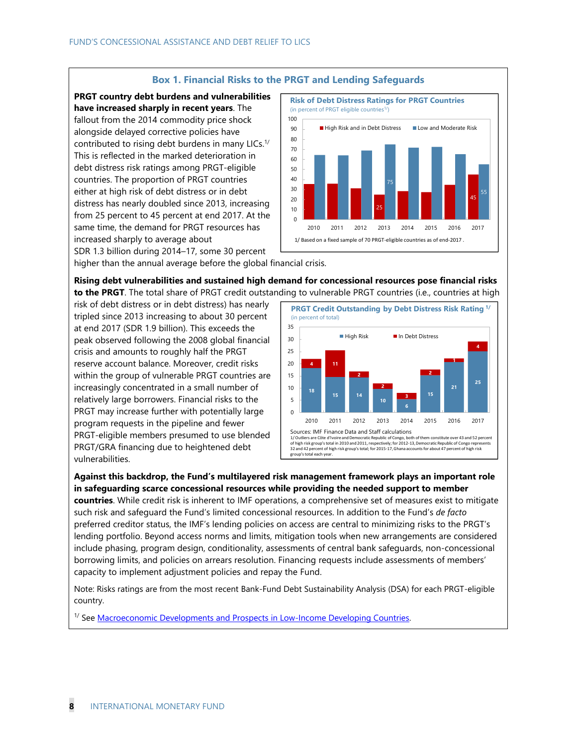### Box 1. Financial Risks to the PRGT and Lending Safeguards

**PRGT country debt burdens and vulnerabilities have increased sharply in recent years**. The fallout from the 2014 commodity price shock alongside delayed corrective policies have contributed to rising debt burdens in many LICs.[1/] This is reflected in the marked deterioration in debt distress risk ratings among PRGT-eligible countries. The proportion of PRGT countries either at high risk of debt distress or in debt distress has nearly doubled since 2013, increasing from 25 percent to 45 percent at end 2017. At the same time, the demand for PRGT resources has increased sharply to average about SDR 1.3 billion during 2014–17, some 30 percent higher than the annual average before the global financial crisis.

**Risk of Debt Distress Ratings for PRGT Countries**
(in percent of PRGT eligible countries[1/])

1/ Based on a fixed sample of 70 PRGT-eligible countries as of end-2017 .

**Rising debt vulnerabilities and sustained high demand for concessional resources pose financial risks to the PRGT**. The total share of PRGT credit outstanding to vulnerable PRGT countries (i.e., countries at high risk of debt distress or in debt distress) has nearly tripled since 2013 increasing to about 30 percent at end 2017 (SDR 1.9 billion). This exceeds the peak observed following the 2008 global financial crisis and amounts to roughly half the PRGT reserve account balance. Moreover, credit risks within the group of vulnerable PRGT countries are increasingly concentrated in a small number of relatively large borrowers. Financial risks to the PRGT may increase further with potentially large program requests in the pipeline and fewer PRGT-eligible members presumed to use blended PRGT/GRA financing due to heightened debt vulnerabilities.

**PRGT Credit Outstanding by Debt Distress Risk Rating[1/]**
(in percent of total)

| | 2010 | 2011 | 2012 | 2013 | 2014 | 2015 | 2016 | 2017 |
|---|---|---|---|---|---|---|---|---|
| High Risk | 18 | 15 | 14 | 10 | 6 | 15 | 21 | 25 |
| In Debt Distress | 4 | 11 | 2 | 2 | 3 | 2 | 1 | 4 |

Sources: IMF Finance Data and Staff calculations
1/ Outliers are Côte d'Ivoire and Democratic Republic of Congo, both of them constitute over 43 and 52 percent of high risk group's total in 2010 and 2011, respectively; for 2012-13, Democratic Republic of Congo represents 32 and 42 percent of high risk group's total; for 2015-17, Ghana accounts for about 47 percent of high risk group's total each year.

**Against this backdrop, the Fund's multilayered risk management framework plays an important role in safeguarding scarce concessional resources while providing the needed support to member countries**. While credit risk is inherent to IMF operations, a comprehensive set of measures exist to mitigate such risk and safeguard the Fund's limited concessional resources. In addition to the Fund's *de facto* preferred creditor status, the IMF's lending policies on access are central to minimizing risks to the PRGT's lending portfolio. Beyond access norms and limits, mitigation tools when new arrangements are considered include phasing, program design, conditionality, assessments of central bank safeguards, non-concessional borrowing limits, and policies on arrears resolution. Financing requests include assessments of members' capacity to implement adjustment policies and repay the Fund.

Note: Risks ratings are from the most recent Bank-Fund Debt Sustainability Analysis (DSA) for each PRGT-eligible country.

[1/] See Macroeconomic Developments and Prospects in Low-Income Developing Countries.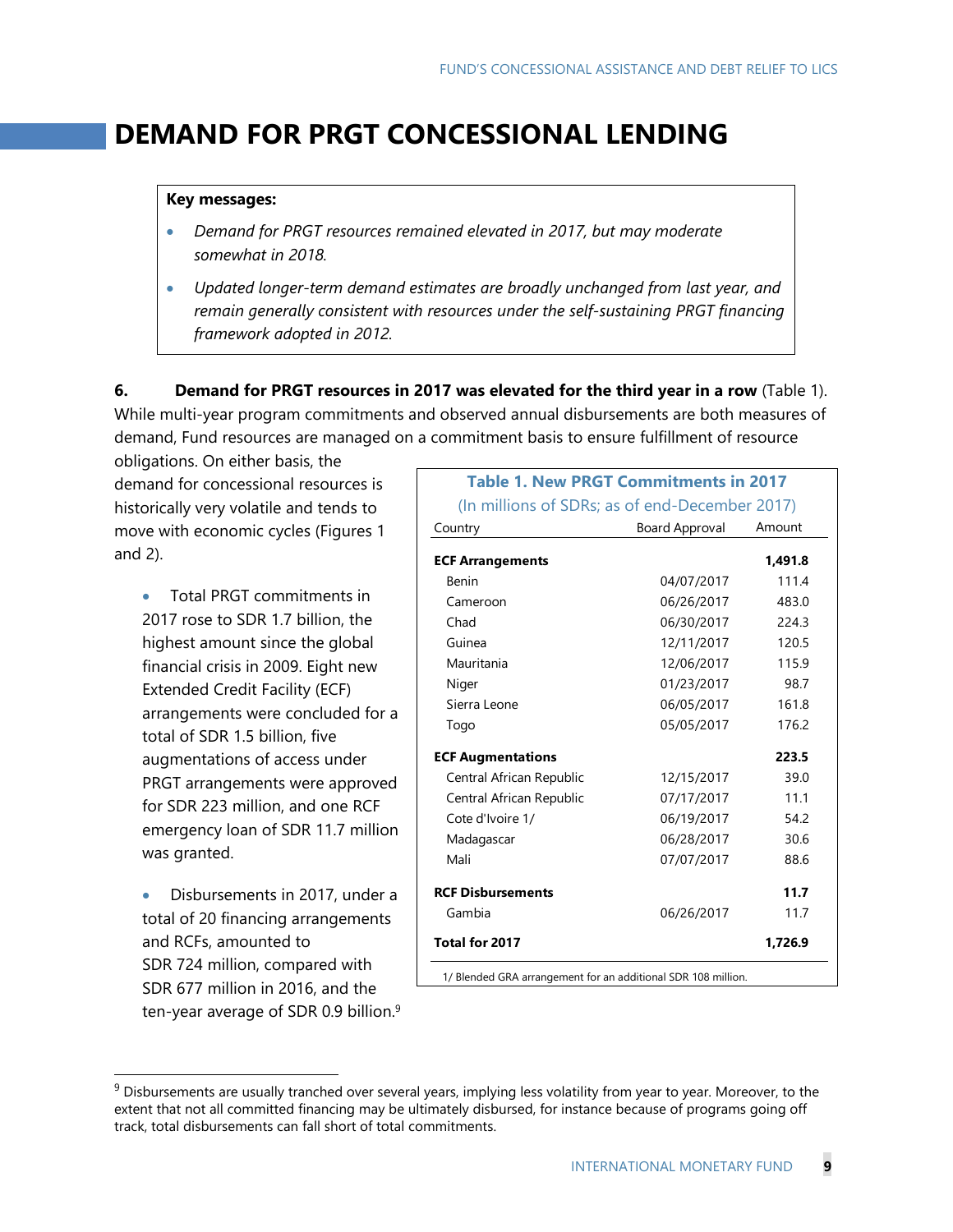# DEMAND FOR PRGT CONCESSIONAL LENDING

**Key messages:**

- *Demand for PRGT resources remained elevated in 2017, but may moderate somewhat in 2018.*
- *Updated longer-term demand estimates are broadly unchanged from last year, and remain generally consistent with resources under the self-sustaining PRGT financing framework adopted in 2012.*

**6. Demand for PRGT resources in 2017 was elevated for the third year in a row** (Table 1). While multi-year program commitments and observed annual disbursements are both measures of demand, Fund resources are managed on a commitment basis to ensure fulfillment of resource obligations. On either basis, the demand for concessional resources is historically very volatile and tends to move with economic cycles (Figures 1 and 2).

- Total PRGT commitments in 2017 rose to SDR 1.7 billion, the highest amount since the global financial crisis in 2009. Eight new Extended Credit Facility (ECF) arrangements were concluded for a total of SDR 1.5 billion, five augmentations of access under PRGT arrangements were approved for SDR 223 million, and one RCF emergency loan of SDR 11.7 million was granted.
- Disbursements in 2017, under a total of 20 financing arrangements and RCFs, amounted to SDR 724 million, compared with SDR 677 million in 2016, and the ten-year average of SDR 0.9 billion.[9]

**Table 1. New PRGT Commitments in 2017**
(In millions of SDRs; as of end-December 2017)

| Country | Board Approval | Amount |
|---|---|---|
| **ECF Arrangements** | | **1,491.8** |
| Benin | 04/07/2017 | 111.4 |
| Cameroon | 06/26/2017 | 483.0 |
| Chad | 06/30/2017 | 224.3 |
| Guinea | 12/11/2017 | 120.5 |
| Mauritania | 12/06/2017 | 115.9 |
| Niger | 01/23/2017 | 98.7 |
| Sierra Leone | 06/05/2017 | 161.8 |
| Togo | 05/05/2017 | 176.2 |
| **ECF Augmentations** | | **223.5** |
| Central African Republic | 12/15/2017 | 39.0 |
| Central African Republic | 07/17/2017 | 11.1 |
| Cote d'Ivoire 1/ | 06/19/2017 | 54.2 |
| Madagascar | 06/28/2017 | 30.6 |
| Mali | 07/07/2017 | 88.6 |
| **RCF Disbursements** | | **11.7** |
| Gambia | 06/26/2017 | 11.7 |
| **Total for 2017** | | **1,726.9** |

1/ Blended GRA arrangement for an additional SDR 108 million.

[9] Disbursements are usually tranched over several years, implying less volatility from year to year. Moreover, to the extent that not all committed financing may be ultimately disbursed, for instance because of programs going off track, total disbursements can fall short of total commitments.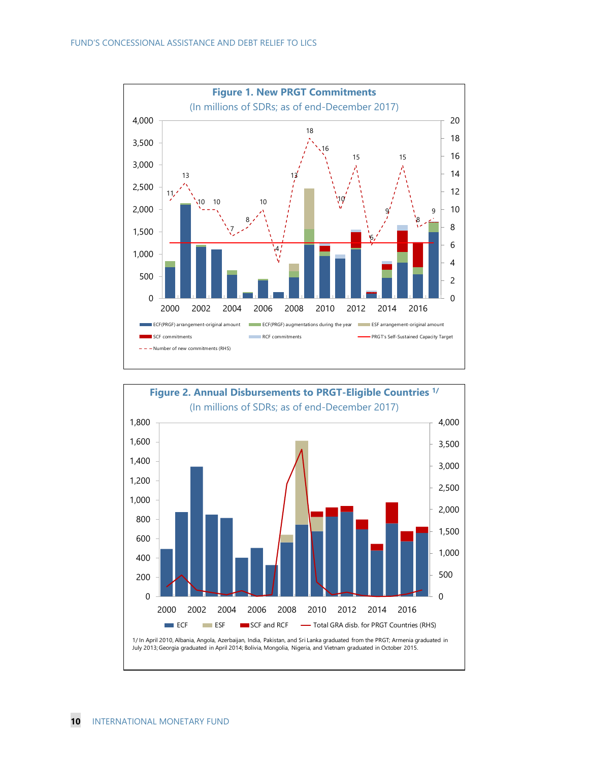**Figure 1. New PRGT Commitments**

(In millions of SDRs; as of end-December 2017)

ECF(PRGF) arrangement-original amount; ECF(PRGF) augmentations during the year; ESF arrangement-original amount; SCF commitments; RCF commitments; PRGT's Self-Sustained Capacity Target; Number of new commitments (RHS)

**Figure 2. Annual Disbursements to PRGT-Eligible Countries** [1/]

(In millions of SDRs; as of end-December 2017)

ECF; ESF; SCF and RCF; Total GRA disb. for PRGT Countries (RHS)

1/ In April 2010, Albania, Angola, Azerbaijan, India, Pakistan, and Sri Lanka graduated from the PRGT; Armenia graduated in July 2013; Georgia graduated in April 2014; Bolivia, Mongolia, Nigeria, and Vietnam graduated in October 2015.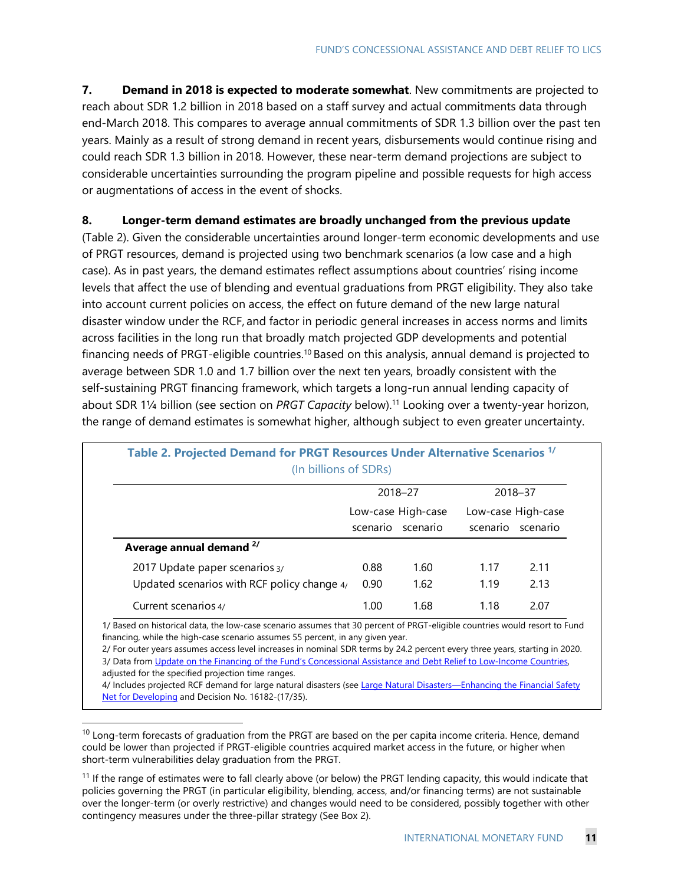**7. Demand in 2018 is expected to moderate somewhat**. New commitments are projected to reach about SDR 1.2 billion in 2018 based on a staff survey and actual commitments data through end-March 2018. This compares to average annual commitments of SDR 1.3 billion over the past ten years. Mainly as a result of strong demand in recent years, disbursements would continue rising and could reach SDR 1.3 billion in 2018. However, these near-term demand projections are subject to considerable uncertainties surrounding the program pipeline and possible requests for high access or augmentations of access in the event of shocks.

**8. Longer-term demand estimates are broadly unchanged from the previous update** (Table 2). Given the considerable uncertainties around longer-term economic developments and use of PRGT resources, demand is projected using two benchmark scenarios (a low case and a high case). As in past years, the demand estimates reflect assumptions about countries' rising income levels that affect the use of blending and eventual graduations from PRGT eligibility. They also take into account current policies on access, the effect on future demand of the new large natural disaster window under the RCF, and factor in periodic general increases in access norms and limits across facilities in the long run that broadly match projected GDP developments and potential financing needs of PRGT-eligible countries.[10] Based on this analysis, annual demand is projected to average between SDR 1.0 and 1.7 billion over the next ten years, broadly consistent with the self-sustaining PRGT financing framework, which targets a long-run annual lending capacity of about SDR 1¼ billion (see section on *PRGT Capacity* below).[11] Looking over a twenty-year horizon, the range of demand estimates is somewhat higher, although subject to even greater uncertainty.

**Table 2. Projected Demand for PRGT Resources Under Alternative Scenarios [1/]**
(In billions of SDRs)

| | 2018–27 | | 2018–37 | |
|---|---|---|---|---|
| | Low-case scenario | High-case scenario | Low-case scenario | High-case scenario |
| **Average annual demand [2/]** | | | | |
| 2017 Update paper scenarios [3/] | 0.88 | 1.60 | 1.17 | 2.11 |
| Updated scenarios with RCF policy change [4/] | 0.90 | 1.62 | 1.19 | 2.13 |
| Current scenarios [4/] | 1.00 | 1.68 | 1.18 | 2.07 |

1/ Based on historical data, the low-case scenario assumes that 30 percent of PRGT-eligible countries would resort to Fund financing, while the high-case scenario assumes 55 percent, in any given year.
2/ For outer years assumes access level increases in nominal SDR terms by 24.2 percent every three years, starting in 2020.
3/ Data from Update on the Financing of the Fund's Concessional Assistance and Debt Relief to Low-Income Countries, adjusted for the specified projection time ranges.
4/ Includes projected RCF demand for large natural disasters (see Large Natural Disasters—Enhancing the Financial Safety Net for Developing and Decision No. 16182-(17/35).

[10] Long-term forecasts of graduation from the PRGT are based on the per capita income criteria. Hence, demand could be lower than projected if PRGT-eligible countries acquired market access in the future, or higher when short-term vulnerabilities delay graduation from the PRGT.

[11] If the range of estimates were to fall clearly above (or below) the PRGT lending capacity, this would indicate that policies governing the PRGT (in particular eligibility, blending, access, and/or financing terms) are not sustainable over the longer-term (or overly restrictive) and changes would need to be considered, possibly together with other contingency measures under the three-pillar strategy (See Box 2).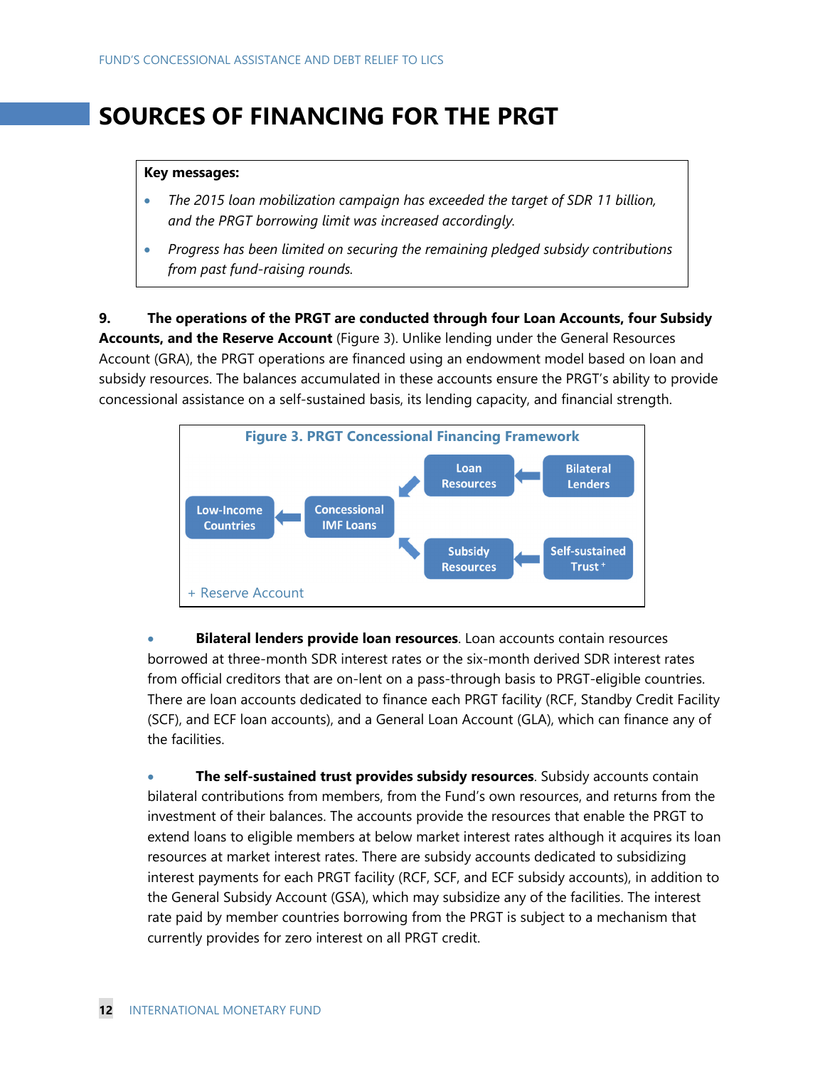## SOURCES OF FINANCING FOR THE PRGT

**Key messages:**

- *The 2015 loan mobilization campaign has exceeded the target of SDR 11 billion, and the PRGT borrowing limit was increased accordingly.*
- *Progress has been limited on securing the remaining pledged subsidy contributions from past fund-raising rounds.*

**9. The operations of the PRGT are conducted through four Loan Accounts, four Subsidy Accounts, and the Reserve Account** (Figure 3). Unlike lending under the General Resources Account (GRA), the PRGT operations are financed using an endowment model based on loan and subsidy resources. The balances accumulated in these accounts ensure the PRGT's ability to provide concessional assistance on a self-sustained basis, its lending capacity, and financial strength.

**Figure 3. PRGT Concessional Financing Framework**

Low-Income Countries ← Concessional IMF Loans ← Loan Resources ← Bilateral Lenders

Low-Income Countries ← Concessional IMF Loans ← Subsidy Resources ← Self-sustained Trust +

\+ Reserve Account

- **Bilateral lenders provide loan resources**. Loan accounts contain resources borrowed at three-month SDR interest rates or the six-month derived SDR interest rates from official creditors that are on-lent on a pass-through basis to PRGT-eligible countries. There are loan accounts dedicated to finance each PRGT facility (RCF, Standby Credit Facility (SCF), and ECF loan accounts), and a General Loan Account (GLA), which can finance any of the facilities.

- **The self-sustained trust provides subsidy resources**. Subsidy accounts contain bilateral contributions from members, from the Fund's own resources, and returns from the investment of their balances. The accounts provide the resources that enable the PRGT to extend loans to eligible members at below market interest rates although it acquires its loan resources at market interest rates. There are subsidy accounts dedicated to subsidizing interest payments for each PRGT facility (RCF, SCF, and ECF subsidy accounts), in addition to the General Subsidy Account (GSA), which may subsidize any of the facilities. The interest rate paid by member countries borrowing from the PRGT is subject to a mechanism that currently provides for zero interest on all PRGT credit.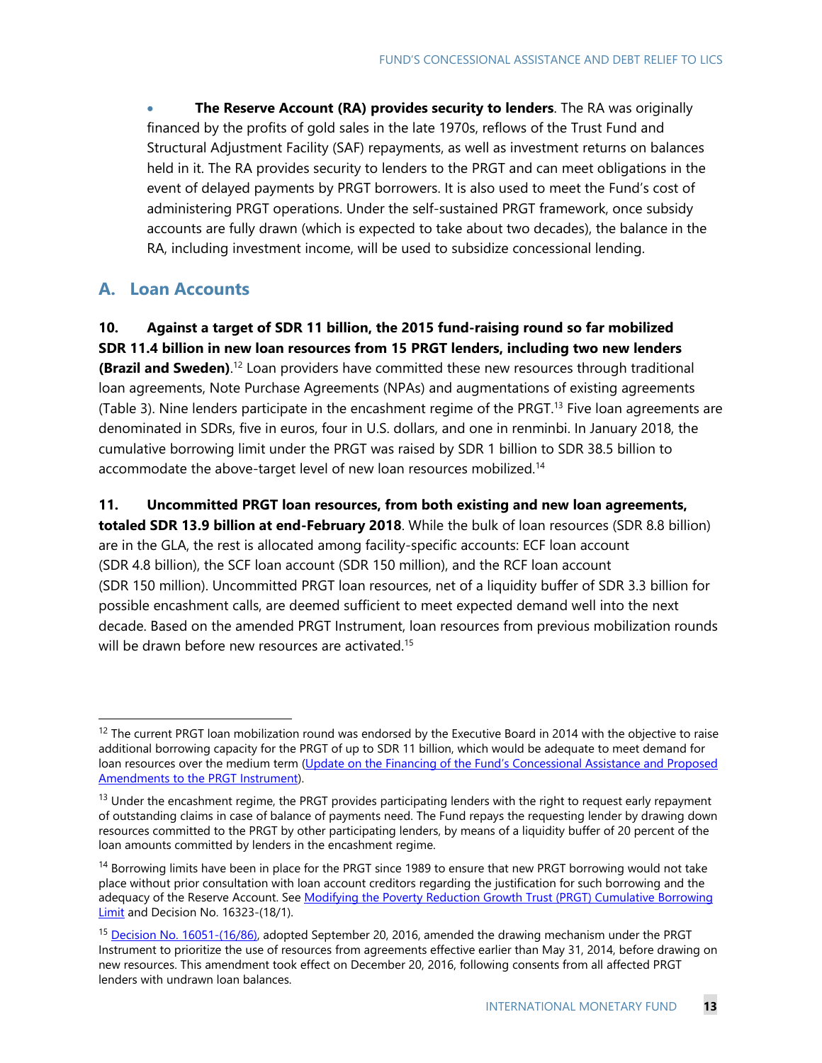- **The Reserve Account (RA) provides security to lenders**. The RA was originally financed by the profits of gold sales in the late 1970s, reflows of the Trust Fund and Structural Adjustment Facility (SAF) repayments, as well as investment returns on balances held in it. The RA provides security to lenders to the PRGT and can meet obligations in the event of delayed payments by PRGT borrowers. It is also used to meet the Fund's cost of administering PRGT operations. Under the self-sustained PRGT framework, once subsidy accounts are fully drawn (which is expected to take about two decades), the balance in the RA, including investment income, will be used to subsidize concessional lending.

## A. Loan Accounts

**10. Against a target of SDR 11 billion, the 2015 fund-raising round so far mobilized SDR 11.4 billion in new loan resources from 15 PRGT lenders, including two new lenders (Brazil and Sweden)**.[12] Loan providers have committed these new resources through traditional loan agreements, Note Purchase Agreements (NPAs) and augmentations of existing agreements (Table 3). Nine lenders participate in the encashment regime of the PRGT.[13] Five loan agreements are denominated in SDRs, five in euros, four in U.S. dollars, and one in renminbi. In January 2018, the cumulative borrowing limit under the PRGT was raised by SDR 1 billion to SDR 38.5 billion to accommodate the above-target level of new loan resources mobilized.[14]

**11. Uncommitted PRGT loan resources, from both existing and new loan agreements, totaled SDR 13.9 billion at end-February 2018**. While the bulk of loan resources (SDR 8.8 billion) are in the GLA, the rest is allocated among facility-specific accounts: ECF loan account (SDR 4.8 billion), the SCF loan account (SDR 150 million), and the RCF loan account (SDR 150 million). Uncommitted PRGT loan resources, net of a liquidity buffer of SDR 3.3 billion for possible encashment calls, are deemed sufficient to meet expected demand well into the next decade. Based on the amended PRGT Instrument, loan resources from previous mobilization rounds will be drawn before new resources are activated.[15]

---

[12] The current PRGT loan mobilization round was endorsed by the Executive Board in 2014 with the objective to raise additional borrowing capacity for the PRGT of up to SDR 11 billion, which would be adequate to meet demand for loan resources over the medium term (Update on the Financing of the Fund's Concessional Assistance and Proposed Amendments to the PRGT Instrument).

[13] Under the encashment regime, the PRGT provides participating lenders with the right to request early repayment of outstanding claims in case of balance of payments need. The Fund repays the requesting lender by drawing down resources committed to the PRGT by other participating lenders, by means of a liquidity buffer of 20 percent of the loan amounts committed by lenders in the encashment regime.

[14] Borrowing limits have been in place for the PRGT since 1989 to ensure that new PRGT borrowing would not take place without prior consultation with loan account creditors regarding the justification for such borrowing and the adequacy of the Reserve Account. See Modifying the Poverty Reduction Growth Trust (PRGT) Cumulative Borrowing Limit and Decision No. 16323-(18/1).

[15] Decision No. 16051-(16/86), adopted September 20, 2016, amended the drawing mechanism under the PRGT Instrument to prioritize the use of resources from agreements effective earlier than May 31, 2014, before drawing on new resources. This amendment took effect on December 20, 2016, following consents from all affected PRGT lenders with undrawn loan balances.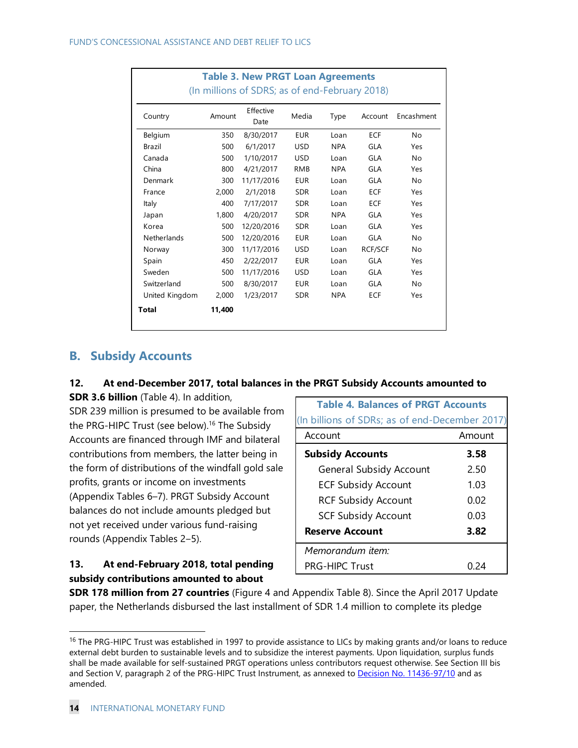**Table 3. New PRGT Loan Agreements**
(In millions of SDRS; as of end-February 2018)

| Country | Amount | Effective Date | Media | Type | Account | Encashment |
|---|---|---|---|---|---|---|
| Belgium | 350 | 8/30/2017 | EUR | Loan | ECF | No |
| Brazil | 500 | 6/1/2017 | USD | NPA | GLA | Yes |
| Canada | 500 | 1/10/2017 | USD | Loan | GLA | No |
| China | 800 | 4/21/2017 | RMB | NPA | GLA | Yes |
| Denmark | 300 | 11/17/2016 | EUR | Loan | GLA | No |
| France | 2,000 | 2/1/2018 | SDR | Loan | ECF | Yes |
| Italy | 400 | 7/17/2017 | SDR | Loan | ECF | Yes |
| Japan | 1,800 | 4/20/2017 | SDR | NPA | GLA | Yes |
| Korea | 500 | 12/20/2016 | SDR | Loan | GLA | Yes |
| Netherlands | 500 | 12/20/2016 | EUR | Loan | GLA | No |
| Norway | 300 | 11/17/2016 | USD | Loan | RCF/SCF | No |
| Spain | 450 | 2/22/2017 | EUR | Loan | GLA | Yes |
| Sweden | 500 | 11/17/2016 | USD | Loan | GLA | Yes |
| Switzerland | 500 | 8/30/2017 | EUR | Loan | GLA | No |
| United Kingdom | 2,000 | 1/23/2017 | SDR | NPA | ECF | Yes |
| **Total** | **11,400** | | | | | |

## B. Subsidy Accounts

**12. At end-December 2017, total balances in the PRGT Subsidy Accounts amounted to SDR 3.6 billion** (Table 4). In addition, SDR 239 million is presumed to be available from the PRG-HIPC Trust (see below).[16] The Subsidy Accounts are financed through IMF and bilateral contributions from members, the latter being in the form of distributions of the windfall gold sale profits, grants or income on investments (Appendix Tables 6–7). PRGT Subsidy Account balances do not include amounts pledged but not yet received under various fund-raising rounds (Appendix Tables 2–5).

**Table 4. Balances of PRGT Accounts**
(In billions of SDRs; as of end-December 2017)

| Account | Amount |
|---|---|
| **Subsidy Accounts** | **3.58** |
| General Subsidy Account | 2.50 |
| ECF Subsidy Account | 1.03 |
| RCF Subsidy Account | 0.02 |
| SCF Subsidy Account | 0.03 |
| **Reserve Account** | **3.82** |
| *Memorandum item:* | |
| PRG-HIPC Trust | 0.24 |

**13. At end-February 2018, total pending subsidy contributions amounted to about SDR 178 million from 27 countries** (Figure 4 and Appendix Table 8). Since the April 2017 Update paper, the Netherlands disbursed the last installment of SDR 1.4 million to complete its pledge

[16] The PRG-HIPC Trust was established in 1997 to provide assistance to LICs by making grants and/or loans to reduce external debt burden to sustainable levels and to subsidize the interest payments. Upon liquidation, surplus funds shall be made available for self-sustained PRGT operations unless contributors request otherwise. See Section III bis and Section V, paragraph 2 of the PRG-HIPC Trust Instrument, as annexed to Decision No. 11436-97/10 and as amended.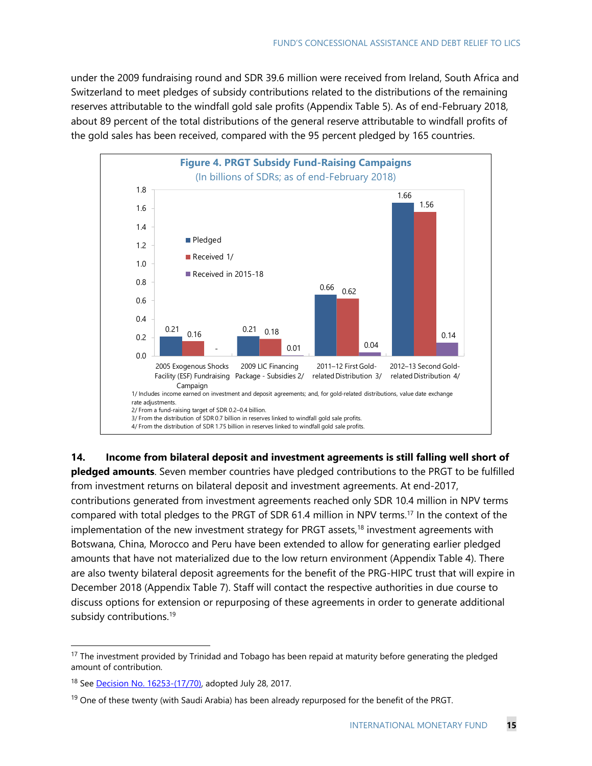under the 2009 fundraising round and SDR 39.6 million were received from Ireland, South Africa and Switzerland to meet pledges of subsidy contributions related to the distributions of the remaining reserves attributable to the windfall gold sale profits (Appendix Table 5). As of end-February 2018, about 89 percent of the total distributions of the general reserve attributable to windfall profits of the gold sales has been received, compared with the 95 percent pledged by 165 countries.

**Figure 4. PRGT Subsidy Fund-Raising Campaigns**
(In billions of SDRs; as of end-February 2018)

| | Pledged | Received 1/ | Received in 2015-18 |
|---|---|---|---|
| 2005 Exogenous Shocks Facility (ESF) Fundraising Campaign | 0.21 | 0.16 | - |
| 2009 LIC Financing Package - Subsidies 2/ | 0.21 | 0.18 | 0.01 |
| 2011–12 First Gold-related Distribution 3/ | 0.66 | 0.62 | 0.04 |
| 2012–13 Second Gold-related Distribution 4/ | 1.66 | 1.56 | 0.14 |

1/ Includes income earned on investment and deposit agreements; and, for gold-related distributions, value date exchange rate adjustments.
2/ From a fund-raising target of SDR 0.2–0.4 billion.
3/ From the distribution of SDR 0.7 billion in reserves linked to windfall gold sale profits.
4/ From the distribution of SDR 1.75 billion in reserves linked to windfall gold sale profits.

**14. Income from bilateral deposit and investment agreements is still falling well short of pledged amounts**. Seven member countries have pledged contributions to the PRGT to be fulfilled from investment returns on bilateral deposit and investment agreements. At end-2017, contributions generated from investment agreements reached only SDR 10.4 million in NPV terms compared with total pledges to the PRGT of SDR 61.4 million in NPV terms.[17] In the context of the implementation of the new investment strategy for PRGT assets,[18] investment agreements with Botswana, China, Morocco and Peru have been extended to allow for generating earlier pledged amounts that have not materialized due to the low return environment (Appendix Table 4). There are also twenty bilateral deposit agreements for the benefit of the PRG-HIPC trust that will expire in December 2018 (Appendix Table 7). Staff will contact the respective authorities in due course to discuss options for extension or repurposing of these agreements in order to generate additional subsidy contributions.[19]

[17] The investment provided by Trinidad and Tobago has been repaid at maturity before generating the pledged amount of contribution.

[18] See Decision No. 16253-(17/70), adopted July 28, 2017.

[19] One of these twenty (with Saudi Arabia) has been already repurposed for the benefit of the PRGT.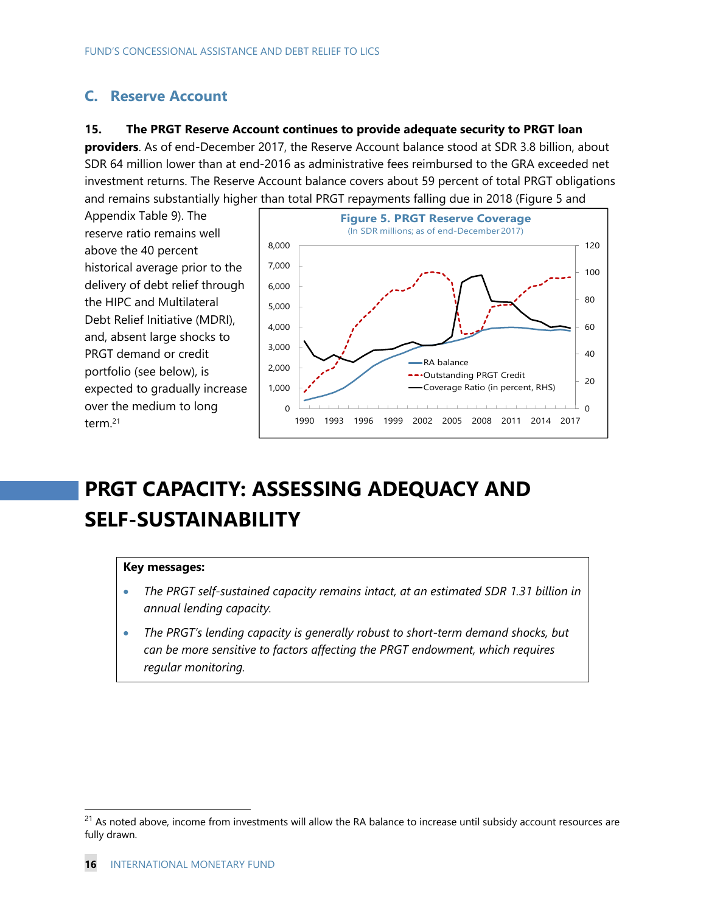## C. Reserve Account

**15. The PRGT Reserve Account continues to provide adequate security to PRGT loan providers**. As of end-December 2017, the Reserve Account balance stood at SDR 3.8 billion, about SDR 64 million lower than at end-2016 as administrative fees reimbursed to the GRA exceeded net investment returns. The Reserve Account balance covers about 59 percent of total PRGT obligations and remains substantially higher than total PRGT repayments falling due in 2018 (Figure 5 and Appendix Table 9). The reserve ratio remains well above the 40 percent historical average prior to the delivery of debt relief through the HIPC and Multilateral Debt Relief Initiative (MDRI), and, absent large shocks to PRGT demand or credit portfolio (see below), is expected to gradually increase over the medium to long term.[21]

**Figure 5. PRGT Reserve Coverage**
(In SDR millions; as of end-December 2017)

# PRGT CAPACITY: ASSESSING ADEQUACY AND SELF-SUSTAINABILITY

**Key messages:**

- *The PRGT self-sustained capacity remains intact, at an estimated SDR 1.31 billion in annual lending capacity.*
- *The PRGT's lending capacity is generally robust to short-term demand shocks, but can be more sensitive to factors affecting the PRGT endowment, which requires regular monitoring.*

---

[21] As noted above, income from investments will allow the RA balance to increase until subsidy account resources are fully drawn.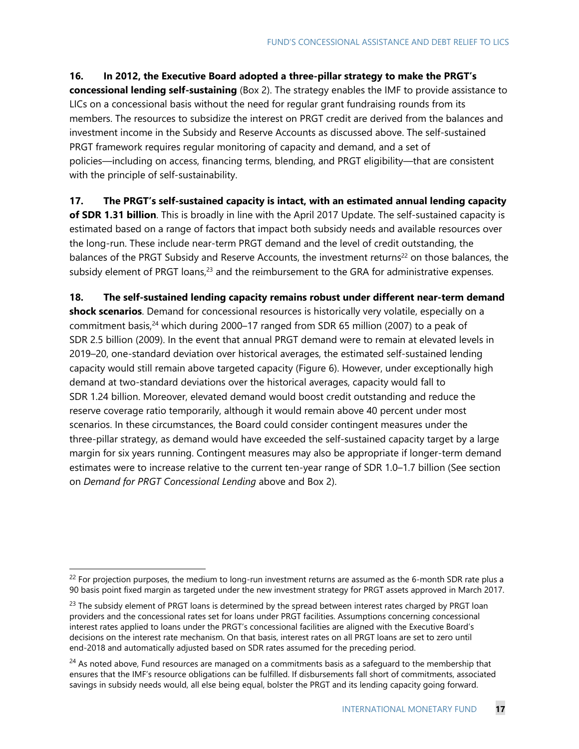**16. In 2012, the Executive Board adopted a three-pillar strategy to make the PRGT's concessional lending self-sustaining** (Box 2). The strategy enables the IMF to provide assistance to LICs on a concessional basis without the need for regular grant fundraising rounds from its members. The resources to subsidize the interest on PRGT credit are derived from the balances and investment income in the Subsidy and Reserve Accounts as discussed above. The self-sustained PRGT framework requires regular monitoring of capacity and demand, and a set of policies—including on access, financing terms, blending, and PRGT eligibility—that are consistent with the principle of self-sustainability.

**17. The PRGT's self-sustained capacity is intact, with an estimated annual lending capacity of SDR 1.31 billion**. This is broadly in line with the April 2017 Update. The self-sustained capacity is estimated based on a range of factors that impact both subsidy needs and available resources over the long-run. These include near-term PRGT demand and the level of credit outstanding, the balances of the PRGT Subsidy and Reserve Accounts, the investment returns[22] on those balances, the subsidy element of PRGT loans,[23] and the reimbursement to the GRA for administrative expenses.

**18. The self-sustained lending capacity remains robust under different near-term demand shock scenarios**. Demand for concessional resources is historically very volatile, especially on a commitment basis,[24] which during 2000–17 ranged from SDR 65 million (2007) to a peak of SDR 2.5 billion (2009). In the event that annual PRGT demand were to remain at elevated levels in 2019–20, one-standard deviation over historical averages, the estimated self-sustained lending capacity would still remain above targeted capacity (Figure 6). However, under exceptionally high demand at two-standard deviations over the historical averages, capacity would fall to SDR 1.24 billion. Moreover, elevated demand would boost credit outstanding and reduce the reserve coverage ratio temporarily, although it would remain above 40 percent under most scenarios. In these circumstances, the Board could consider contingent measures under the three-pillar strategy, as demand would have exceeded the self-sustained capacity target by a large margin for six years running. Contingent measures may also be appropriate if longer-term demand estimates were to increase relative to the current ten-year range of SDR 1.0–1.7 billion (See section on *Demand for PRGT Concessional Lending* above and Box 2).

---

[22] For projection purposes, the medium to long-run investment returns are assumed as the 6-month SDR rate plus a 90 basis point fixed margin as targeted under the new investment strategy for PRGT assets approved in March 2017.

[23] The subsidy element of PRGT loans is determined by the spread between interest rates charged by PRGT loan providers and the concessional rates set for loans under PRGT facilities. Assumptions concerning concessional interest rates applied to loans under the PRGT's concessional facilities are aligned with the Executive Board's decisions on the interest rate mechanism. On that basis, interest rates on all PRGT loans are set to zero until end-2018 and automatically adjusted based on SDR rates assumed for the preceding period.

[24] As noted above, Fund resources are managed on a commitments basis as a safeguard to the membership that ensures that the IMF's resource obligations can be fulfilled. If disbursements fall short of commitments, associated savings in subsidy needs would, all else being equal, bolster the PRGT and its lending capacity going forward.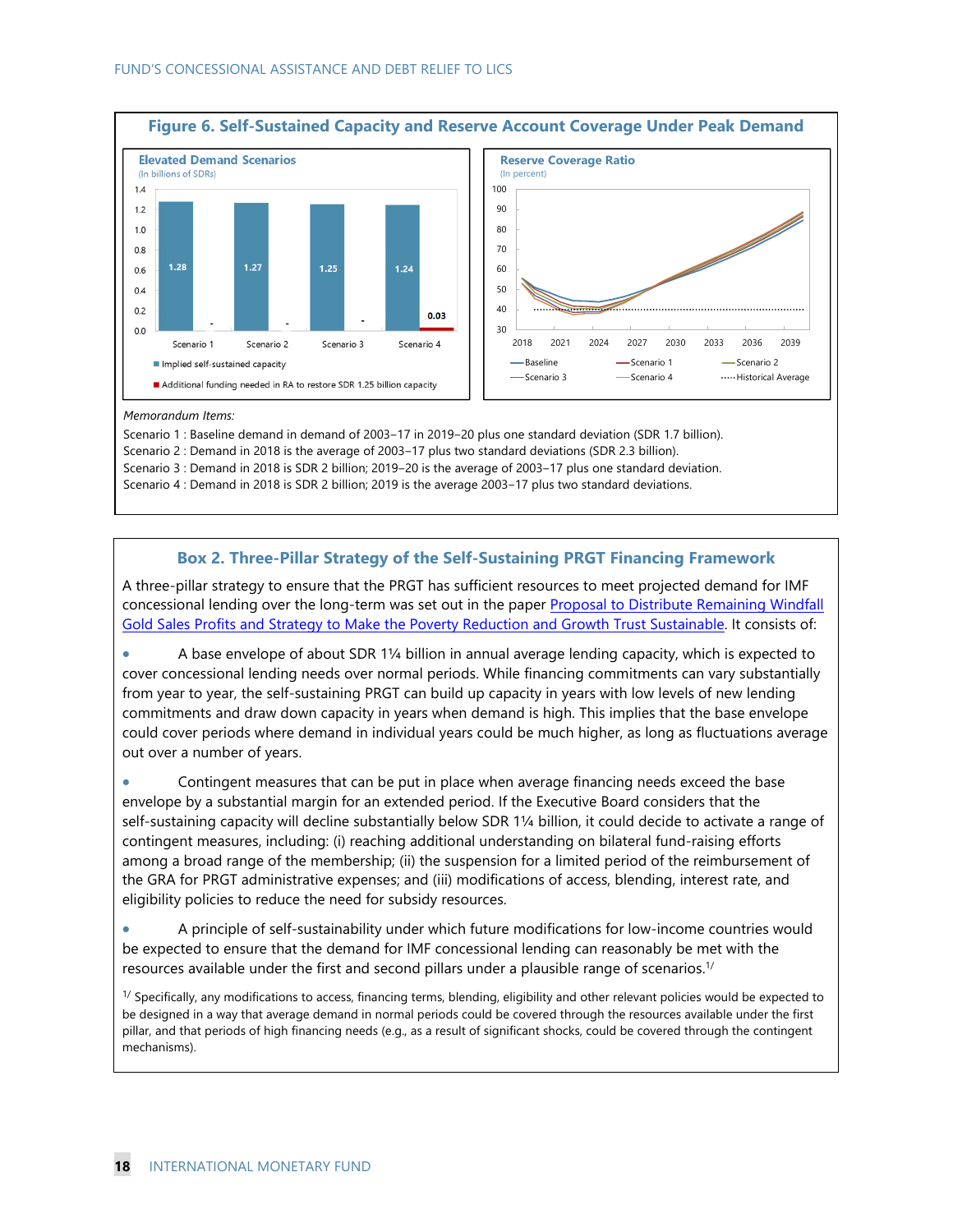## Figure 6. Self-Sustained Capacity and Reserve Account Coverage Under Peak Demand

**Elevated Demand Scenarios**
(In billions of SDRs)

| | Implied self-sustained capacity | Additional funding needed in RA to restore SDR 1.25 billion capacity |
|---|---|---|
| Scenario 1 | 1.28 | - |
| Scenario 2 | 1.27 | - |
| Scenario 3 | 1.25 | - |
| Scenario 4 | 1.24 | 0.03 |

**Reserve Coverage Ratio**
(In percent)

Baseline, Scenario 1, Scenario 2, Scenario 3, Scenario 4, Historical Average (2018–2039)

*Memorandum Items:*

Scenario 1 : Baseline demand in demand of 2003–17 in 2019–20 plus one standard deviation (SDR 1.7 billion).
Scenario 2 : Demand in 2018 is the average of 2003–17 plus two standard deviations (SDR 2.3 billion).
Scenario 3 : Demand in 2018 is SDR 2 billion; 2019–20 is the average of 2003–17 plus one standard deviation.
Scenario 4 : Demand in 2018 is SDR 2 billion; 2019 is the average 2003–17 plus two standard deviations.

## Box 2. Three-Pillar Strategy of the Self-Sustaining PRGT Financing Framework

A three-pillar strategy to ensure that the PRGT has sufficient resources to meet projected demand for IMF concessional lending over the long-term was set out in the paper Proposal to Distribute Remaining Windfall Gold Sales Profits and Strategy to Make the Poverty Reduction and Growth Trust Sustainable. It consists of:

- A base envelope of about SDR 1¼ billion in annual average lending capacity, which is expected to cover concessional lending needs over normal periods. While financing commitments can vary substantially from year to year, the self-sustaining PRGT can build up capacity in years with low levels of new lending commitments and draw down capacity in years when demand is high. This implies that the base envelope could cover periods where demand in individual years could be much higher, as long as fluctuations average out over a number of years.

- Contingent measures that can be put in place when average financing needs exceed the base envelope by a substantial margin for an extended period. If the Executive Board considers that the self-sustaining capacity will decline substantially below SDR 1¼ billion, it could decide to activate a range of contingent measures, including: (i) reaching additional understanding on bilateral fund-raising efforts among a broad range of the membership; (ii) the suspension for a limited period of the reimbursement of the GRA for PRGT administrative expenses; and (iii) modifications of access, blending, interest rate, and eligibility policies to reduce the need for subsidy resources.

- A principle of self-sustainability under which future modifications for low-income countries would be expected to ensure that the demand for IMF concessional lending can reasonably be met with the resources available under the first and second pillars under a plausible range of scenarios.[1/]

[1/] Specifically, any modifications to access, financing terms, blending, eligibility and other relevant policies would be expected to be designed in a way that average demand in normal periods could be covered through the resources available under the first pillar, and that periods of high financing needs (e.g., as a result of significant shocks, could be covered through the contingent mechanisms).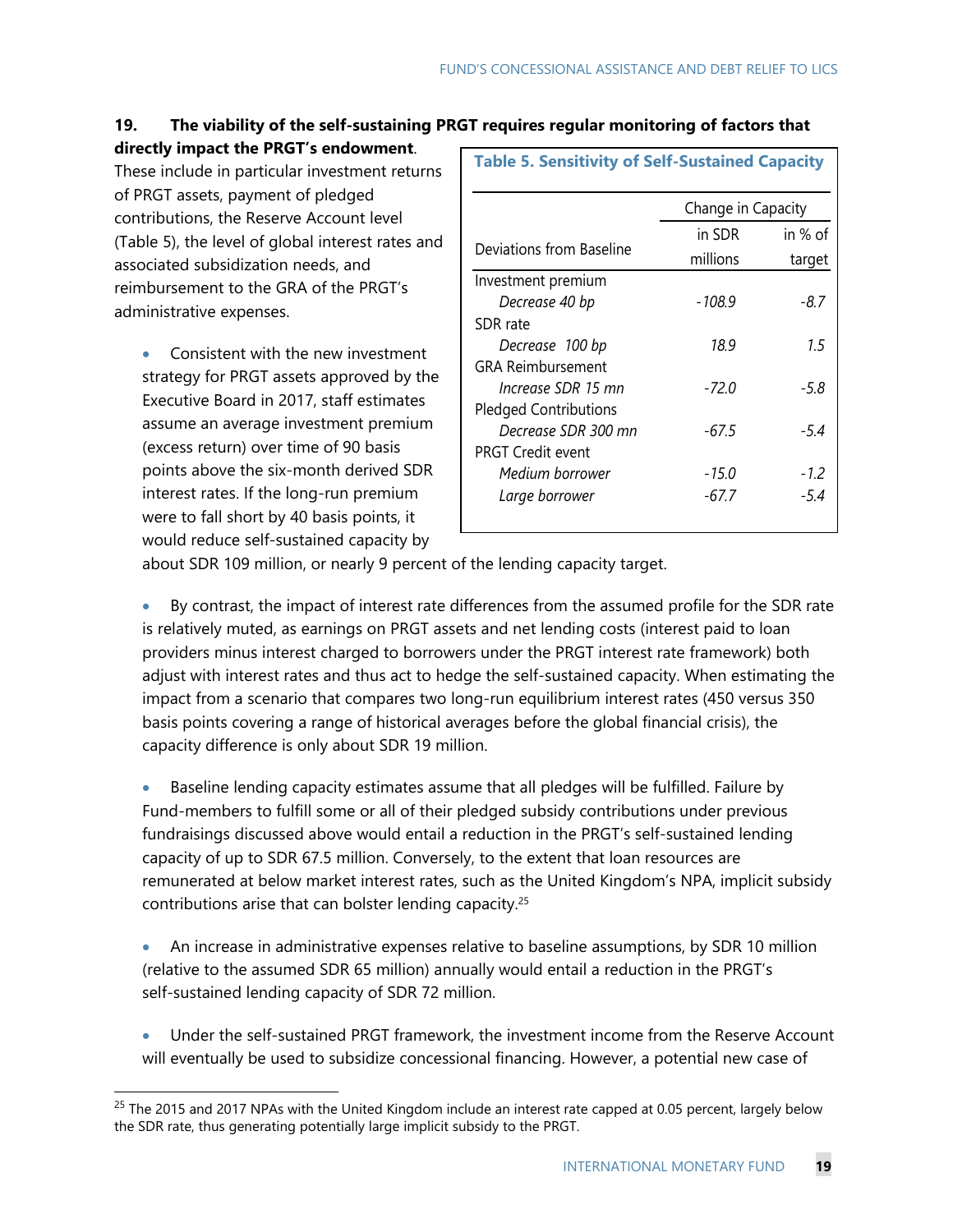**19. The viability of the self-sustaining PRGT requires regular monitoring of factors that directly impact the PRGT's endowment**. These include in particular investment returns of PRGT assets, payment of pledged contributions, the Reserve Account level (Table 5), the level of global interest rates and associated subsidization needs, and reimbursement to the GRA of the PRGT's administrative expenses.

**Table 5. Sensitivity of Self-Sustained Capacity**

| Deviations from Baseline | Change in Capacity | |
|---|---|---|
| | in SDR millions | in % of target |
| Investment premium | | |
| *Decrease 40 bp* | *-108.9* | *-8.7* |
| SDR rate | | |
| *Decrease 100 bp* | *18.9* | *1.5* |
| GRA Reimbursement | | |
| *Increase SDR 15 mn* | *-72.0* | *-5.8* |
| Pledged Contributions | | |
| *Decrease SDR 300 mn* | *-67.5* | *-5.4* |
| PRGT Credit event | | |
| *Medium borrower* | *-15.0* | *-1.2* |
| *Large borrower* | *-67.7* | *-5.4* |

- Consistent with the new investment strategy for PRGT assets approved by the Executive Board in 2017, staff estimates assume an average investment premium (excess return) over time of 90 basis points above the six-month derived SDR interest rates. If the long-run premium were to fall short by 40 basis points, it would reduce self-sustained capacity by about SDR 109 million, or nearly 9 percent of the lending capacity target.

- By contrast, the impact of interest rate differences from the assumed profile for the SDR rate is relatively muted, as earnings on PRGT assets and net lending costs (interest paid to loan providers minus interest charged to borrowers under the PRGT interest rate framework) both adjust with interest rates and thus act to hedge the self-sustained capacity. When estimating the impact from a scenario that compares two long-run equilibrium interest rates (450 versus 350 basis points covering a range of historical averages before the global financial crisis), the capacity difference is only about SDR 19 million.

- Baseline lending capacity estimates assume that all pledges will be fulfilled. Failure by Fund-members to fulfill some or all of their pledged subsidy contributions under previous fundraisings discussed above would entail a reduction in the PRGT's self-sustained lending capacity of up to SDR 67.5 million. Conversely, to the extent that loan resources are remunerated at below market interest rates, such as the United Kingdom's NPA, implicit subsidy contributions arise that can bolster lending capacity.[25]

- An increase in administrative expenses relative to baseline assumptions, by SDR 10 million (relative to the assumed SDR 65 million) annually would entail a reduction in the PRGT's self-sustained lending capacity of SDR 72 million.

- Under the self-sustained PRGT framework, the investment income from the Reserve Account will eventually be used to subsidize concessional financing. However, a potential new case of

[25] The 2015 and 2017 NPAs with the United Kingdom include an interest rate capped at 0.05 percent, largely below the SDR rate, thus generating potentially large implicit subsidy to the PRGT.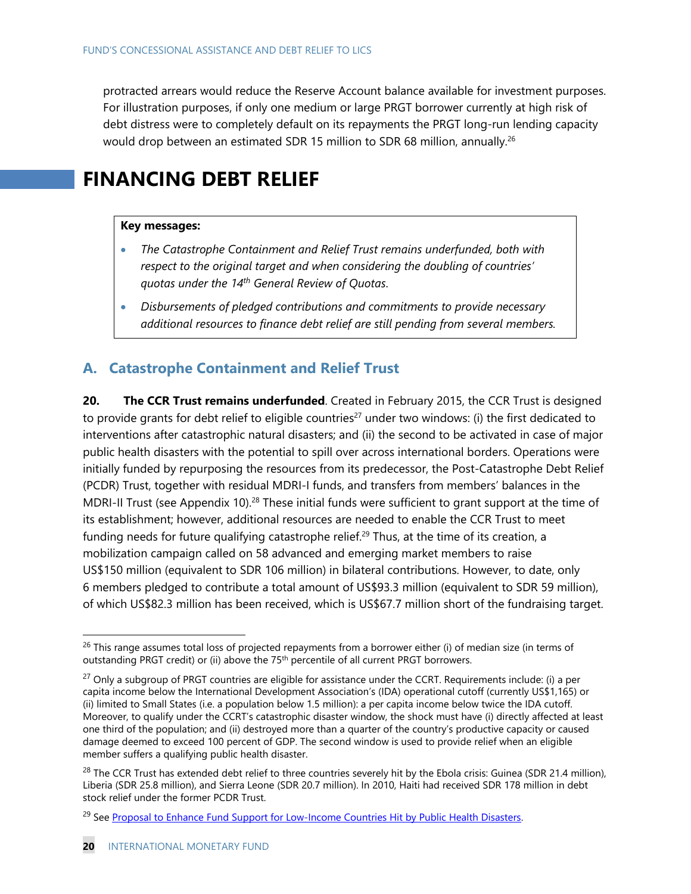protracted arrears would reduce the Reserve Account balance available for investment purposes. For illustration purposes, if only one medium or large PRGT borrower currently at high risk of debt distress were to completely default on its repayments the PRGT long-run lending capacity would drop between an estimated SDR 15 million to SDR 68 million, annually.[26]

# FINANCING DEBT RELIEF

**Key messages:**

- *The Catastrophe Containment and Relief Trust remains underfunded, both with respect to the original target and when considering the doubling of countries' quotas under the 14th General Review of Quotas.*
- *Disbursements of pledged contributions and commitments to provide necessary additional resources to finance debt relief are still pending from several members.*

## A. Catastrophe Containment and Relief Trust

**20. The CCR Trust remains underfunded**. Created in February 2015, the CCR Trust is designed to provide grants for debt relief to eligible countries[27] under two windows: (i) the first dedicated to interventions after catastrophic natural disasters; and (ii) the second to be activated in case of major public health disasters with the potential to spill over across international borders. Operations were initially funded by repurposing the resources from its predecessor, the Post-Catastrophe Debt Relief (PCDR) Trust, together with residual MDRI-I funds, and transfers from members' balances in the MDRI-II Trust (see Appendix 10).[28] These initial funds were sufficient to grant support at the time of its establishment; however, additional resources are needed to enable the CCR Trust to meet funding needs for future qualifying catastrophe relief.[29] Thus, at the time of its creation, a mobilization campaign called on 58 advanced and emerging market members to raise US$150 million (equivalent to SDR 106 million) in bilateral contributions. However, to date, only 6 members pledged to contribute a total amount of US$93.3 million (equivalent to SDR 59 million), of which US$82.3 million has been received, which is US$67.7 million short of the fundraising target.

---

[26] This range assumes total loss of projected repayments from a borrower either (i) of median size (in terms of outstanding PRGT credit) or (ii) above the 75th percentile of all current PRGT borrowers.

[27] Only a subgroup of PRGT countries are eligible for assistance under the CCRT. Requirements include: (i) a per capita income below the International Development Association's (IDA) operational cutoff (currently US$1,165) or (ii) limited to Small States (i.e. a population below 1.5 million): a per capita income below twice the IDA cutoff. Moreover, to qualify under the CCRT's catastrophic disaster window, the shock must have (i) directly affected at least one third of the population; and (ii) destroyed more than a quarter of the country's productive capacity or caused damage deemed to exceed 100 percent of GDP. The second window is used to provide relief when an eligible member suffers a qualifying public health disaster.

[28] The CCR Trust has extended debt relief to three countries severely hit by the Ebola crisis: Guinea (SDR 21.4 million), Liberia (SDR 25.8 million), and Sierra Leone (SDR 20.7 million). In 2010, Haiti had received SDR 178 million in debt stock relief under the former PCDR Trust.

[29] See Proposal to Enhance Fund Support for Low-Income Countries Hit by Public Health Disasters.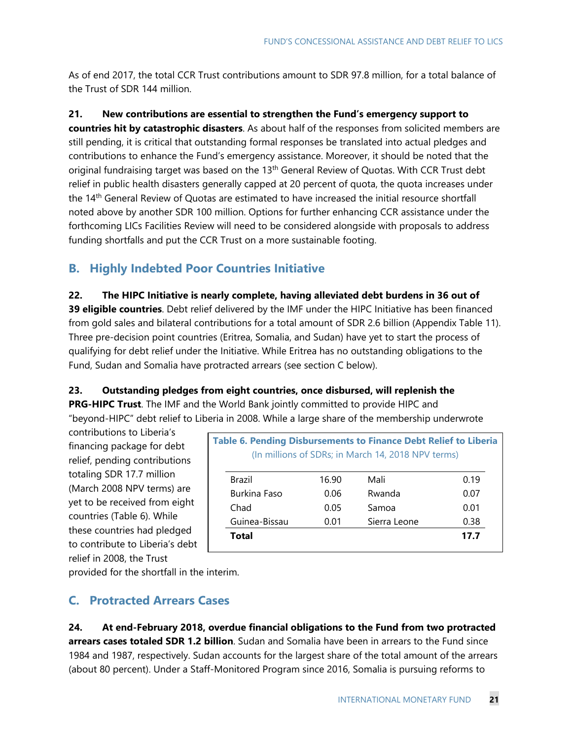As of end 2017, the total CCR Trust contributions amount to SDR 97.8 million, for a total balance of the Trust of SDR 144 million.

**21. New contributions are essential to strengthen the Fund's emergency support to countries hit by catastrophic disasters**. As about half of the responses from solicited members are still pending, it is critical that outstanding formal responses be translated into actual pledges and contributions to enhance the Fund's emergency assistance. Moreover, it should be noted that the original fundraising target was based on the 13th General Review of Quotas. With CCR Trust debt relief in public health disasters generally capped at 20 percent of quota, the quota increases under the 14th General Review of Quotas are estimated to have increased the initial resource shortfall noted above by another SDR 100 million. Options for further enhancing CCR assistance under the forthcoming LICs Facilities Review will need to be considered alongside with proposals to address funding shortfalls and put the CCR Trust on a more sustainable footing.

## B. Highly Indebted Poor Countries Initiative

**22. The HIPC Initiative is nearly complete, having alleviated debt burdens in 36 out of 39 eligible countries**. Debt relief delivered by the IMF under the HIPC Initiative has been financed from gold sales and bilateral contributions for a total amount of SDR 2.6 billion (Appendix Table 11). Three pre-decision point countries (Eritrea, Somalia, and Sudan) have yet to start the process of qualifying for debt relief under the Initiative. While Eritrea has no outstanding obligations to the Fund, Sudan and Somalia have protracted arrears (see section C below).

**23. Outstanding pledges from eight countries, once disbursed, will replenish the PRG-HIPC Trust**. The IMF and the World Bank jointly committed to provide HIPC and "beyond-HIPC" debt relief to Liberia in 2008. While a large share of the membership underwrote contributions to Liberia's financing package for debt relief, pending contributions totaling SDR 17.7 million (March 2008 NPV terms) are yet to be received from eight countries (Table 6). While these countries had pledged to contribute to Liberia's debt relief in 2008, the Trust provided for the shortfall in the interim.

**Table 6. Pending Disbursements to Finance Debt Relief to Liberia**
(In millions of SDRs; in March 14, 2018 NPV terms)

| | | | |
|---|---|---|---|
| Brazil | 16.90 | Mali | 0.19 |
| Burkina Faso | 0.06 | Rwanda | 0.07 |
| Chad | 0.05 | Samoa | 0.01 |
| Guinea-Bissau | 0.01 | Sierra Leone | 0.38 |
| **Total** | | | **17.7** |

## C. Protracted Arrears Cases

**24. At end-February 2018, overdue financial obligations to the Fund from two protracted arrears cases totaled SDR 1.2 billion**. Sudan and Somalia have been in arrears to the Fund since 1984 and 1987, respectively. Sudan accounts for the largest share of the total amount of the arrears (about 80 percent). Under a Staff-Monitored Program since 2016, Somalia is pursuing reforms to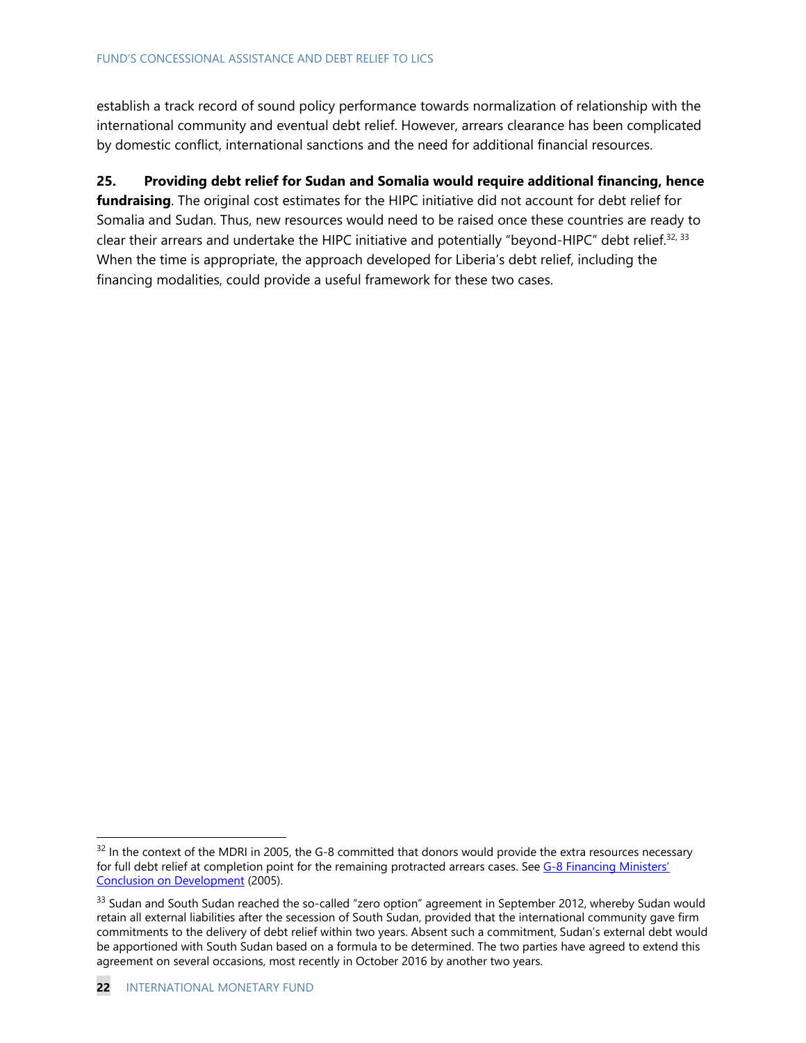establish a track record of sound policy performance towards normalization of relationship with the international community and eventual debt relief. However, arrears clearance has been complicated by domestic conflict, international sanctions and the need for additional financial resources.

**25. Providing debt relief for Sudan and Somalia would require additional financing, hence fundraising**. The original cost estimates for the HIPC initiative did not account for debt relief for Somalia and Sudan. Thus, new resources would need to be raised once these countries are ready to clear their arrears and undertake the HIPC initiative and potentially "beyond-HIPC" debt relief.[32, 33] When the time is appropriate, the approach developed for Liberia's debt relief, including the financing modalities, could provide a useful framework for these two cases.

---

[32] In the context of the MDRI in 2005, the G-8 committed that donors would provide the extra resources necessary for full debt relief at completion point for the remaining protracted arrears cases. See G-8 Financing Ministers' Conclusion on Development (2005).

[33] Sudan and South Sudan reached the so-called "zero option" agreement in September 2012, whereby Sudan would retain all external liabilities after the secession of South Sudan, provided that the international community gave firm commitments to the delivery of debt relief within two years. Absent such a commitment, Sudan's external debt would be apportioned with South Sudan based on a formula to be determined. The two parties have agreed to extend this agreement on several occasions, most recently in October 2016 by another two years.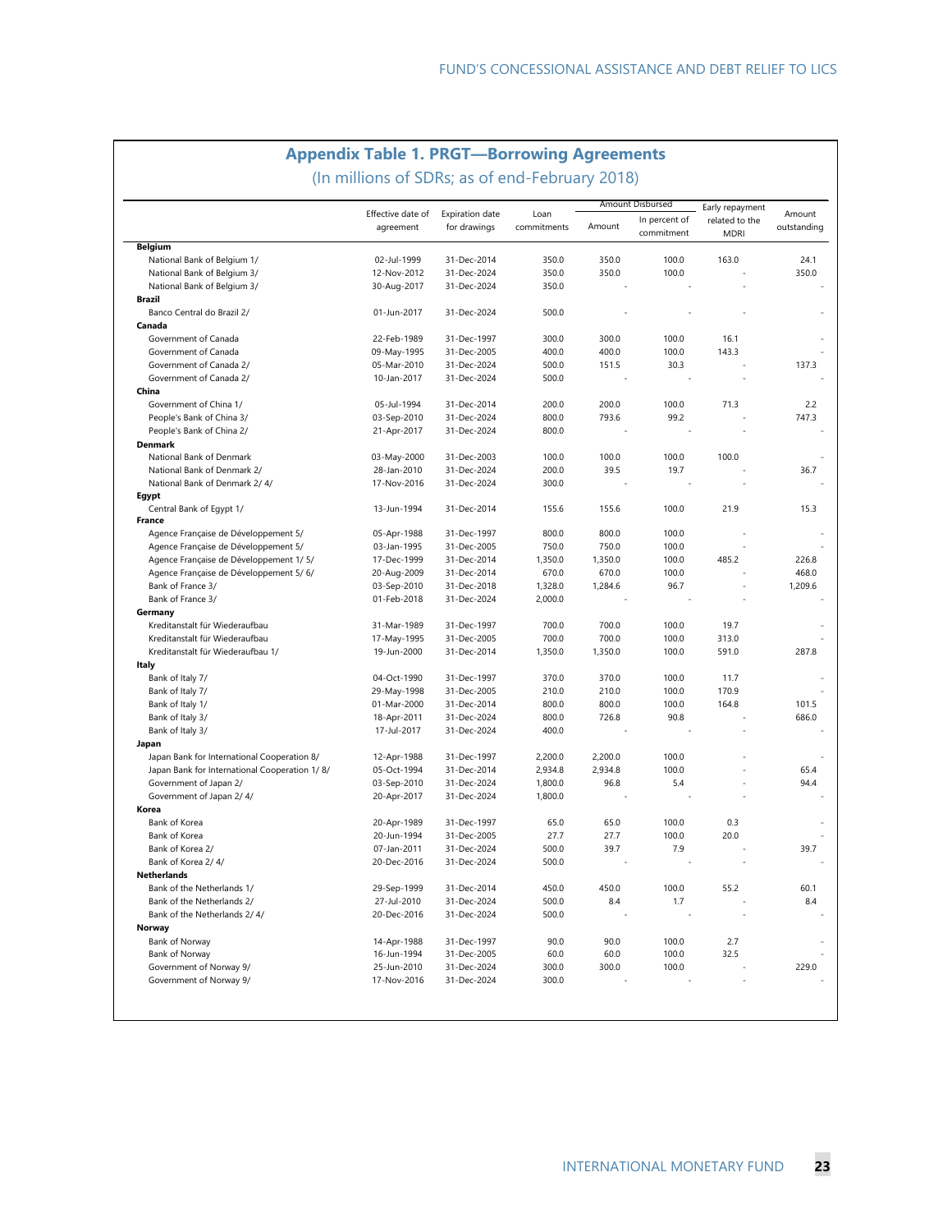## Appendix Table 1. PRGT—Borrowing Agreements

(In millions of SDRs; as of end-February 2018)

| | Effective date of agreement | Expiration date for drawings | Loan commitments | Amount Disbursed | | Early repayment related to the MDRI | Amount outstanding |
|---|---|---|---|---|---|---|---|
| | | | | Amount | In percent of commitment | | |
| **Belgium** | | | | | | | |
| National Bank of Belgium 1/ | 02-Jul-1999 | 31-Dec-2014 | 350.0 | 350.0 | 100.0 | 163.0 | 24.1 |
| National Bank of Belgium 3/ | 12-Nov-2012 | 31-Dec-2024 | 350.0 | 350.0 | 100.0 | - | 350.0 |
| National Bank of Belgium 3/ | 30-Aug-2017 | 31-Dec-2024 | 350.0 | - | - | - | - |
| **Brazil** | | | | | | | |
| Banco Central do Brazil 2/ | 01-Jun-2017 | 31-Dec-2024 | 500.0 | - | - | - | - |
| **Canada** | | | | | | | |
| Government of Canada | 22-Feb-1989 | 31-Dec-1997 | 300.0 | 300.0 | 100.0 | 16.1 | - |
| Government of Canada | 09-May-1995 | 31-Dec-2005 | 400.0 | 400.0 | 100.0 | 143.3 | - |
| Government of Canada 2/ | 05-Mar-2010 | 31-Dec-2024 | 500.0 | 151.5 | 30.3 | - | 137.3 |
| Government of Canada 2/ | 10-Jan-2017 | 31-Dec-2024 | 500.0 | - | - | - | - |
| **China** | | | | | | | |
| Government of China 1/ | 05-Jul-1994 | 31-Dec-2014 | 200.0 | 200.0 | 100.0 | 71.3 | 2.2 |
| People's Bank of China 3/ | 03-Sep-2010 | 31-Dec-2024 | 800.0 | 793.6 | 99.2 | - | 747.3 |
| People's Bank of China 2/ | 21-Apr-2017 | 31-Dec-2024 | 800.0 | - | - | - | - |
| **Denmark** | | | | | | | |
| National Bank of Denmark | 03-May-2000 | 31-Dec-2003 | 100.0 | 100.0 | 100.0 | 100.0 | - |
| National Bank of Denmark 2/ | 28-Jan-2010 | 31-Dec-2024 | 200.0 | 39.5 | 19.7 | - | 36.7 |
| National Bank of Denmark 2/ 4/ | 17-Nov-2016 | 31-Dec-2024 | 300.0 | - | - | - | - |
| **Egypt** | | | | | | | |
| Central Bank of Egypt 1/ | 13-Jun-1994 | 31-Dec-2014 | 155.6 | 155.6 | 100.0 | 21.9 | 15.3 |
| **France** | | | | | | | |
| Agence Française de Développement 5/ | 05-Apr-1988 | 31-Dec-1997 | 800.0 | 800.0 | 100.0 | - | - |
| Agence Française de Développement 5/ | 03-Jan-1995 | 31-Dec-2005 | 750.0 | 750.0 | 100.0 | - | - |
| Agence Française de Développement 1/ 5/ | 17-Dec-1999 | 31-Dec-2014 | 1,350.0 | 1,350.0 | 100.0 | 485.2 | 226.8 |
| Agence Française de Développement 5/ 6/ | 20-Aug-2009 | 31-Dec-2014 | 670.0 | 670.0 | 100.0 | - | 468.0 |
| Bank of France 3/ | 03-Sep-2010 | 31-Dec-2018 | 1,328.0 | 1,284.6 | 96.7 | - | 1,209.6 |
| Bank of France 3/ | 01-Feb-2018 | 31-Dec-2024 | 2,000.0 | - | - | - | - |
| **Germany** | | | | | | | |
| Kreditanstalt für Wiederaufbau | 31-Mar-1989 | 31-Dec-1997 | 700.0 | 700.0 | 100.0 | 19.7 | - |
| Kreditanstalt für Wiederaufbau | 17-May-1995 | 31-Dec-2005 | 700.0 | 700.0 | 100.0 | 313.0 | - |
| Kreditanstalt für Wiederaufbau 1/ | 19-Jun-2000 | 31-Dec-2014 | 1,350.0 | 1,350.0 | 100.0 | 591.0 | 287.8 |
| **Italy** | | | | | | | |
| Bank of Italy 7/ | 04-Oct-1990 | 31-Dec-1997 | 370.0 | 370.0 | 100.0 | 11.7 | - |
| Bank of Italy 7/ | 29-May-1998 | 31-Dec-2005 | 210.0 | 210.0 | 100.0 | 170.9 | - |
| Bank of Italy 1/ | 01-Mar-2000 | 31-Dec-2014 | 800.0 | 800.0 | 100.0 | 164.8 | 101.5 |
| Bank of Italy 3/ | 18-Apr-2011 | 31-Dec-2024 | 800.0 | 726.8 | 90.8 | - | 686.0 |
| Bank of Italy 3/ | 17-Jul-2017 | 31-Dec-2024 | 400.0 | - | - | - | - |
| **Japan** | | | | | | | |
| Japan Bank for International Cooperation 8/ | 12-Apr-1988 | 31-Dec-1997 | 2,200.0 | 2,200.0 | 100.0 | - | - |
| Japan Bank for International Cooperation 1/ 8/ | 05-Oct-1994 | 31-Dec-2014 | 2,934.8 | 2,934.8 | 100.0 | - | 65.4 |
| Government of Japan 2/ | 03-Sep-2010 | 31-Dec-2024 | 1,800.0 | 96.8 | 5.4 | - | 94.4 |
| Government of Japan 2/ 4/ | 20-Apr-2017 | 31-Dec-2024 | 1,800.0 | - | - | - | - |
| **Korea** | | | | | | | |
| Bank of Korea | 20-Apr-1989 | 31-Dec-1997 | 65.0 | 65.0 | 100.0 | 0.3 | - |
| Bank of Korea | 20-Jun-1994 | 31-Dec-2005 | 27.7 | 27.7 | 100.0 | 20.0 | - |
| Bank of Korea 2/ | 07-Jan-2011 | 31-Dec-2024 | 500.0 | 39.7 | 7.9 | - | 39.7 |
| Bank of Korea 2/ 4/ | 20-Dec-2016 | 31-Dec-2024 | 500.0 | - | - | - | - |
| **Netherlands** | | | | | | | |
| Bank of the Netherlands 1/ | 29-Sep-1999 | 31-Dec-2014 | 450.0 | 450.0 | 100.0 | 55.2 | 60.1 |
| Bank of the Netherlands 2/ | 27-Jul-2010 | 31-Dec-2024 | 500.0 | 8.4 | 1.7 | - | 8.4 |
| Bank of the Netherlands 2/ 4/ | 20-Dec-2016 | 31-Dec-2024 | 500.0 | - | - | - | - |
| **Norway** | | | | | | | |
| Bank of Norway | 14-Apr-1988 | 31-Dec-1997 | 90.0 | 90.0 | 100.0 | 2.7 | - |
| Bank of Norway | 16-Jun-1994 | 31-Dec-2005 | 60.0 | 60.0 | 100.0 | 32.5 | - |
| Government of Norway 9/ | 25-Jun-2010 | 31-Dec-2024 | 300.0 | 300.0 | 100.0 | - | 229.0 |
| Government of Norway 9/ | 17-Nov-2016 | 31-Dec-2024 | 300.0 | - | - | - | - |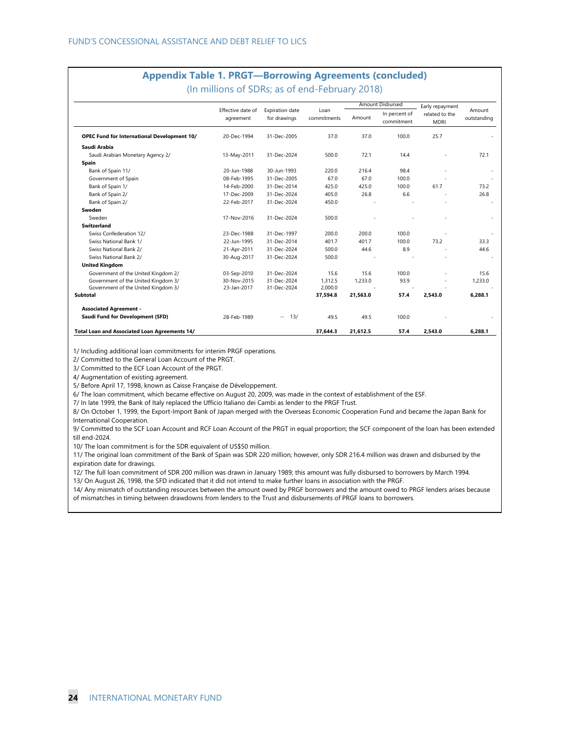## Appendix Table 1. PRGT—Borrowing Agreements (concluded)

(In millions of SDRs; as of end-February 2018)

| | Effective date of agreement | Expiration date for drawings | Loan commitments | Amount Disbursed | | Early repayment related to the MDRI | Amount outstanding |
|---|---|---|---|---|---|---|---|
| | | | | Amount | In percent of commitment | | |
| **OPEC Fund for International Development 10/** | 20-Dec-1994 | 31-Dec-2005 | 37.0 | 37.0 | 100.0 | 25.7 | - |
| **Saudi Arabia** | | | | | | | |
| Saudi Arabian Monetary Agency 2/ | 13-May-2011 | 31-Dec-2024 | 500.0 | 72.1 | 14.4 | - | 72.1 |
| **Spain** | | | | | | | |
| Bank of Spain 11/ | 20-Jun-1988 | 30-Jun-1993 | 220.0 | 216.4 | 98.4 | - | - |
| Government of Spain | 08-Feb-1995 | 31-Dec-2005 | 67.0 | 67.0 | 100.0 | - | - |
| Bank of Spain 1/ | 14-Feb-2000 | 31-Dec-2014 | 425.0 | 425.0 | 100.0 | 61.7 | 73.2 |
| Bank of Spain 2/ | 17-Dec-2009 | 31-Dec-2024 | 405.0 | 26.8 | 6.6 | - | 26.8 |
| Bank of Spain 2/ | 22-Feb-2017 | 31-Dec-2024 | 450.0 | - | - | - | - |
| **Sweden** | | | | | | | |
| Sweden | 17-Nov-2016 | 31-Dec-2024 | 500.0 | - | - | - | - |
| **Switzerland** | | | | | | | |
| Swiss Confederation 12/ | 23-Dec-1988 | 31-Dec-1997 | 200.0 | 200.0 | 100.0 | - | - |
| Swiss National Bank 1/ | 22-Jun-1995 | 31-Dec-2014 | 401.7 | 401.7 | 100.0 | 73.2 | 33.3 |
| Swiss National Bank 2/ | 21-Apr-2011 | 31-Dec-2024 | 500.0 | 44.6 | 8.9 | - | 44.6 |
| Swiss National Bank 2/ | 30-Aug-2017 | 31-Dec-2024 | 500.0 | - | - | - | - |
| **United Kingdom** | | | | | | | |
| Government of the United Kingdom 2/ | 03-Sep-2010 | 31-Dec-2024 | 15.6 | 15.6 | 100.0 | - | 15.6 |
| Government of the United Kingdom 3/ | 30-Nov-2015 | 31-Dec-2024 | 1,312.5 | 1,233.0 | 93.9 | - | 1,233.0 |
| Government of the United Kingdom 3/ | 23-Jan-2017 | 31-Dec-2024 | 2,000.0 | - | - | - | - |
| **Subtotal** | | | **37,594.8** | **21,563.0** | **57.4** | **2,543.0** | **6,288.1** |
| **Associated Agreement -** | | | | | | | |
| **Saudi Fund for Development (SFD)** | 28-Feb-1989 | -- 13/ | 49.5 | 49.5 | 100.0 | - | - |
| **Total Loan and Associated Loan Agreements 14/** | | | **37,644.3** | **21,612.5** | **57.4** | **2,543.0** | **6,288.1** |

1/ Including additional loan commitments for interim PRGF operations.
2/ Committed to the General Loan Account of the PRGT.
3/ Committed to the ECF Loan Account of the PRGT.
4/ Augmentation of existing agreement.
5/ Before April 17, 1998, known as Caisse Française de Développement.
6/ The loan commitment, which became effective on August 20, 2009, was made in the context of establishment of the ESF.
7/ In late 1999, the Bank of Italy replaced the Ufficio Italiano dei Cambi as lender to the PRGF Trust.
8/ On October 1, 1999, the Export-Import Bank of Japan merged with the Overseas Economic Cooperation Fund and became the Japan Bank for International Cooperation.
9/ Committed to the SCF Loan Account and RCF Loan Account of the PRGT in equal proportion; the SCF component of the loan has been extended till end-2024.
10/ The loan commitment is for the SDR equivalent of US$50 million.
11/ The original loan commitment of the Bank of Spain was SDR 220 million; however, only SDR 216.4 million was drawn and disbursed by the expiration date for drawings.
12/ The full loan commitment of SDR 200 million was drawn in January 1989; this amount was fully disbursed to borrowers by March 1994.
13/ On August 26, 1998, the SFD indicated that it did not intend to make further loans in association with the PRGF.
14/ Any mismatch of outstanding resources between the amount owed by PRGF borrowers and the amount owed to PRGF lenders arises because of mismatches in timing between drawdowns from lenders to the Trust and disbursements of PRGF loans to borrowers.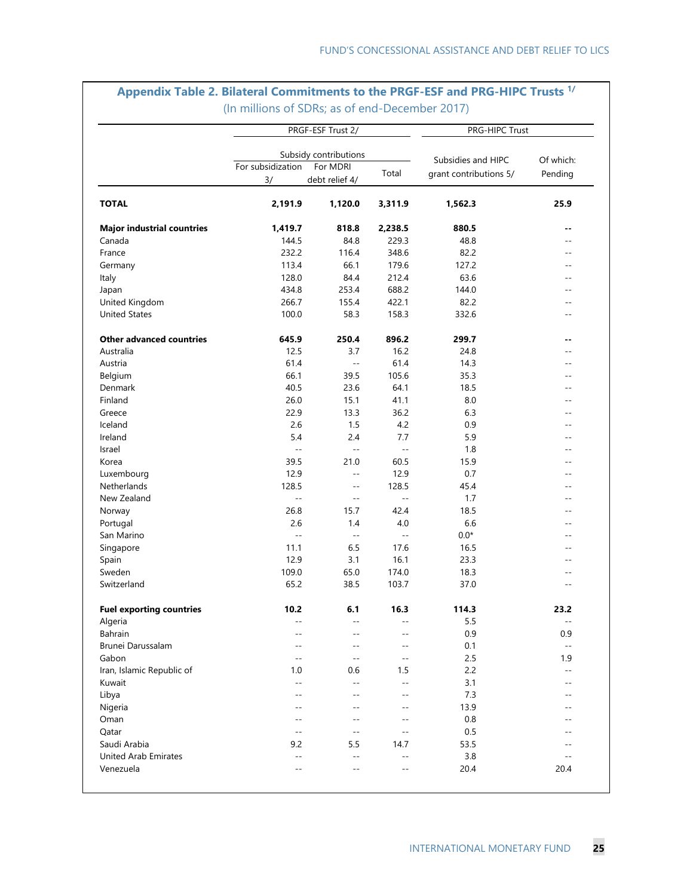## Appendix Table 2. Bilateral Commitments to the PRGF-ESF and PRG-HIPC Trusts [1/]

(In millions of SDRs; as of end-December 2017)

| | PRGF-ESF Trust 2/ | | | PRG-HIPC Trust | |
|---|---|---|---|---|---|
| | Subsidy contributions | | | | |
| | For subsidization 3/ | For MDRI debt relief 4/ | Total | Subsidies and HIPC grant contributions 5/ | Of which: Pending |
| **TOTAL** | **2,191.9** | **1,120.0** | **3,311.9** | **1,562.3** | **25.9** |
| **Major industrial countries** | **1,419.7** | **818.8** | **2,238.5** | **880.5** | **--** |
| Canada | 144.5 | 84.8 | 229.3 | 48.8 | -- |
| France | 232.2 | 116.4 | 348.6 | 82.2 | -- |
| Germany | 113.4 | 66.1 | 179.6 | 127.2 | -- |
| Italy | 128.0 | 84.4 | 212.4 | 63.6 | -- |
| Japan | 434.8 | 253.4 | 688.2 | 144.0 | -- |
| United Kingdom | 266.7 | 155.4 | 422.1 | 82.2 | -- |
| United States | 100.0 | 58.3 | 158.3 | 332.6 | -- |
| **Other advanced countries** | **645.9** | **250.4** | **896.2** | **299.7** | **--** |
| Australia | 12.5 | 3.7 | 16.2 | 24.8 | -- |
| Austria | 61.4 | -- | 61.4 | 14.3 | -- |
| Belgium | 66.1 | 39.5 | 105.6 | 35.3 | -- |
| Denmark | 40.5 | 23.6 | 64.1 | 18.5 | -- |
| Finland | 26.0 | 15.1 | 41.1 | 8.0 | -- |
| Greece | 22.9 | 13.3 | 36.2 | 6.3 | -- |
| Iceland | 2.6 | 1.5 | 4.2 | 0.9 | -- |
| Ireland | 5.4 | 2.4 | 7.7 | 5.9 | -- |
| Israel | -- | -- | -- | 1.8 | -- |
| Korea | 39.5 | 21.0 | 60.5 | 15.9 | -- |
| Luxembourg | 12.9 | -- | 12.9 | 0.7 | -- |
| Netherlands | 128.5 | -- | 128.5 | 45.4 | -- |
| New Zealand | -- | -- | -- | 1.7 | -- |
| Norway | 26.8 | 15.7 | 42.4 | 18.5 | -- |
| Portugal | 2.6 | 1.4 | 4.0 | 6.6 | -- |
| San Marino | -- | -- | -- | 0.0* | -- |
| Singapore | 11.1 | 6.5 | 17.6 | 16.5 | -- |
| Spain | 12.9 | 3.1 | 16.1 | 23.3 | -- |
| Sweden | 109.0 | 65.0 | 174.0 | 18.3 | -- |
| Switzerland | 65.2 | 38.5 | 103.7 | 37.0 | -- |
| **Fuel exporting countries** | **10.2** | **6.1** | **16.3** | **114.3** | **23.2** |
| Algeria | -- | -- | -- | 5.5 | -- |
| Bahrain | -- | -- | -- | 0.9 | 0.9 |
| Brunei Darussalam | -- | -- | -- | 0.1 | -- |
| Gabon | -- | -- | -- | 2.5 | 1.9 |
| Iran, Islamic Republic of | 1.0 | 0.6 | 1.5 | 2.2 | -- |
| Kuwait | -- | -- | -- | 3.1 | -- |
| Libya | -- | -- | -- | 7.3 | -- |
| Nigeria | -- | -- | -- | 13.9 | -- |
| Oman | -- | -- | -- | 0.8 | -- |
| Qatar | -- | -- | -- | 0.5 | -- |
| Saudi Arabia | 9.2 | 5.5 | 14.7 | 53.5 | -- |
| United Arab Emirates | -- | -- | -- | 3.8 | -- |
| Venezuela | -- | -- | -- | 20.4 | 20.4 |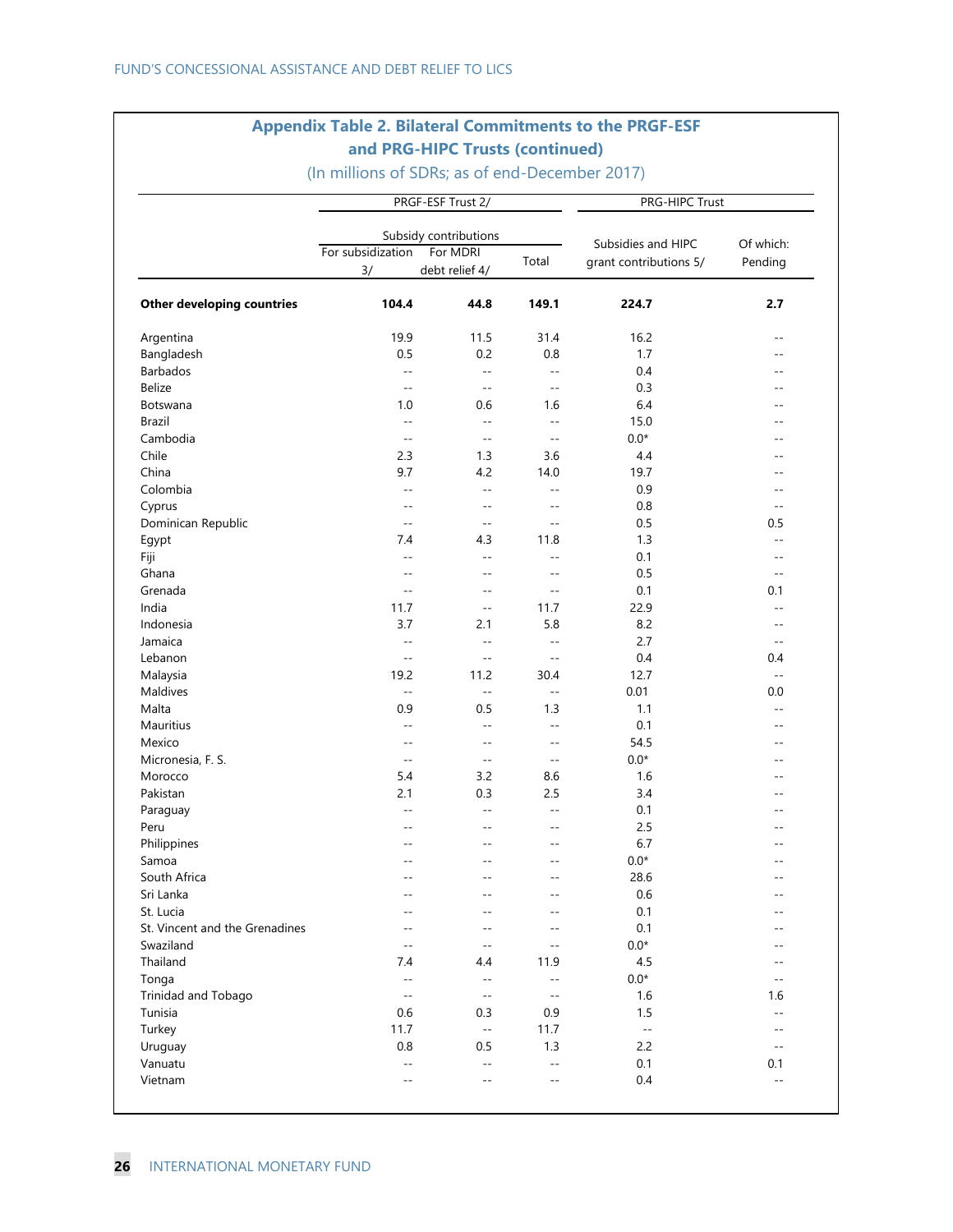## Appendix Table 2. Bilateral Commitments to the PRGF-ESF and PRG-HIPC Trusts (continued)

(In millions of SDRs; as of end-December 2017)

| | PRGF-ESF Trust 2/ | | | PRG-HIPC Trust | |
|---|---|---|---|---|---|
| | Subsidy contributions | | | | |
| | For subsidization 3/ | For MDRI debt relief 4/ | Total | Subsidies and HIPC grant contributions 5/ | Of which: Pending |
| **Other developing countries** | **104.4** | **44.8** | **149.1** | **224.7** | **2.7** |
| Argentina | 19.9 | 11.5 | 31.4 | 16.2 | -- |
| Bangladesh | 0.5 | 0.2 | 0.8 | 1.7 | -- |
| Barbados | -- | -- | -- | 0.4 | -- |
| Belize | -- | -- | -- | 0.3 | -- |
| Botswana | 1.0 | 0.6 | 1.6 | 6.4 | -- |
| Brazil | -- | -- | -- | 15.0 | -- |
| Cambodia | -- | -- | -- | 0.0* | -- |
| Chile | 2.3 | 1.3 | 3.6 | 4.4 | -- |
| China | 9.7 | 4.2 | 14.0 | 19.7 | -- |
| Colombia | -- | -- | -- | 0.9 | -- |
| Cyprus | -- | -- | -- | 0.8 | -- |
| Dominican Republic | -- | -- | -- | 0.5 | 0.5 |
| Egypt | 7.4 | 4.3 | 11.8 | 1.3 | -- |
| Fiji | -- | -- | -- | 0.1 | -- |
| Ghana | -- | -- | -- | 0.5 | -- |
| Grenada | -- | -- | -- | 0.1 | 0.1 |
| India | 11.7 | -- | 11.7 | 22.9 | -- |
| Indonesia | 3.7 | 2.1 | 5.8 | 8.2 | -- |
| Jamaica | -- | -- | -- | 2.7 | -- |
| Lebanon | -- | -- | -- | 0.4 | 0.4 |
| Malaysia | 19.2 | 11.2 | 30.4 | 12.7 | -- |
| Maldives | -- | -- | -- | 0.01 | 0.0 |
| Malta | 0.9 | 0.5 | 1.3 | 1.1 | -- |
| Mauritius | -- | -- | -- | 0.1 | -- |
| Mexico | -- | -- | -- | 54.5 | -- |
| Micronesia, F. S. | -- | -- | -- | 0.0* | -- |
| Morocco | 5.4 | 3.2 | 8.6 | 1.6 | -- |
| Pakistan | 2.1 | 0.3 | 2.5 | 3.4 | -- |
| Paraguay | -- | -- | -- | 0.1 | -- |
| Peru | -- | -- | -- | 2.5 | -- |
| Philippines | -- | -- | -- | 6.7 | -- |
| Samoa | -- | -- | -- | 0.0* | -- |
| South Africa | -- | -- | -- | 28.6 | -- |
| Sri Lanka | -- | -- | -- | 0.6 | -- |
| St. Lucia | -- | -- | -- | 0.1 | -- |
| St. Vincent and the Grenadines | -- | -- | -- | 0.1 | -- |
| Swaziland | -- | -- | -- | 0.0* | -- |
| Thailand | 7.4 | 4.4 | 11.9 | 4.5 | -- |
| Tonga | -- | -- | -- | 0.0* | -- |
| Trinidad and Tobago | -- | -- | -- | 1.6 | 1.6 |
| Tunisia | 0.6 | 0.3 | 0.9 | 1.5 | -- |
| Turkey | 11.7 | -- | 11.7 | -- | -- |
| Uruguay | 0.8 | 0.5 | 1.3 | 2.2 | -- |
| Vanuatu | -- | -- | -- | 0.1 | 0.1 |
| Vietnam | -- | -- | -- | 0.4 | -- |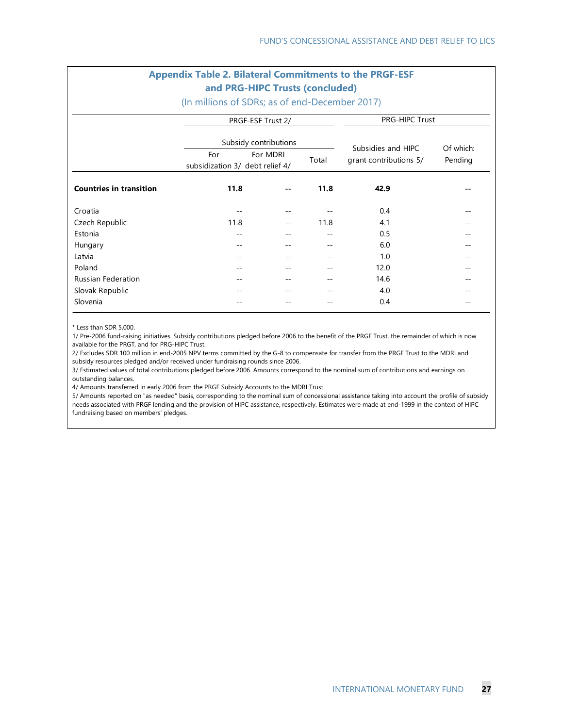## Appendix Table 2. Bilateral Commitments to the PRGF-ESF and PRG-HIPC Trusts (concluded)

(In millions of SDRs; as of end-December 2017)

| | PRGF-ESF Trust 2/ | | | PRG-HIPC Trust | |
|---|---|---|---|---|---|
| | Subsidy contributions | | | | |
| | For subsidization 3/ | For MDRI debt relief 4/ | Total | Subsidies and HIPC grant contributions 5/ | Of which: Pending |
| **Countries in transition** | **11.8** | **--** | **11.8** | **42.9** | **--** |
| Croatia | -- | -- | -- | 0.4 | -- |
| Czech Republic | 11.8 | -- | 11.8 | 4.1 | -- |
| Estonia | -- | -- | -- | 0.5 | -- |
| Hungary | -- | -- | -- | 6.0 | -- |
| Latvia | -- | -- | -- | 1.0 | -- |
| Poland | -- | -- | -- | 12.0 | -- |
| Russian Federation | -- | -- | -- | 14.6 | -- |
| Slovak Republic | -- | -- | -- | 4.0 | -- |
| Slovenia | -- | -- | -- | 0.4 | -- |

* Less than SDR 5,000.

1/ Pre-2006 fund-raising initiatives. Subsidy contributions pledged before 2006 to the benefit of the PRGF Trust, the remainder of which is now available for the PRGT, and for PRG-HIPC Trust.

2/ Excludes SDR 100 million in end-2005 NPV terms committed by the G-8 to compensate for transfer from the PRGF Trust to the MDRI and subsidy resources pledged and/or received under fundraising rounds since 2006.

3/ Estimated values of total contributions pledged before 2006. Amounts correspond to the nominal sum of contributions and earnings on outstanding balances.

4/ Amounts transferred in early 2006 from the PRGF Subsidy Accounts to the MDRI Trust.

5/ Amounts reported on "as needed" basis, corresponding to the nominal sum of concessional assistance taking into account the profile of subsidy needs associated with PRGF lending and the provision of HIPC assistance, respectively. Estimates were made at end-1999 in the context of HIPC fundraising based on members' pledges.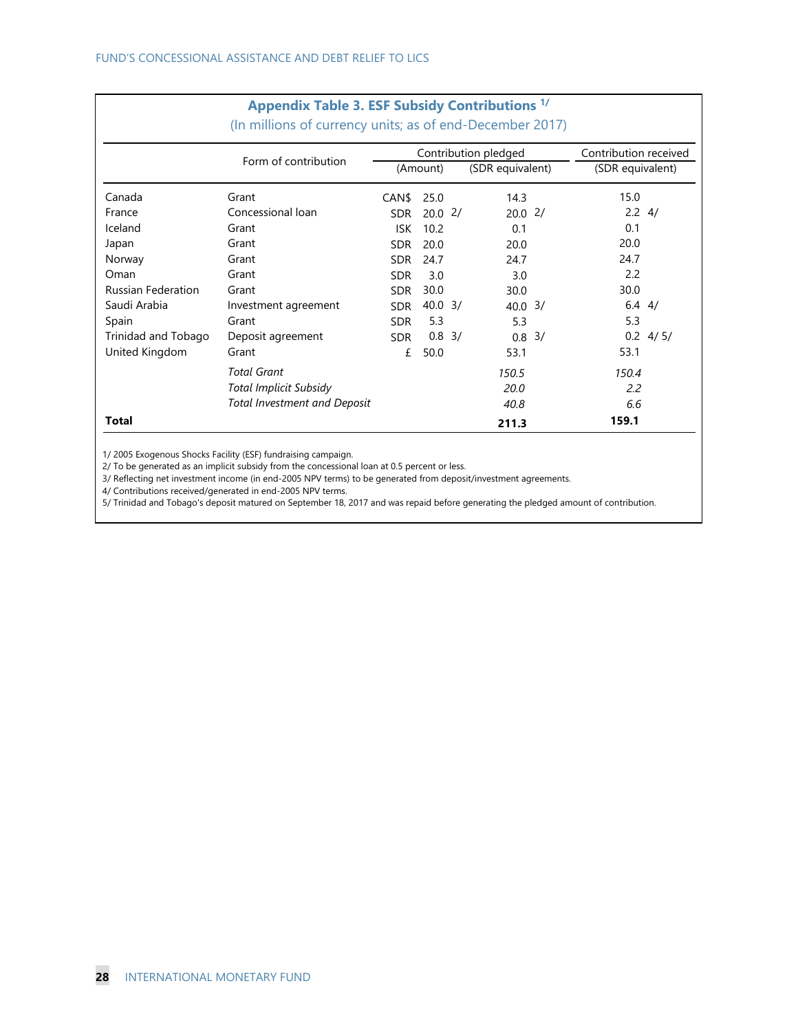**Appendix Table 3. ESF Subsidy Contributions [1/]**

(In millions of currency units; as of end-December 2017)

| | Form of contribution | Contribution pledged | | | Contribution received |
|---|---|---|---|---|---|
| | | (Amount) | | (SDR equivalent) | (SDR equivalent) |
| Canada | Grant | CAN$ | 25.0 | 14.3 | 15.0 |
| France | Concessional loan | SDR | 20.0 2/ | 20.0 2/ | 2.2 4/ |
| Iceland | Grant | ISK | 10.2 | 0.1 | 0.1 |
| Japan | Grant | SDR | 20.0 | 20.0 | 20.0 |
| Norway | Grant | SDR | 24.7 | 24.7 | 24.7 |
| Oman | Grant | SDR | 3.0 | 3.0 | 2.2 |
| Russian Federation | Grant | SDR | 30.0 | 30.0 | 30.0 |
| Saudi Arabia | Investment agreement | SDR | 40.0 3/ | 40.0 3/ | 6.4 4/ |
| Spain | Grant | SDR | 5.3 | 5.3 | 5.3 |
| Trinidad and Tobago | Deposit agreement | SDR | 0.8 3/ | 0.8 3/ | 0.2 4/ 5/ |
| United Kingdom | Grant | £ | 50.0 | 53.1 | 53.1 |
| | *Total Grant* | | | *150.5* | *150.4* |
| | *Total Implicit Subsidy* | | | *20.0* | *2.2* |
| | *Total Investment and Deposit* | | | *40.8* | *6.6* |
| **Total** | | | | **211.3** | **159.1** |

1/ 2005 Exogenous Shocks Facility (ESF) fundraising campaign.

2/ To be generated as an implicit subsidy from the concessional loan at 0.5 percent or less.

3/ Reflecting net investment income (in end-2005 NPV terms) to be generated from deposit/investment agreements.

4/ Contributions received/generated in end-2005 NPV terms.

5/ Trinidad and Tobago's deposit matured on September 18, 2017 and was repaid before generating the pledged amount of contribution.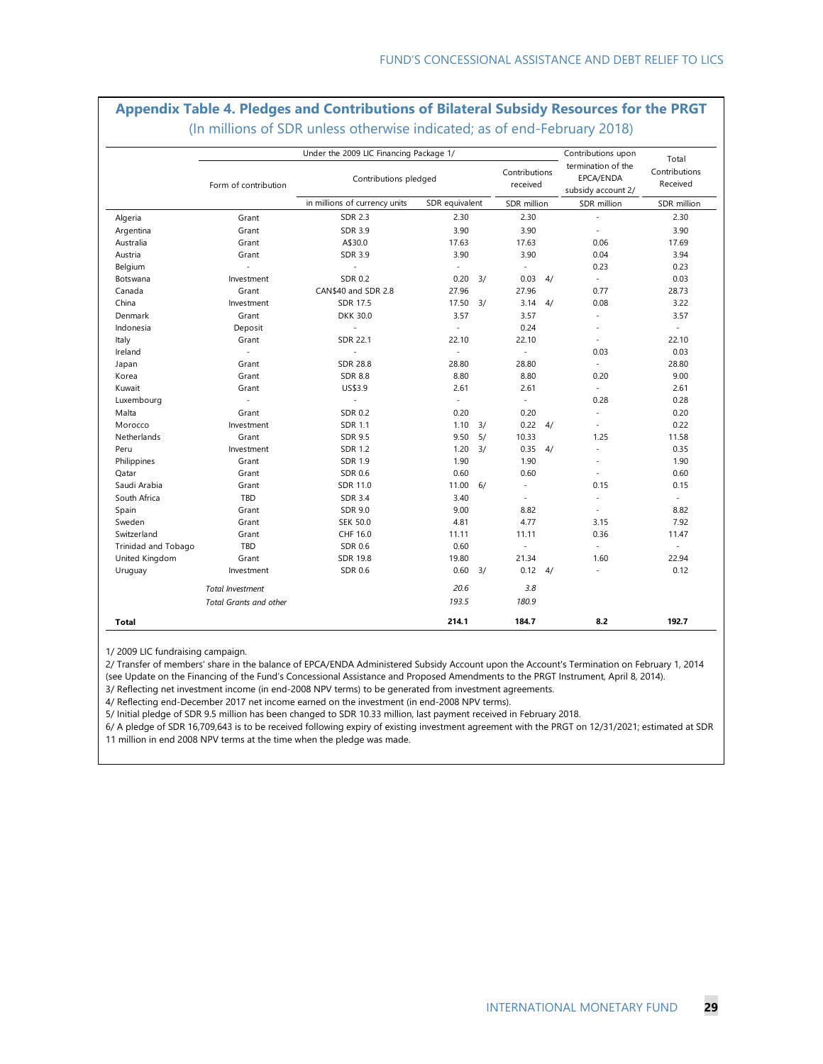## Appendix Table 4. Pledges and Contributions of Bilateral Subsidy Resources for the PRGT

(In millions of SDR unless otherwise indicated; as of end-February 2018)

| | Under the 2009 LIC Financing Package 1/ | | | | Contributions upon termination of the EPCA/ENDA subsidy account 2/ | Total Contributions Received |
|---|---|---|---|---|---|---|
| | Form of contribution | Contributions pledged | | Contributions received | | |
| | | in millions of currency units | SDR equivalent | SDR million | SDR million | SDR million |
| Algeria | Grant | SDR 2.3 | 2.30 | 2.30 | - | 2.30 |
| Argentina | Grant | SDR 3.9 | 3.90 | 3.90 | - | 3.90 |
| Australia | Grant | A$30.0 | 17.63 | 17.63 | 0.06 | 17.69 |
| Austria | Grant | SDR 3.9 | 3.90 | 3.90 | 0.04 | 3.94 |
| Belgium | - | - | - | - | 0.23 | 0.23 |
| Botswana | Investment | SDR 0.2 | 0.20 3/ | 0.03 4/ | - | 0.03 |
| Canada | Grant | CAN$40 and SDR 2.8 | 27.96 | 27.96 | 0.77 | 28.73 |
| China | Investment | SDR 17.5 | 17.50 3/ | 3.14 4/ | 0.08 | 3.22 |
| Denmark | Grant | DKK 30.0 | 3.57 | 3.57 | - | 3.57 |
| Indonesia | Deposit | - | - | 0.24 | - | - |
| Italy | Grant | SDR 22.1 | 22.10 | 22.10 | - | 22.10 |
| Ireland | - | - | - | - | 0.03 | 0.03 |
| Japan | Grant | SDR 28.8 | 28.80 | 28.80 | - | 28.80 |
| Korea | Grant | SDR 8.8 | 8.80 | 8.80 | 0.20 | 9.00 |
| Kuwait | Grant | US$3.9 | 2.61 | 2.61 | - | 2.61 |
| Luxembourg | - | - | - | - | 0.28 | 0.28 |
| Malta | Grant | SDR 0.2 | 0.20 | 0.20 | - | 0.20 |
| Morocco | Investment | SDR 1.1 | 1.10 3/ | 0.22 4/ | - | 0.22 |
| Netherlands | Grant | SDR 9.5 | 9.50 5/ | 10.33 | 1.25 | 11.58 |
| Peru | Investment | SDR 1.2 | 1.20 3/ | 0.35 4/ | - | 0.35 |
| Philippines | Grant | SDR 1.9 | 1.90 | 1.90 | - | 1.90 |
| Qatar | Grant | SDR 0.6 | 0.60 | 0.60 | - | 0.60 |
| Saudi Arabia | Grant | SDR 11.0 | 11.00 6/ | - | 0.15 | 0.15 |
| South Africa | TBD | SDR 3.4 | 3.40 | - | - | - |
| Spain | Grant | SDR 9.0 | 9.00 | 8.82 | - | 8.82 |
| Sweden | Grant | SEK 50.0 | 4.81 | 4.77 | 3.15 | 7.92 |
| Switzerland | Grant | CHF 16.0 | 11.11 | 11.11 | 0.36 | 11.47 |
| Trinidad and Tobago | TBD | SDR 0.6 | 0.60 | - | - | - |
| United Kingdom | Grant | SDR 19.8 | 19.80 | 21.34 | 1.60 | 22.94 |
| Uruguay | Investment | SDR 0.6 | 0.60 3/ | 0.12 4/ | - | 0.12 |
| | *Total Investment* | | *20.6* | *3.8* | | |
| | *Total Grants and other* | | *193.5* | *180.9* | | |
| **Total** | | | **214.1** | **184.7** | **8.2** | **192.7** |

1/ 2009 LIC fundraising campaign.
2/ Transfer of members' share in the balance of EPCA/ENDA Administered Subsidy Account upon the Account's Termination on February 1, 2014 (see Update on the Financing of the Fund's Concessional Assistance and Proposed Amendments to the PRGT Instrument, April 8, 2014).
3/ Reflecting net investment income (in end-2008 NPV terms) to be generated from investment agreements.
4/ Reflecting end-December 2017 net income earned on the investment (in end-2008 NPV terms).
5/ Initial pledge of SDR 9.5 million has been changed to SDR 10.33 million, last payment received in February 2018.
6/ A pledge of SDR 16,709,643 is to be received following expiry of existing investment agreement with the PRGT on 12/31/2021; estimated at SDR 11 million in end 2008 NPV terms at the time when the pledge was made.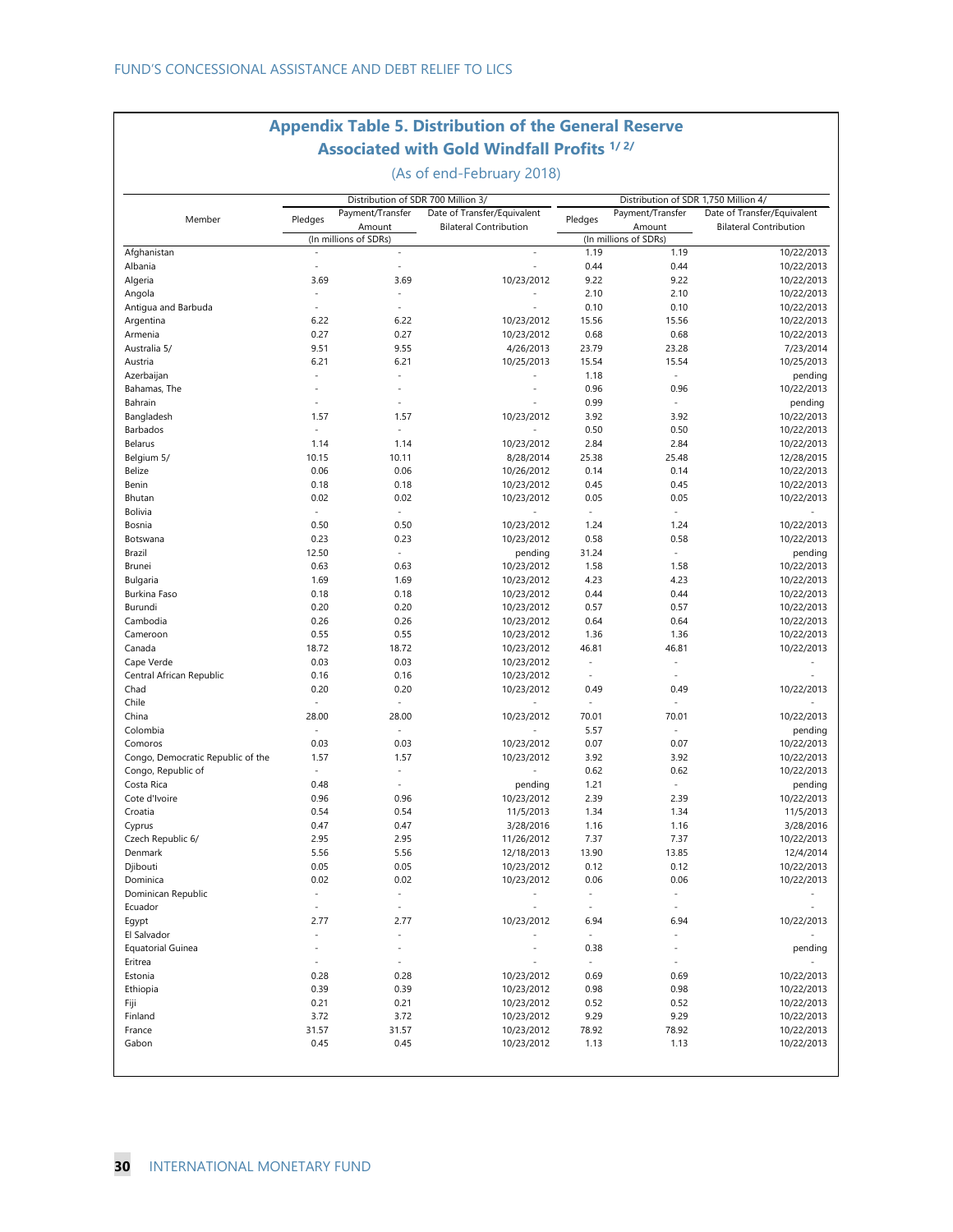## Appendix Table 5. Distribution of the General Reserve Associated with Gold Windfall Profits [1/] [2/]

(As of end-February 2018)

| Member | Distribution of SDR 700 Million 3/ | | | Distribution of SDR 1,750 Million 4/ | | |
|---|---|---|---|---|---|---|
| | Pledges | Payment/Transfer Amount | Date of Transfer/Equivalent Bilateral Contribution | Pledges | Payment/Transfer Amount | Date of Transfer/Equivalent Bilateral Contribution |
| | (In millions of SDRs) | | | (In millions of SDRs) | | |
| Afghanistan | - | - | - | 1.19 | 1.19 | 10/22/2013 |
| Albania | - | - | - | 0.44 | 0.44 | 10/22/2013 |
| Algeria | 3.69 | 3.69 | 10/23/2012 | 9.22 | 9.22 | 10/22/2013 |
| Angola | - | - | - | 2.10 | 2.10 | 10/22/2013 |
| Antigua and Barbuda | - | - | - | 0.10 | 0.10 | 10/22/2013 |
| Argentina | 6.22 | 6.22 | 10/23/2012 | 15.56 | 15.56 | 10/22/2013 |
| Armenia | 0.27 | 0.27 | 10/23/2012 | 0.68 | 0.68 | 10/22/2013 |
| Australia 5/ | 9.51 | 9.55 | 4/26/2013 | 23.79 | 23.28 | 7/23/2014 |
| Austria | 6.21 | 6.21 | 10/25/2013 | 15.54 | 15.54 | 10/25/2013 |
| Azerbaijan | - | - | - | 1.18 | - | pending |
| Bahamas, The | - | - | - | 0.96 | 0.96 | 10/22/2013 |
| Bahrain | - | - | - | 0.99 | - | pending |
| Bangladesh | 1.57 | 1.57 | 10/23/2012 | 3.92 | 3.92 | 10/22/2013 |
| Barbados | - | - | - | 0.50 | 0.50 | 10/22/2013 |
| Belarus | 1.14 | 1.14 | 10/23/2012 | 2.84 | 2.84 | 10/22/2013 |
| Belgium 5/ | 10.15 | 10.11 | 8/28/2014 | 25.38 | 25.48 | 12/28/2015 |
| Belize | 0.06 | 0.06 | 10/26/2012 | 0.14 | 0.14 | 10/22/2013 |
| Benin | 0.18 | 0.18 | 10/23/2012 | 0.45 | 0.45 | 10/22/2013 |
| Bhutan | 0.02 | 0.02 | 10/23/2012 | 0.05 | 0.05 | 10/22/2013 |
| Bolivia | - | - | - | - | - | - |
| Bosnia | 0.50 | 0.50 | 10/23/2012 | 1.24 | 1.24 | 10/22/2013 |
| Botswana | 0.23 | 0.23 | 10/23/2012 | 0.58 | 0.58 | 10/22/2013 |
| Brazil | 12.50 | - | pending | 31.24 | - | pending |
| Brunei | 0.63 | 0.63 | 10/23/2012 | 1.58 | 1.58 | 10/22/2013 |
| Bulgaria | 1.69 | 1.69 | 10/23/2012 | 4.23 | 4.23 | 10/22/2013 |
| Burkina Faso | 0.18 | 0.18 | 10/23/2012 | 0.44 | 0.44 | 10/22/2013 |
| Burundi | 0.20 | 0.20 | 10/23/2012 | 0.57 | 0.57 | 10/22/2013 |
| Cambodia | 0.26 | 0.26 | 10/23/2012 | 0.64 | 0.64 | 10/22/2013 |
| Cameroon | 0.55 | 0.55 | 10/23/2012 | 1.36 | 1.36 | 10/22/2013 |
| Canada | 18.72 | 18.72 | 10/23/2012 | 46.81 | 46.81 | 10/22/2013 |
| Cape Verde | 0.03 | 0.03 | 10/23/2012 | - | - | - |
| Central African Republic | 0.16 | 0.16 | 10/23/2012 | - | - | - |
| Chad | 0.20 | 0.20 | 10/23/2012 | 0.49 | 0.49 | 10/22/2013 |
| Chile | - | - | - | - | - | - |
| China | 28.00 | 28.00 | 10/23/2012 | 70.01 | 70.01 | 10/22/2013 |
| Colombia | - | - | - | 5.57 | - | pending |
| Comoros | 0.03 | 0.03 | 10/23/2012 | 0.07 | 0.07 | 10/22/2013 |
| Congo, Democratic Republic of the | 1.57 | 1.57 | 10/23/2012 | 3.92 | 3.92 | 10/22/2013 |
| Congo, Republic of | - | - | - | 0.62 | 0.62 | 10/22/2013 |
| Costa Rica | 0.48 | - | pending | 1.21 | - | pending |
| Cote d'Ivoire | 0.96 | 0.96 | 10/23/2012 | 2.39 | 2.39 | 10/22/2013 |
| Croatia | 0.54 | 0.54 | 11/5/2013 | 1.34 | 1.34 | 11/5/2013 |
| Cyprus | 0.47 | 0.47 | 3/28/2016 | 1.16 | 1.16 | 3/28/2016 |
| Czech Republic 6/ | 2.95 | 2.95 | 11/26/2012 | 7.37 | 7.37 | 10/22/2013 |
| Denmark | 5.56 | 5.56 | 12/18/2013 | 13.90 | 13.85 | 12/4/2014 |
| Djibouti | 0.05 | 0.05 | 10/23/2012 | 0.12 | 0.12 | 10/22/2013 |
| Dominica | 0.02 | 0.02 | 10/23/2012 | 0.06 | 0.06 | 10/22/2013 |
| Dominican Republic | - | - | - | - | - | - |
| Ecuador | - | - | - | - | - | - |
| Egypt | 2.77 | 2.77 | 10/23/2012 | 6.94 | 6.94 | 10/22/2013 |
| El Salvador | - | - | - | - | - | - |
| Equatorial Guinea | - | - | - | 0.38 | - | pending |
| Eritrea | - | - | - | - | - | - |
| Estonia | 0.28 | 0.28 | 10/23/2012 | 0.69 | 0.69 | 10/22/2013 |
| Ethiopia | 0.39 | 0.39 | 10/23/2012 | 0.98 | 0.98 | 10/22/2013 |
| Fiji | 0.21 | 0.21 | 10/23/2012 | 0.52 | 0.52 | 10/22/2013 |
| Finland | 3.72 | 3.72 | 10/23/2012 | 9.29 | 9.29 | 10/22/2013 |
| France | 31.57 | 31.57 | 10/23/2012 | 78.92 | 78.92 | 10/22/2013 |
| Gabon | 0.45 | 0.45 | 10/23/2012 | 1.13 | 1.13 | 10/22/2013 |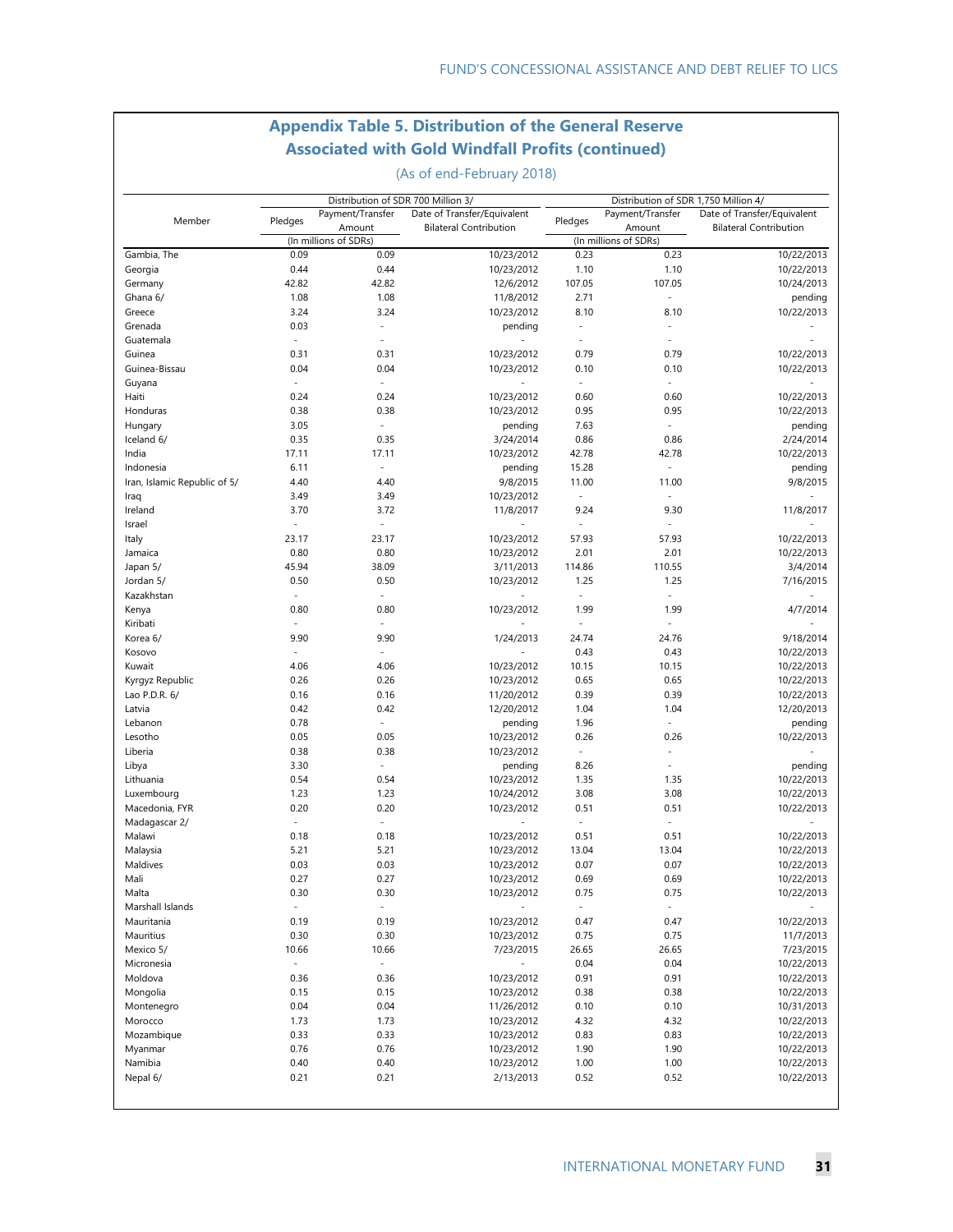## Appendix Table 5. Distribution of the General Reserve Associated with Gold Windfall Profits (continued)

(As of end-February 2018)

| Member | Distribution of SDR 700 Million 3/ | | | Distribution of SDR 1,750 Million 4/ | | |
|---|---|---|---|---|---|---|
| | Pledges | Payment/Transfer Amount | Date of Transfer/Equivalent Bilateral Contribution | Pledges | Payment/Transfer Amount | Date of Transfer/Equivalent Bilateral Contribution |
| | (In millions of SDRs) | | | (In millions of SDRs) | | |
| Gambia, The | 0.09 | 0.09 | 10/23/2012 | 0.23 | 0.23 | 10/22/2013 |
| Georgia | 0.44 | 0.44 | 10/23/2012 | 1.10 | 1.10 | 10/22/2013 |
| Germany | 42.82 | 42.82 | 12/6/2012 | 107.05 | 107.05 | 10/24/2013 |
| Ghana 6/ | 1.08 | 1.08 | 11/8/2012 | 2.71 | - | pending |
| Greece | 3.24 | 3.24 | 10/23/2012 | 8.10 | 8.10 | 10/22/2013 |
| Grenada | 0.03 | - | pending | - | - | - |
| Guatemala | - | - | - | - | - | - |
| Guinea | 0.31 | 0.31 | 10/23/2012 | 0.79 | 0.79 | 10/22/2013 |
| Guinea-Bissau | 0.04 | 0.04 | 10/23/2012 | 0.10 | 0.10 | 10/22/2013 |
| Guyana | - | - | - | - | - | - |
| Haiti | 0.24 | 0.24 | 10/23/2012 | 0.60 | 0.60 | 10/22/2013 |
| Honduras | 0.38 | 0.38 | 10/23/2012 | 0.95 | 0.95 | 10/22/2013 |
| Hungary | 3.05 | - | pending | 7.63 | - | pending |
| Iceland 6/ | 0.35 | 0.35 | 3/24/2014 | 0.86 | 0.86 | 2/24/2014 |
| India | 17.11 | 17.11 | 10/23/2012 | 42.78 | 42.78 | 10/22/2013 |
| Indonesia | 6.11 | - | pending | 15.28 | - | pending |
| Iran, Islamic Republic of 5/ | 4.40 | 4.40 | 9/8/2015 | 11.00 | 11.00 | 9/8/2015 |
| Iraq | 3.49 | 3.49 | 10/23/2012 | - | - | - |
| Ireland | 3.70 | 3.72 | 11/8/2017 | 9.24 | 9.30 | 11/8/2017 |
| Israel | - | - | - | - | - | - |
| Italy | 23.17 | 23.17 | 10/23/2012 | 57.93 | 57.93 | 10/22/2013 |
| Jamaica | 0.80 | 0.80 | 10/23/2012 | 2.01 | 2.01 | 10/22/2013 |
| Japan 5/ | 45.94 | 38.09 | 3/11/2013 | 114.86 | 110.55 | 3/4/2014 |
| Jordan 5/ | 0.50 | 0.50 | 10/23/2012 | 1.25 | 1.25 | 7/16/2015 |
| Kazakhstan | - | - | - | - | - | - |
| Kenya | 0.80 | 0.80 | 10/23/2012 | 1.99 | 1.99 | 4/7/2014 |
| Kiribati | - | - | - | - | - | - |
| Korea 6/ | 9.90 | 9.90 | 1/24/2013 | 24.74 | 24.76 | 9/18/2014 |
| Kosovo | - | - | - | 0.43 | 0.43 | 10/22/2013 |
| Kuwait | 4.06 | 4.06 | 10/23/2012 | 10.15 | 10.15 | 10/22/2013 |
| Kyrgyz Republic | 0.26 | 0.26 | 10/23/2012 | 0.65 | 0.65 | 10/22/2013 |
| Lao P.D.R. 6/ | 0.16 | 0.16 | 11/20/2012 | 0.39 | 0.39 | 10/22/2013 |
| Latvia | 0.42 | 0.42 | 12/20/2012 | 1.04 | 1.04 | 12/20/2013 |
| Lebanon | 0.78 | - | pending | 1.96 | - | pending |
| Lesotho | 0.05 | 0.05 | 10/23/2012 | 0.26 | 0.26 | 10/22/2013 |
| Liberia | 0.38 | 0.38 | 10/23/2012 | - | - | - |
| Libya | 3.30 | - | pending | 8.26 | - | pending |
| Lithuania | 0.54 | 0.54 | 10/23/2012 | 1.35 | 1.35 | 10/22/2013 |
| Luxembourg | 1.23 | 1.23 | 10/24/2012 | 3.08 | 3.08 | 10/22/2013 |
| Macedonia, FYR | 0.20 | 0.20 | 10/23/2012 | 0.51 | 0.51 | 10/22/2013 |
| Madagascar 2/ | - | - | - | - | - | - |
| Malawi | 0.18 | 0.18 | 10/23/2012 | 0.51 | 0.51 | 10/22/2013 |
| Malaysia | 5.21 | 5.21 | 10/23/2012 | 13.04 | 13.04 | 10/22/2013 |
| Maldives | 0.03 | 0.03 | 10/23/2012 | 0.07 | 0.07 | 10/22/2013 |
| Mali | 0.27 | 0.27 | 10/23/2012 | 0.69 | 0.69 | 10/22/2013 |
| Malta | 0.30 | 0.30 | 10/23/2012 | 0.75 | 0.75 | 10/22/2013 |
| Marshall Islands | - | - | - | - | - | - |
| Mauritania | 0.19 | 0.19 | 10/23/2012 | 0.47 | 0.47 | 10/22/2013 |
| Mauritius | 0.30 | 0.30 | 10/23/2012 | 0.75 | 0.75 | 11/7/2013 |
| Mexico 5/ | 10.66 | 10.66 | 7/23/2015 | 26.65 | 26.65 | 7/23/2015 |
| Micronesia | - | - | - | 0.04 | 0.04 | 10/22/2013 |
| Moldova | 0.36 | 0.36 | 10/23/2012 | 0.91 | 0.91 | 10/22/2013 |
| Mongolia | 0.15 | 0.15 | 10/23/2012 | 0.38 | 0.38 | 10/22/2013 |
| Montenegro | 0.04 | 0.04 | 11/26/2012 | 0.10 | 0.10 | 10/31/2013 |
| Morocco | 1.73 | 1.73 | 10/23/2012 | 4.32 | 4.32 | 10/22/2013 |
| Mozambique | 0.33 | 0.33 | 10/23/2012 | 0.83 | 0.83 | 10/22/2013 |
| Myanmar | 0.76 | 0.76 | 10/23/2012 | 1.90 | 1.90 | 10/22/2013 |
| Namibia | 0.40 | 0.40 | 10/23/2012 | 1.00 | 1.00 | 10/22/2013 |
| Nepal 6/ | 0.21 | 0.21 | 2/13/2013 | 0.52 | 0.52 | 10/22/2013 |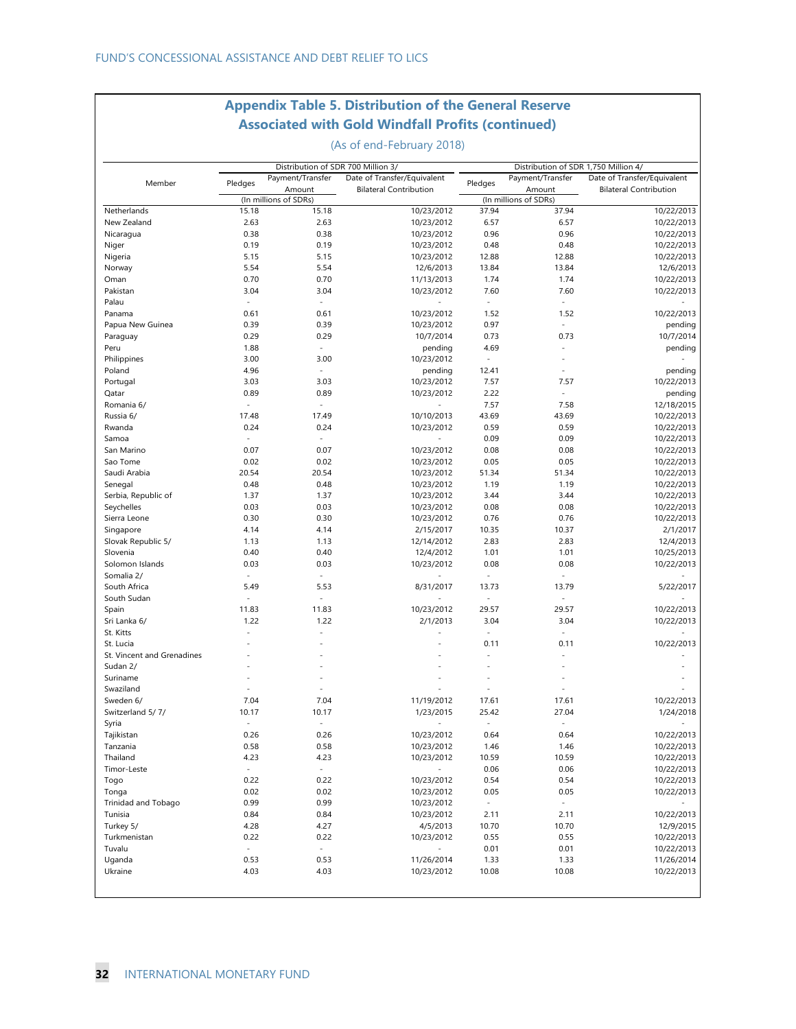## Appendix Table 5. Distribution of the General Reserve Associated with Gold Windfall Profits (continued)

(As of end-February 2018)

| Member | Distribution of SDR 700 Million 3/ | | | Distribution of SDR 1,750 Million 4/ | | |
|---|---|---|---|---|---|---|
| | Pledges | Payment/Transfer Amount | Date of Transfer/Equivalent Bilateral Contribution | Pledges | Payment/Transfer Amount | Date of Transfer/Equivalent Bilateral Contribution |
| | (In millions of SDRs) | | | (In millions of SDRs) | | |
| Netherlands | 15.18 | 15.18 | 10/23/2012 | 37.94 | 37.94 | 10/22/2013 |
| New Zealand | 2.63 | 2.63 | 10/23/2012 | 6.57 | 6.57 | 10/22/2013 |
| Nicaragua | 0.38 | 0.38 | 10/23/2012 | 0.96 | 0.96 | 10/22/2013 |
| Niger | 0.19 | 0.19 | 10/23/2012 | 0.48 | 0.48 | 10/22/2013 |
| Nigeria | 5.15 | 5.15 | 10/23/2012 | 12.88 | 12.88 | 10/22/2013 |
| Norway | 5.54 | 5.54 | 12/6/2013 | 13.84 | 13.84 | 12/6/2013 |
| Oman | 0.70 | 0.70 | 11/13/2013 | 1.74 | 1.74 | 10/22/2013 |
| Pakistan | 3.04 | 3.04 | 10/23/2012 | 7.60 | 7.60 | 10/22/2013 |
| Palau | - | - | - | - | - | - |
| Panama | 0.61 | 0.61 | 10/23/2012 | 1.52 | 1.52 | 10/22/2013 |
| Papua New Guinea | 0.39 | 0.39 | 10/23/2012 | 0.97 | - | pending |
| Paraguay | 0.29 | 0.29 | 10/7/2014 | 0.73 | 0.73 | 10/7/2014 |
| Peru | 1.88 | - | pending | 4.69 | - | pending |
| Philippines | 3.00 | 3.00 | 10/23/2012 | - | - | - |
| Poland | 4.96 | - | pending | 12.41 | - | pending |
| Portugal | 3.03 | 3.03 | 10/23/2012 | 7.57 | 7.57 | 10/22/2013 |
| Qatar | 0.89 | 0.89 | 10/23/2012 | 2.22 | - | pending |
| Romania 6/ | - | - | - | 7.57 | 7.58 | 12/18/2015 |
| Russia 6/ | 17.48 | 17.49 | 10/10/2013 | 43.69 | 43.69 | 10/22/2013 |
| Rwanda | 0.24 | 0.24 | 10/23/2012 | 0.59 | 0.59 | 10/22/2013 |
| Samoa | - | - | - | 0.09 | 0.09 | 10/22/2013 |
| San Marino | 0.07 | 0.07 | 10/23/2012 | 0.08 | 0.08 | 10/22/2013 |
| Sao Tome | 0.02 | 0.02 | 10/23/2012 | 0.05 | 0.05 | 10/22/2013 |
| Saudi Arabia | 20.54 | 20.54 | 10/23/2012 | 51.34 | 51.34 | 10/22/2013 |
| Senegal | 0.48 | 0.48 | 10/23/2012 | 1.19 | 1.19 | 10/22/2013 |
| Serbia, Republic of | 1.37 | 1.37 | 10/23/2012 | 3.44 | 3.44 | 10/22/2013 |
| Seychelles | 0.03 | 0.03 | 10/23/2012 | 0.08 | 0.08 | 10/22/2013 |
| Sierra Leone | 0.30 | 0.30 | 10/23/2012 | 0.76 | 0.76 | 10/22/2013 |
| Singapore | 4.14 | 4.14 | 2/15/2017 | 10.35 | 10.37 | 2/1/2017 |
| Slovak Republic 5/ | 1.13 | 1.13 | 12/14/2012 | 2.83 | 2.83 | 12/4/2013 |
| Slovenia | 0.40 | 0.40 | 12/4/2012 | 1.01 | 1.01 | 10/25/2013 |
| Solomon Islands | 0.03 | 0.03 | 10/23/2012 | 0.08 | 0.08 | 10/22/2013 |
| Somalia 2/ | - | - | - | - | - | - |
| South Africa | 5.49 | 5.53 | 8/31/2017 | 13.73 | 13.79 | 5/22/2017 |
| South Sudan | - | - | - | - | - | - |
| Spain | 11.83 | 11.83 | 10/23/2012 | 29.57 | 29.57 | 10/22/2013 |
| Sri Lanka 6/ | 1.22 | 1.22 | 2/1/2013 | 3.04 | 3.04 | 10/22/2013 |
| St. Kitts | - | - | - | - | - | - |
| St. Lucia | - | - | - | 0.11 | 0.11 | 10/22/2013 |
| St. Vincent and Grenadines | - | - | - | - | - | - |
| Sudan 2/ | - | - | - | - | - | - |
| Suriname | - | - | - | - | - | - |
| Swaziland | - | - | - | - | - | - |
| Sweden 6/ | 7.04 | 7.04 | 11/19/2012 | 17.61 | 17.61 | 10/22/2013 |
| Switzerland 5/ 7/ | 10.17 | 10.17 | 1/23/2015 | 25.42 | 27.04 | 1/24/2018 |
| Syria | - | - | - | - | - | - |
| Tajikistan | 0.26 | 0.26 | 10/23/2012 | 0.64 | 0.64 | 10/22/2013 |
| Tanzania | 0.58 | 0.58 | 10/23/2012 | 1.46 | 1.46 | 10/22/2013 |
| Thailand | 4.23 | 4.23 | 10/23/2012 | 10.59 | 10.59 | 10/22/2013 |
| Timor-Leste | - | - | - | 0.06 | 0.06 | 10/22/2013 |
| Togo | 0.22 | 0.22 | 10/23/2012 | 0.54 | 0.54 | 10/22/2013 |
| Tonga | 0.02 | 0.02 | 10/23/2012 | 0.05 | 0.05 | 10/22/2013 |
| Trinidad and Tobago | 0.99 | 0.99 | 10/23/2012 | - | - | - |
| Tunisia | 0.84 | 0.84 | 10/23/2012 | 2.11 | 2.11 | 10/22/2013 |
| Turkey 5/ | 4.28 | 4.27 | 4/5/2013 | 10.70 | 10.70 | 12/9/2015 |
| Turkmenistan | 0.22 | 0.22 | 10/23/2012 | 0.55 | 0.55 | 10/22/2013 |
| Tuvalu | - | - | - | 0.01 | 0.01 | 10/22/2013 |
| Uganda | 0.53 | 0.53 | 11/26/2014 | 1.33 | 1.33 | 11/26/2014 |
| Ukraine | 4.03 | 4.03 | 10/23/2012 | 10.08 | 10.08 | 10/22/2013 |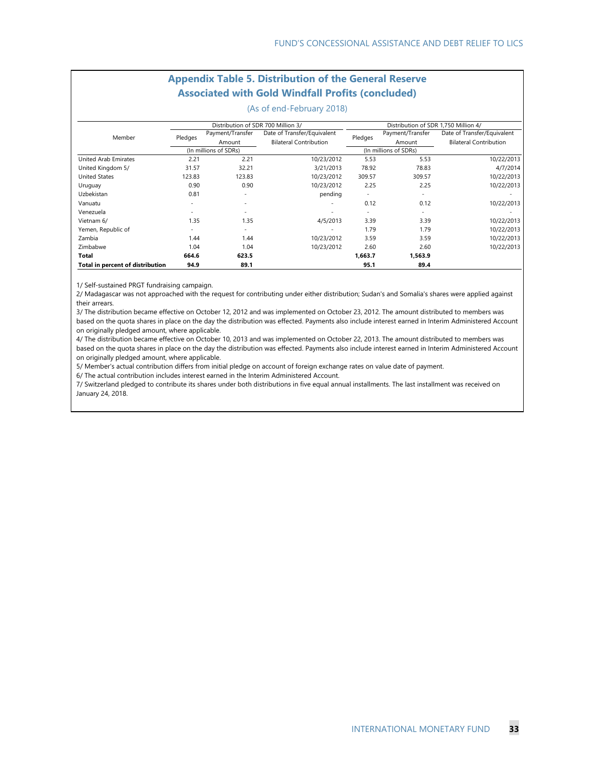## Appendix Table 5. Distribution of the General Reserve Associated with Gold Windfall Profits (concluded)

(As of end-February 2018)

| Member | Distribution of SDR 700 Million 3/ | | | Distribution of SDR 1,750 Million 4/ | | |
|---|---|---|---|---|---|---|
| | Pledges | Payment/Transfer Amount | Date of Transfer/Equivalent Bilateral Contribution | Pledges | Payment/Transfer Amount | Date of Transfer/Equivalent Bilateral Contribution |
| | (In millions of SDRs) | | | (In millions of SDRs) | | |
| United Arab Emirates | 2.21 | 2.21 | 10/23/2012 | 5.53 | 5.53 | 10/22/2013 |
| United Kingdom 5/ | 31.57 | 32.21 | 3/21/2013 | 78.92 | 78.83 | 4/7/2014 |
| United States | 123.83 | 123.83 | 10/23/2012 | 309.57 | 309.57 | 10/22/2013 |
| Uruguay | 0.90 | 0.90 | 10/23/2012 | 2.25 | 2.25 | 10/22/2013 |
| Uzbekistan | 0.81 | - | pending | - | - | - |
| Vanuatu | - | - | - | 0.12 | 0.12 | 10/22/2013 |
| Venezuela | - | - | - | - | - | - |
| Vietnam 6/ | 1.35 | 1.35 | 4/5/2013 | 3.39 | 3.39 | 10/22/2013 |
| Yemen, Republic of | - | - | - | 1.79 | 1.79 | 10/22/2013 |
| Zambia | 1.44 | 1.44 | 10/23/2012 | 3.59 | 3.59 | 10/22/2013 |
| Zimbabwe | 1.04 | 1.04 | 10/23/2012 | 2.60 | 2.60 | 10/22/2013 |
| **Total** | **664.6** | **623.5** | | **1,663.7** | **1,563.9** | |
| **Total in percent of distribution** | **94.9** | **89.1** | | **95.1** | **89.4** | |

1/ Self-sustained PRGT fundraising campaign.

2/ Madagascar was not approached with the request for contributing under either distribution; Sudan's and Somalia's shares were applied against their arrears.

3/ The distribution became effective on October 12, 2012 and was implemented on October 23, 2012. The amount distributed to members was based on the quota shares in place on the day the distribution was effected. Payments also include interest earned in Interim Administered Account on originally pledged amount, where applicable.

4/ The distribution became effective on October 10, 2013 and was implemented on October 22, 2013. The amount distributed to members was based on the quota shares in place on the day the distribution was effected. Payments also include interest earned in Interim Administered Account on originally pledged amount, where applicable.

5/ Member's actual contribution differs from initial pledge on account of foreign exchange rates on value date of payment.

6/ The actual contribution includes interest earned in the Interim Administered Account.

7/ Switzerland pledged to contribute its shares under both distributions in five equal annual installments. The last installment was received on January 24, 2018.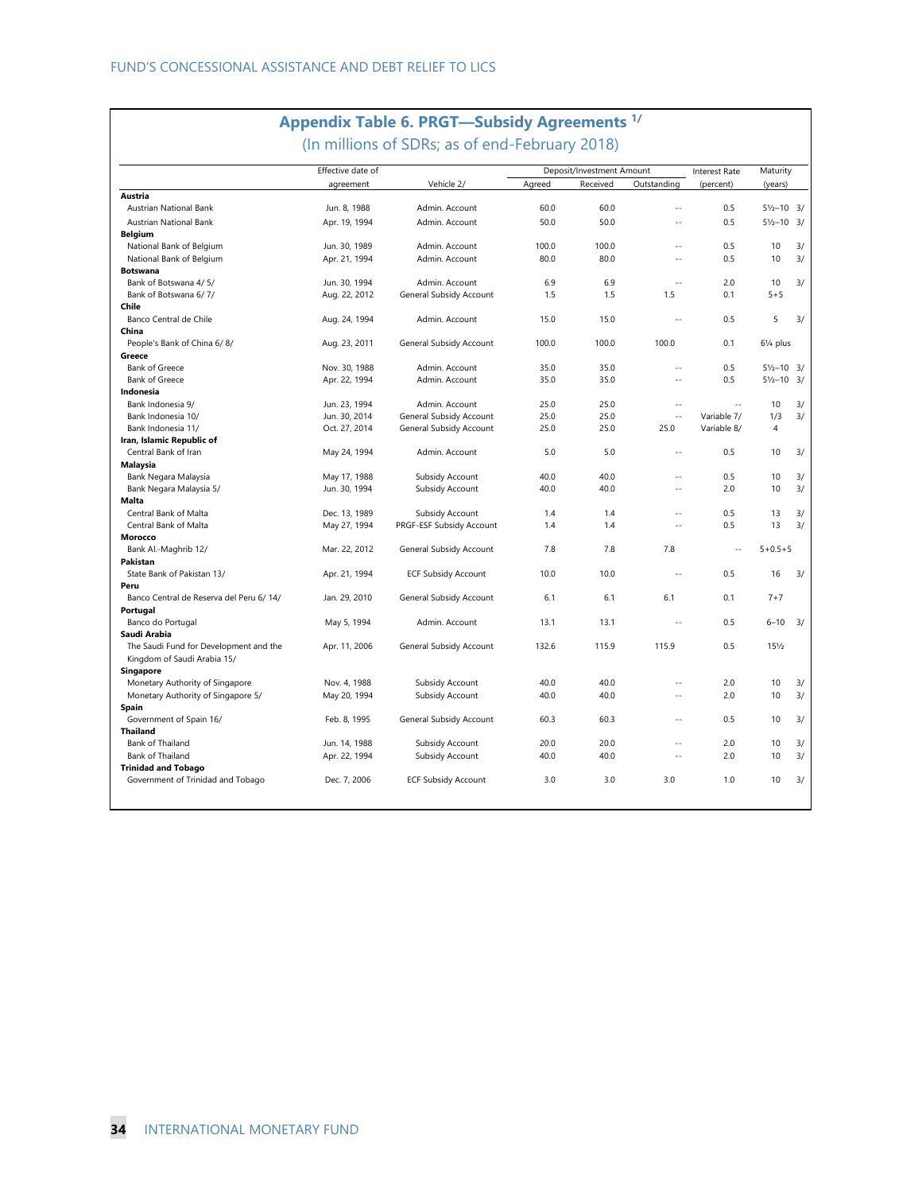## Appendix Table 6. PRGT—Subsidy Agreements 1/

(In millions of SDRs; as of end-February 2018)

| | Effective date of agreement | Vehicle 2/ | Deposit/Investment Amount | | | Interest Rate (percent) | Maturity (years) |
|---|---|---|---|---|---|---|---|
| | | | Agreed | Received | Outstanding | | |
| **Austria** | | | | | | | |
| Austrian National Bank | Jun. 8, 1988 | Admin. Account | 60.0 | 60.0 | -- | 0.5 | 5½–10 3/ |
| Austrian National Bank | Apr. 19, 1994 | Admin. Account | 50.0 | 50.0 | -- | 0.5 | 5½–10 3/ |
| **Belgium** | | | | | | | |
| National Bank of Belgium | Jun. 30, 1989 | Admin. Account | 100.0 | 100.0 | -- | 0.5 | 10 3/ |
| National Bank of Belgium | Apr. 21, 1994 | Admin. Account | 80.0 | 80.0 | -- | 0.5 | 10 3/ |
| **Botswana** | | | | | | | |
| Bank of Botswana 4/ 5/ | Jun. 30, 1994 | Admin. Account | 6.9 | 6.9 | -- | 2.0 | 10 3/ |
| Bank of Botswana 6/ 7/ | Aug. 22, 2012 | General Subsidy Account | 1.5 | 1.5 | 1.5 | 0.1 | 5+5 |
| **Chile** | | | | | | | |
| Banco Central de Chile | Aug. 24, 1994 | Admin. Account | 15.0 | 15.0 | -- | 0.5 | 5 3/ |
| **China** | | | | | | | |
| People's Bank of China 6/ 8/ | Aug. 23, 2011 | General Subsidy Account | 100.0 | 100.0 | 100.0 | 0.1 | 6¼ plus |
| **Greece** | | | | | | | |
| Bank of Greece | Nov. 30, 1988 | Admin. Account | 35.0 | 35.0 | -- | 0.5 | 5½–10 3/ |
| Bank of Greece | Apr. 22, 1994 | Admin. Account | 35.0 | 35.0 | -- | 0.5 | 5½–10 3/ |
| **Indonesia** | | | | | | | |
| Bank Indonesia 9/ | Jun. 23, 1994 | Admin. Account | 25.0 | 25.0 | -- | -- | 10 3/ |
| Bank Indonesia 10/ | Jun. 30, 2014 | General Subsidy Account | 25.0 | 25.0 | -- | Variable 7/ | 1/3 3/ |
| Bank Indonesia 11/ | Oct. 27, 2014 | General Subsidy Account | 25.0 | 25.0 | 25.0 | Variable 8/ | 4 |
| **Iran, Islamic Republic of** | | | | | | | |
| Central Bank of Iran | May 24, 1994 | Admin. Account | 5.0 | 5.0 | -- | 0.5 | 10 3/ |
| **Malaysia** | | | | | | | |
| Bank Negara Malaysia | May 17, 1988 | Subsidy Account | 40.0 | 40.0 | -- | 0.5 | 10 3/ |
| Bank Negara Malaysia 5/ | Jun. 30, 1994 | Subsidy Account | 40.0 | 40.0 | -- | 2.0 | 10 3/ |
| **Malta** | | | | | | | |
| Central Bank of Malta | Dec. 13, 1989 | Subsidy Account | 1.4 | 1.4 | -- | 0.5 | 13 3/ |
| Central Bank of Malta | May 27, 1994 | PRGF-ESF Subsidy Account | 1.4 | 1.4 | -- | 0.5 | 13 3/ |
| **Morocco** | | | | | | | |
| Bank Al.-Maghrib 12/ | Mar. 22, 2012 | General Subsidy Account | 7.8 | 7.8 | 7.8 | -- | 5+0.5+5 |
| **Pakistan** | | | | | | | |
| State Bank of Pakistan 13/ | Apr. 21, 1994 | ECF Subsidy Account | 10.0 | 10.0 | -- | 0.5 | 16 3/ |
| **Peru** | | | | | | | |
| Banco Central de Reserva del Peru 6/ 14/ | Jan. 29, 2010 | General Subsidy Account | 6.1 | 6.1 | 6.1 | 0.1 | 7+7 |
| **Portugal** | | | | | | | |
| Banco do Portugal | May 5, 1994 | Admin. Account | 13.1 | 13.1 | -- | 0.5 | 6–10 3/ |
| **Saudi Arabia** | | | | | | | |
| The Saudi Fund for Development and the Kingdom of Saudi Arabia 15/ | Apr. 11, 2006 | General Subsidy Account | 132.6 | 115.9 | 115.9 | 0.5 | 15½ |
| **Singapore** | | | | | | | |
| Monetary Authority of Singapore | Nov. 4, 1988 | Subsidy Account | 40.0 | 40.0 | -- | 2.0 | 10 3/ |
| Monetary Authority of Singapore 5/ | May 20, 1994 | Subsidy Account | 40.0 | 40.0 | -- | 2.0 | 10 3/ |
| **Spain** | | | | | | | |
| Government of Spain 16/ | Feb. 8, 1995 | General Subsidy Account | 60.3 | 60.3 | -- | 0.5 | 10 3/ |
| **Thailand** | | | | | | | |
| Bank of Thailand | Jun. 14, 1988 | Subsidy Account | 20.0 | 20.0 | -- | 2.0 | 10 3/ |
| Bank of Thailand | Apr. 22, 1994 | Subsidy Account | 40.0 | 40.0 | -- | 2.0 | 10 3/ |
| **Trinidad and Tobago** | | | | | | | |
| Government of Trinidad and Tobago | Dec. 7, 2006 | ECF Subsidy Account | 3.0 | 3.0 | 3.0 | 1.0 | 10 3/ |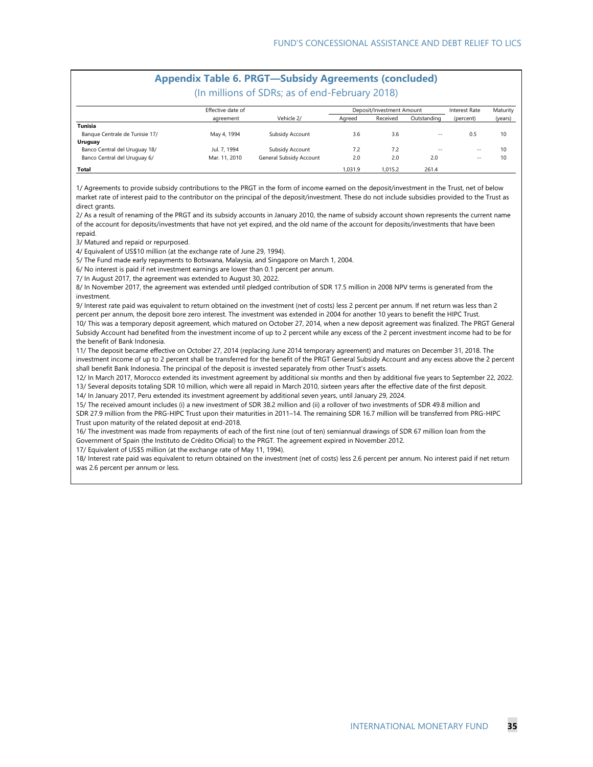## Appendix Table 6. PRGT—Subsidy Agreements (concluded)

(In millions of SDRs; as of end-February 2018)

| | Effective date of agreement | Vehicle 2/ | Deposit/Investment Amount | | | Interest Rate (percent) | Maturity (years) |
|---|---|---|---|---|---|---|---|
| | | | Agreed | Received | Outstanding | | |
| **Tunisia** | | | | | | | |
| Banque Centrale de Tunisie 17/ | May 4, 1994 | Subsidy Account | 3.6 | 3.6 | -- | 0.5 | 10 |
| **Uruguay** | | | | | | | |
| Banco Central del Uruguay 18/ | Jul. 7, 1994 | Subsidy Account | 7.2 | 7.2 | -- | -- | 10 |
| Banco Central del Uruguay 6/ | Mar. 11, 2010 | General Subsidy Account | 2.0 | 2.0 | 2.0 | -- | 10 |
| **Total** | | | 1,031.9 | 1,015.2 | 261.4 | | |

1/ Agreements to provide subsidy contributions to the PRGT in the form of income earned on the deposit/investment in the Trust, net of below market rate of interest paid to the contributor on the principal of the deposit/investment. These do not include subsidies provided to the Trust as direct grants.

2/ As a result of renaming of the PRGT and its subsidy accounts in January 2010, the name of subsidy account shown represents the current name of the account for deposits/investments that have not yet expired, and the old name of the account for deposits/investments that have been repaid.

3/ Matured and repaid or repurposed.

4/ Equivalent of US$10 million (at the exchange rate of June 29, 1994).

5/ The Fund made early repayments to Botswana, Malaysia, and Singapore on March 1, 2004.

6/ No interest is paid if net investment earnings are lower than 0.1 percent per annum.

7/ In August 2017, the agreement was extended to August 30, 2022.

8/ In November 2017, the agreement was extended until pledged contribution of SDR 17.5 million in 2008 NPV terms is generated from the investment.

9/ Interest rate paid was equivalent to return obtained on the investment (net of costs) less 2 percent per annum. If net return was less than 2 percent per annum, the deposit bore zero interest. The investment was extended in 2004 for another 10 years to benefit the HIPC Trust.

10/ This was a temporary deposit agreement, which matured on October 27, 2014, when a new deposit agreement was finalized. The PRGT General Subsidy Account had benefited from the investment income of up to 2 percent while any excess of the 2 percent investment income had to be for the benefit of Bank Indonesia.

11/ The deposit became effective on October 27, 2014 (replacing June 2014 temporary agreement) and matures on December 31, 2018. The investment income of up to 2 percent shall be transferred for the benefit of the PRGT General Subsidy Account and any excess above the 2 percent shall benefit Bank Indonesia. The principal of the deposit is invested separately from other Trust's assets.

12/ In March 2017, Morocco extended its investment agreement by additional six months and then by additional five years to September 22, 2022.

13/ Several deposits totaling SDR 10 million, which were all repaid in March 2010, sixteen years after the effective date of the first deposit.

14/ In January 2017, Peru extended its investment agreement by additional seven years, until January 29, 2024.

15/ The received amount includes (i) a new investment of SDR 38.2 million and (ii) a rollover of two investments of SDR 49.8 million and SDR 27.9 million from the PRG-HIPC Trust upon their maturities in 2011–14. The remaining SDR 16.7 million will be transferred from PRG-HIPC Trust upon maturity of the related deposit at end-2018.

16/ The investment was made from repayments of each of the first nine (out of ten) semiannual drawings of SDR 67 million loan from the Government of Spain (the Instituto de Crédito Oficial) to the PRGT. The agreement expired in November 2012.

17/ Equivalent of US$5 million (at the exchange rate of May 11, 1994).

18/ Interest rate paid was equivalent to return obtained on the investment (net of costs) less 2.6 percent per annum. No interest paid if net return was 2.6 percent per annum or less.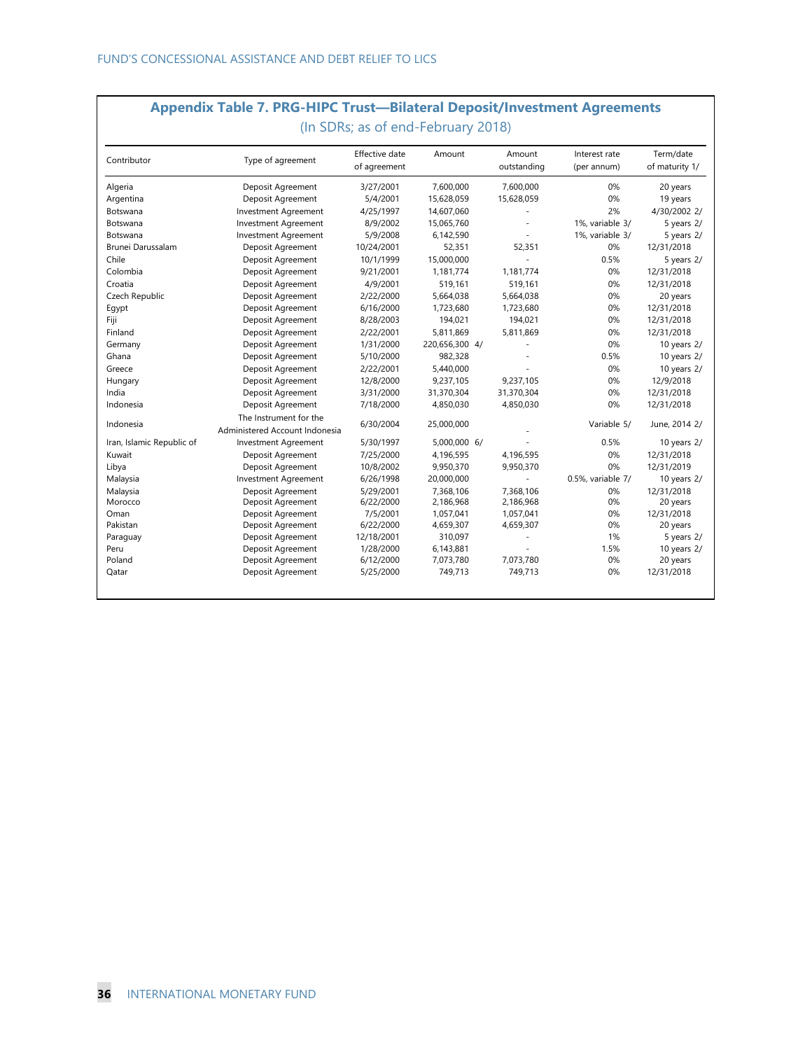## Appendix Table 7. PRG-HIPC Trust—Bilateral Deposit/Investment Agreements

(In SDRs; as of end-February 2018)

| Contributor | Type of agreement | Effective date of agreement | Amount | Amount outstanding | Interest rate (per annum) | Term/date of maturity 1/ |
|---|---|---|---|---|---|---|
| Algeria | Deposit Agreement | 3/27/2001 | 7,600,000 | 7,600,000 | 0% | 20 years |
| Argentina | Deposit Agreement | 5/4/2001 | 15,628,059 | 15,628,059 | 0% | 19 years |
| Botswana | Investment Agreement | 4/25/1997 | 14,607,060 | - | 2% | 4/30/2002 2/ |
| Botswana | Investment Agreement | 8/9/2002 | 15,065,760 | - | 1%, variable 3/ | 5 years 2/ |
| Botswana | Investment Agreement | 5/9/2008 | 6,142,590 | - | 1%, variable 3/ | 5 years 2/ |
| Brunei Darussalam | Deposit Agreement | 10/24/2001 | 52,351 | 52,351 | 0% | 12/31/2018 |
| Chile | Deposit Agreement | 10/1/1999 | 15,000,000 | - | 0.5% | 5 years 2/ |
| Colombia | Deposit Agreement | 9/21/2001 | 1,181,774 | 1,181,774 | 0% | 12/31/2018 |
| Croatia | Deposit Agreement | 4/9/2001 | 519,161 | 519,161 | 0% | 12/31/2018 |
| Czech Republic | Deposit Agreement | 2/22/2000 | 5,664,038 | 5,664,038 | 0% | 20 years |
| Egypt | Deposit Agreement | 6/16/2000 | 1,723,680 | 1,723,680 | 0% | 12/31/2018 |
| Fiji | Deposit Agreement | 8/28/2003 | 194,021 | 194,021 | 0% | 12/31/2018 |
| Finland | Deposit Agreement | 2/22/2001 | 5,811,869 | 5,811,869 | 0% | 12/31/2018 |
| Germany | Deposit Agreement | 1/31/2000 | 220,656,300 4/ | - | 0% | 10 years 2/ |
| Ghana | Deposit Agreement | 5/10/2000 | 982,328 | - | 0.5% | 10 years 2/ |
| Greece | Deposit Agreement | 2/22/2001 | 5,440,000 | - | 0% | 10 years 2/ |
| Hungary | Deposit Agreement | 12/8/2000 | 9,237,105 | 9,237,105 | 0% | 12/9/2018 |
| India | Deposit Agreement | 3/31/2000 | 31,370,304 | 31,370,304 | 0% | 12/31/2018 |
| Indonesia | Deposit Agreement | 7/18/2000 | 4,850,030 | 4,850,030 | 0% | 12/31/2018 |
| Indonesia | The Instrument for the Administered Account Indonesia | 6/30/2004 | 25,000,000 | - | Variable 5/ | June, 2014 2/ |
| Iran, Islamic Republic of | Investment Agreement | 5/30/1997 | 5,000,000 6/ | - | 0.5% | 10 years 2/ |
| Kuwait | Deposit Agreement | 7/25/2000 | 4,196,595 | 4,196,595 | 0% | 12/31/2018 |
| Libya | Deposit Agreement | 10/8/2002 | 9,950,370 | 9,950,370 | 0% | 12/31/2019 |
| Malaysia | Investment Agreement | 6/26/1998 | 20,000,000 | - | 0.5%, variable 7/ | 10 years 2/ |
| Malaysia | Deposit Agreement | 5/29/2001 | 7,368,106 | 7,368,106 | 0% | 12/31/2018 |
| Morocco | Deposit Agreement | 6/22/2000 | 2,186,968 | 2,186,968 | 0% | 20 years |
| Oman | Deposit Agreement | 7/5/2001 | 1,057,041 | 1,057,041 | 0% | 12/31/2018 |
| Pakistan | Deposit Agreement | 6/22/2000 | 4,659,307 | 4,659,307 | 0% | 20 years |
| Paraguay | Deposit Agreement | 12/18/2001 | 310,097 | - | 1% | 5 years 2/ |
| Peru | Deposit Agreement | 1/28/2000 | 6,143,881 | - | 1.5% | 10 years 2/ |
| Poland | Deposit Agreement | 6/12/2000 | 7,073,780 | 7,073,780 | 0% | 20 years |
| Qatar | Deposit Agreement | 5/25/2000 | 749,713 | 749,713 | 0% | 12/31/2018 |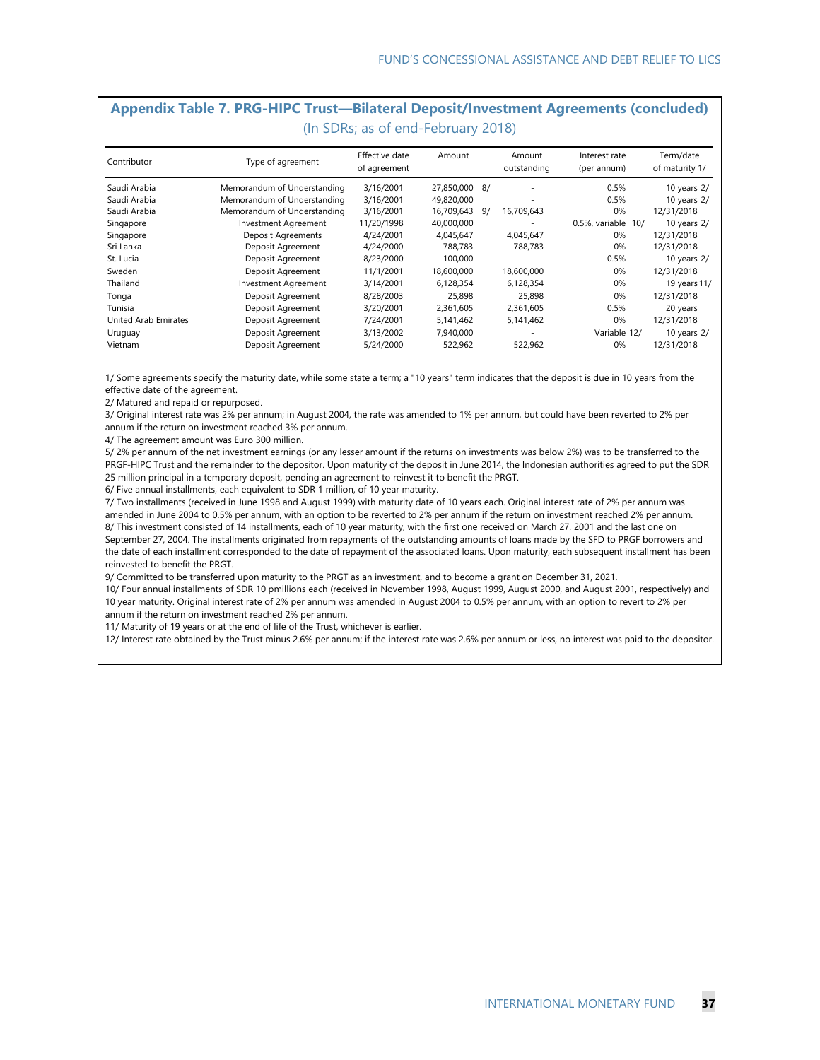## Appendix Table 7. PRG-HIPC Trust—Bilateral Deposit/Investment Agreements (concluded)

(In SDRs; as of end-February 2018)

| Contributor | Type of agreement | Effective date of agreement | Amount | Amount outstanding | Interest rate (per annum) | Term/date of maturity 1/ |
|---|---|---|---|---|---|---|
| Saudi Arabia | Memorandum of Understanding | 3/16/2001 | 27,850,000 8/ | - | 0.5% | 10 years 2/ |
| Saudi Arabia | Memorandum of Understanding | 3/16/2001 | 49,820,000 | - | 0.5% | 10 years 2/ |
| Saudi Arabia | Memorandum of Understanding | 3/16/2001 | 16,709,643 9/ | 16,709,643 | 0% | 12/31/2018 |
| Singapore | Investment Agreement | 11/20/1998 | 40,000,000 | - | 0.5%, variable 10/ | 10 years 2/ |
| Singapore | Deposit Agreements | 4/24/2001 | 4,045,647 | 4,045,647 | 0% | 12/31/2018 |
| Sri Lanka | Deposit Agreement | 4/24/2000 | 788,783 | 788,783 | 0% | 12/31/2018 |
| St. Lucia | Deposit Agreement | 8/23/2000 | 100,000 | - | 0.5% | 10 years 2/ |
| Sweden | Deposit Agreement | 11/1/2001 | 18,600,000 | 18,600,000 | 0% | 12/31/2018 |
| Thailand | Investment Agreement | 3/14/2001 | 6,128,354 | 6,128,354 | 0% | 19 years 11/ |
| Tonga | Deposit Agreement | 8/28/2003 | 25,898 | 25,898 | 0% | 12/31/2018 |
| Tunisia | Deposit Agreement | 3/20/2001 | 2,361,605 | 2,361,605 | 0.5% | 20 years |
| United Arab Emirates | Deposit Agreement | 7/24/2001 | 5,141,462 | 5,141,462 | 0% | 12/31/2018 |
| Uruguay | Deposit Agreement | 3/13/2002 | 7,940,000 | - | Variable 12/ | 10 years 2/ |
| Vietnam | Deposit Agreement | 5/24/2000 | 522,962 | 522,962 | 0% | 12/31/2018 |

1/ Some agreements specify the maturity date, while some state a term; a "10 years" term indicates that the deposit is due in 10 years from the effective date of the agreement.

2/ Matured and repaid or repurposed.

3/ Original interest rate was 2% per annum; in August 2004, the rate was amended to 1% per annum, but could have been reverted to 2% per annum if the return on investment reached 3% per annum.

4/ The agreement amount was Euro 300 million.

5/ 2% per annum of the net investment earnings (or any lesser amount if the returns on investments was below 2%) was to be transferred to the PRGF-HIPC Trust and the remainder to the depositor. Upon maturity of the deposit in June 2014, the Indonesian authorities agreed to put the SDR 25 million principal in a temporary deposit, pending an agreement to reinvest it to benefit the PRGT.

6/ Five annual installments, each equivalent to SDR 1 million, of 10 year maturity.

7/ Two installments (received in June 1998 and August 1999) with maturity date of 10 years each. Original interest rate of 2% per annum was amended in June 2004 to 0.5% per annum, with an option to be reverted to 2% per annum if the return on investment reached 2% per annum.

8/ This investment consisted of 14 installments, each of 10 year maturity, with the first one received on March 27, 2001 and the last one on September 27, 2004. The installments originated from repayments of the outstanding amounts of loans made by the SFD to PRGF borrowers and the date of each installment corresponded to the date of repayment of the associated loans. Upon maturity, each subsequent installment has been reinvested to benefit the PRGT.

9/ Committed to be transferred upon maturity to the PRGT as an investment, and to become a grant on December 31, 2021.

10/ Four annual installments of SDR 10 pmillions each (received in November 1998, August 1999, August 2000, and August 2001, respectively) and 10 year maturity. Original interest rate of 2% per annum was amended in August 2004 to 0.5% per annum, with an option to revert to 2% per annum if the return on investment reached 2% per annum.

11/ Maturity of 19 years or at the end of life of the Trust, whichever is earlier.

12/ Interest rate obtained by the Trust minus 2.6% per annum; if the interest rate was 2.6% per annum or less, no interest was paid to the depositor.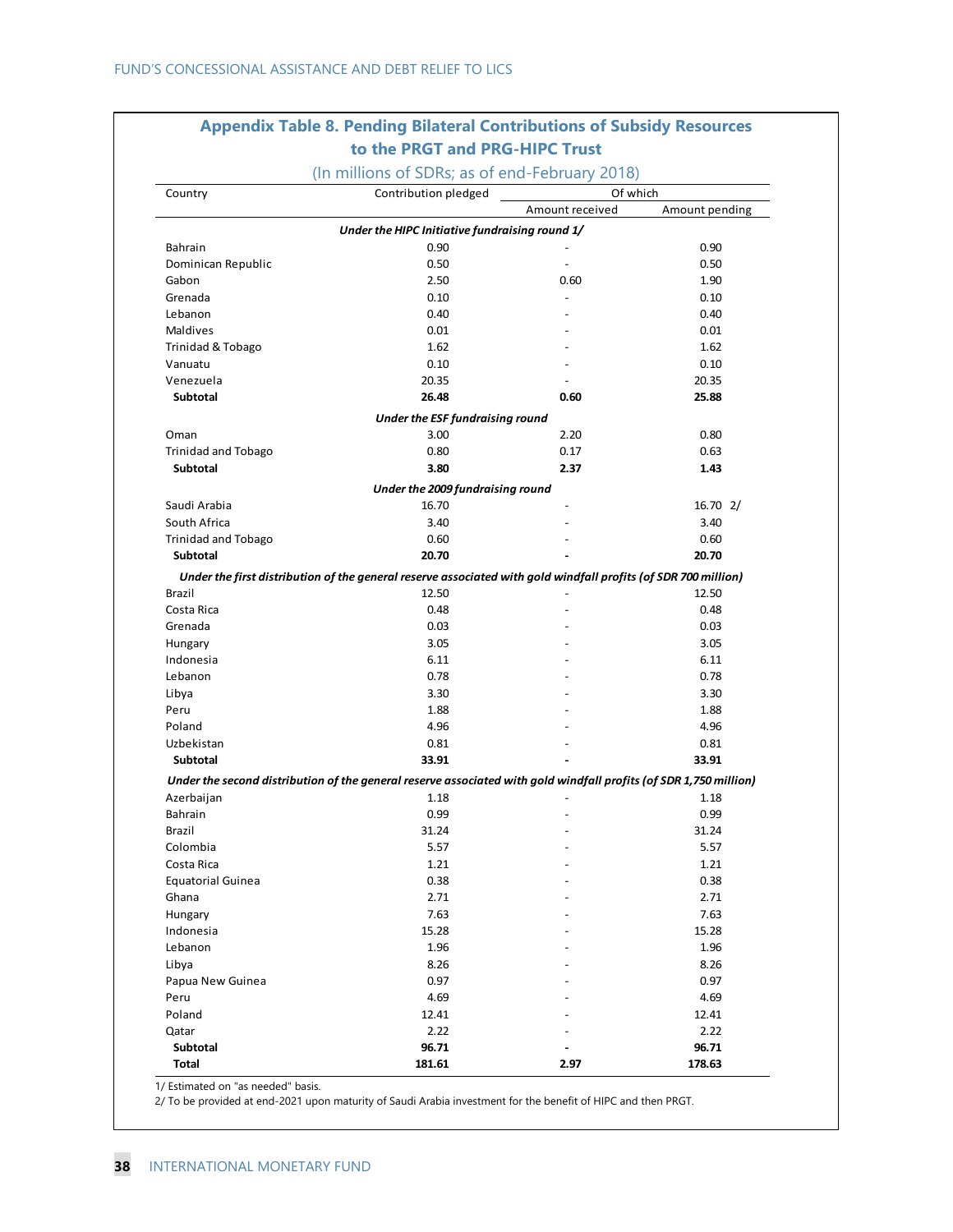## Appendix Table 8. Pending Bilateral Contributions of Subsidy Resources to the PRGT and PRG-HIPC Trust

(In millions of SDRs; as of end-February 2018)

| Country | Contribution pledged | Of which | |
|---|---|---|---|
| | | Amount received | Amount pending |
| ***Under the HIPC Initiative fundraising round 1/*** | | | |
| Bahrain | 0.90 | - | 0.90 |
| Dominican Republic | 0.50 | - | 0.50 |
| Gabon | 2.50 | 0.60 | 1.90 |
| Grenada | 0.10 | - | 0.10 |
| Lebanon | 0.40 | - | 0.40 |
| Maldives | 0.01 | - | 0.01 |
| Trinidad & Tobago | 1.62 | - | 1.62 |
| Vanuatu | 0.10 | - | 0.10 |
| Venezuela | 20.35 | - | 20.35 |
| **Subtotal** | **26.48** | **0.60** | **25.88** |
| ***Under the ESF fundraising round*** | | | |
| Oman | 3.00 | 2.20 | 0.80 |
| Trinidad and Tobago | 0.80 | 0.17 | 0.63 |
| **Subtotal** | **3.80** | **2.37** | **1.43** |
| ***Under the 2009 fundraising round*** | | | |
| Saudi Arabia | 16.70 | - | 16.70 2/ |
| South Africa | 3.40 | - | 3.40 |
| Trinidad and Tobago | 0.60 | - | 0.60 |
| **Subtotal** | **20.70** | **-** | **20.70** |
| ***Under the first distribution of the general reserve associated with gold windfall profits (of SDR 700 million)*** | | | |
| Brazil | 12.50 | - | 12.50 |
| Costa Rica | 0.48 | - | 0.48 |
| Grenada | 0.03 | - | 0.03 |
| Hungary | 3.05 | - | 3.05 |
| Indonesia | 6.11 | - | 6.11 |
| Lebanon | 0.78 | - | 0.78 |
| Libya | 3.30 | - | 3.30 |
| Peru | 1.88 | - | 1.88 |
| Poland | 4.96 | - | 4.96 |
| Uzbekistan | 0.81 | - | 0.81 |
| **Subtotal** | **33.91** | **-** | **33.91** |
| ***Under the second distribution of the general reserve associated with gold windfall profits (of SDR 1,750 million)*** | | | |
| Azerbaijan | 1.18 | - | 1.18 |
| Bahrain | 0.99 | - | 0.99 |
| Brazil | 31.24 | - | 31.24 |
| Colombia | 5.57 | - | 5.57 |
| Costa Rica | 1.21 | - | 1.21 |
| Equatorial Guinea | 0.38 | - | 0.38 |
| Ghana | 2.71 | - | 2.71 |
| Hungary | 7.63 | - | 7.63 |
| Indonesia | 15.28 | - | 15.28 |
| Lebanon | 1.96 | - | 1.96 |
| Libya | 8.26 | - | 8.26 |
| Papua New Guinea | 0.97 | - | 0.97 |
| Peru | 4.69 | - | 4.69 |
| Poland | 12.41 | - | 12.41 |
| Qatar | 2.22 | - | 2.22 |
| **Subtotal** | **96.71** | **-** | **96.71** |
| **Total** | **181.61** | **2.97** | **178.63** |

1/ Estimated on "as needed" basis.

2/ To be provided at end-2021 upon maturity of Saudi Arabia investment for the benefit of HIPC and then PRGT.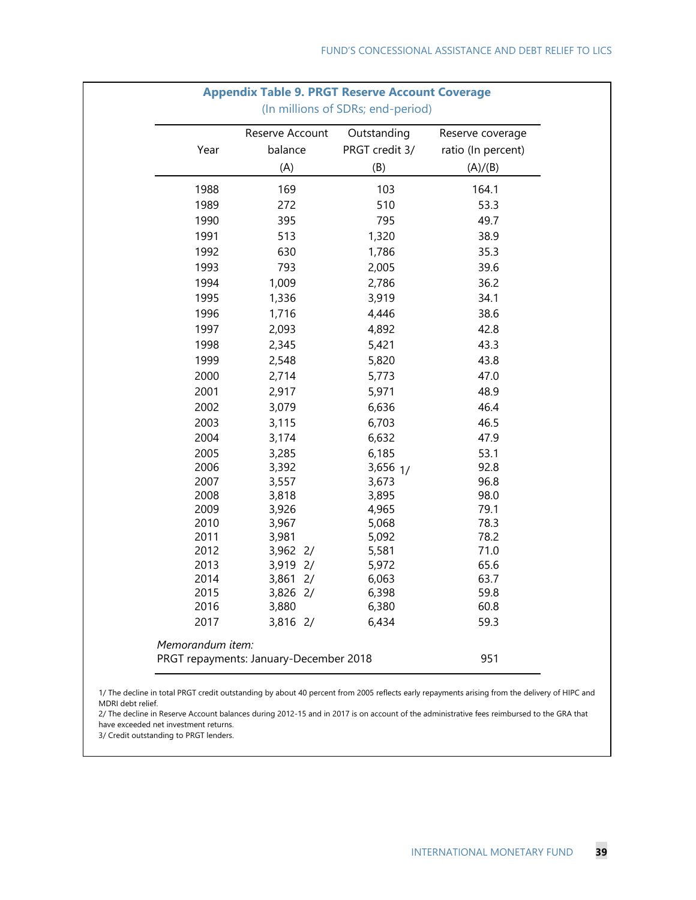**Appendix Table 9. PRGT Reserve Account Coverage**

(In millions of SDRs; end-period)

| Year | Reserve Account balance (A) | Outstanding PRGT credit 3/ (B) | Reserve coverage ratio (In percent) (A)/(B) |
|---|---|---|---|
| 1988 | 169 | 103 | 164.1 |
| 1989 | 272 | 510 | 53.3 |
| 1990 | 395 | 795 | 49.7 |
| 1991 | 513 | 1,320 | 38.9 |
| 1992 | 630 | 1,786 | 35.3 |
| 1993 | 793 | 2,005 | 39.6 |
| 1994 | 1,009 | 2,786 | 36.2 |
| 1995 | 1,336 | 3,919 | 34.1 |
| 1996 | 1,716 | 4,446 | 38.6 |
| 1997 | 2,093 | 4,892 | 42.8 |
| 1998 | 2,345 | 5,421 | 43.3 |
| 1999 | 2,548 | 5,820 | 43.8 |
| 2000 | 2,714 | 5,773 | 47.0 |
| 2001 | 2,917 | 5,971 | 48.9 |
| 2002 | 3,079 | 6,636 | 46.4 |
| 2003 | 3,115 | 6,703 | 46.5 |
| 2004 | 3,174 | 6,632 | 47.9 |
| 2005 | 3,285 | 6,185 | 53.1 |
| 2006 | 3,392 | 3,656 1/ | 92.8 |
| 2007 | 3,557 | 3,673 | 96.8 |
| 2008 | 3,818 | 3,895 | 98.0 |
| 2009 | 3,926 | 4,965 | 79.1 |
| 2010 | 3,967 | 5,068 | 78.3 |
| 2011 | 3,981 | 5,092 | 78.2 |
| 2012 | 3,962 2/ | 5,581 | 71.0 |
| 2013 | 3,919 2/ | 5,972 | 65.6 |
| 2014 | 3,861 2/ | 6,063 | 63.7 |
| 2015 | 3,826 2/ | 6,398 | 59.8 |
| 2016 | 3,880 | 6,380 | 60.8 |
| 2017 | 3,816 2/ | 6,434 | 59.3 |
| *Memorandum item:* | | | |
| PRGT repayments: January-December 2018 | | | 951 |

1/ The decline in total PRGT credit outstanding by about 40 percent from 2005 reflects early repayments arising from the delivery of HIPC and MDRI debt relief.

2/ The decline in Reserve Account balances during 2012-15 and in 2017 is on account of the administrative fees reimbursed to the GRA that have exceeded net investment returns.

3/ Credit outstanding to PRGT lenders.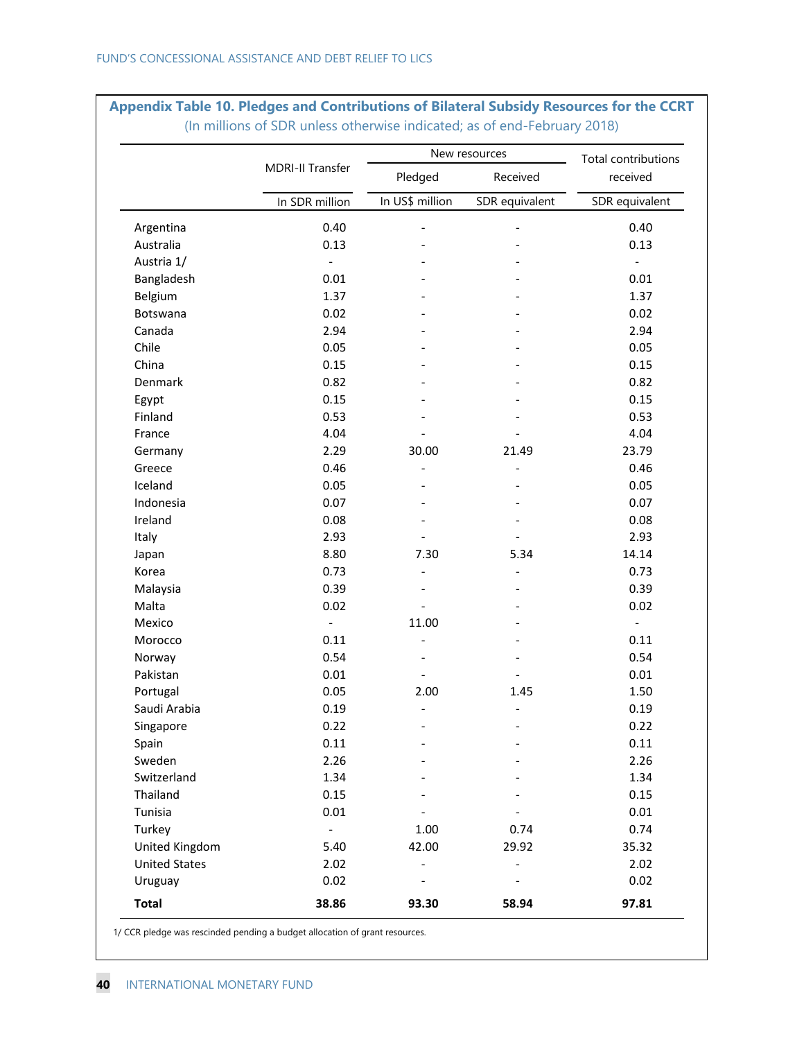## Appendix Table 10. Pledges and Contributions of Bilateral Subsidy Resources for the CCRT

(In millions of SDR unless otherwise indicated; as of end-February 2018)

| | MDRI-II Transfer | New resources | | Total contributions received |
|---|---|---|---|---|
| | | Pledged | Received | |
| | In SDR million | In US$ million | SDR equivalent | SDR equivalent |
| Argentina | 0.40 | - | - | 0.40 |
| Australia | 0.13 | - | - | 0.13 |
| Austria 1/ | - | - | - | - |
| Bangladesh | 0.01 | - | - | 0.01 |
| Belgium | 1.37 | - | - | 1.37 |
| Botswana | 0.02 | - | - | 0.02 |
| Canada | 2.94 | - | - | 2.94 |
| Chile | 0.05 | - | - | 0.05 |
| China | 0.15 | - | - | 0.15 |
| Denmark | 0.82 | - | - | 0.82 |
| Egypt | 0.15 | - | - | 0.15 |
| Finland | 0.53 | - | - | 0.53 |
| France | 4.04 | - | - | 4.04 |
| Germany | 2.29 | 30.00 | 21.49 | 23.79 |
| Greece | 0.46 | - | - | 0.46 |
| Iceland | 0.05 | - | - | 0.05 |
| Indonesia | 0.07 | - | - | 0.07 |
| Ireland | 0.08 | - | - | 0.08 |
| Italy | 2.93 | - | - | 2.93 |
| Japan | 8.80 | 7.30 | 5.34 | 14.14 |
| Korea | 0.73 | - | - | 0.73 |
| Malaysia | 0.39 | - | - | 0.39 |
| Malta | 0.02 | - | - | 0.02 |
| Mexico | - | 11.00 | - | - |
| Morocco | 0.11 | - | - | 0.11 |
| Norway | 0.54 | - | - | 0.54 |
| Pakistan | 0.01 | - | - | 0.01 |
| Portugal | 0.05 | 2.00 | 1.45 | 1.50 |
| Saudi Arabia | 0.19 | - | - | 0.19 |
| Singapore | 0.22 | - | - | 0.22 |
| Spain | 0.11 | - | - | 0.11 |
| Sweden | 2.26 | - | - | 2.26 |
| Switzerland | 1.34 | - | - | 1.34 |
| Thailand | 0.15 | - | - | 0.15 |
| Tunisia | 0.01 | - | - | 0.01 |
| Turkey | - | 1.00 | 0.74 | 0.74 |
| United Kingdom | 5.40 | 42.00 | 29.92 | 35.32 |
| United States | 2.02 | - | - | 2.02 |
| Uruguay | 0.02 | - | - | 0.02 |
| **Total** | **38.86** | **93.30** | **58.94** | **97.81** |

1/ CCR pledge was rescinded pending a budget allocation of grant resources.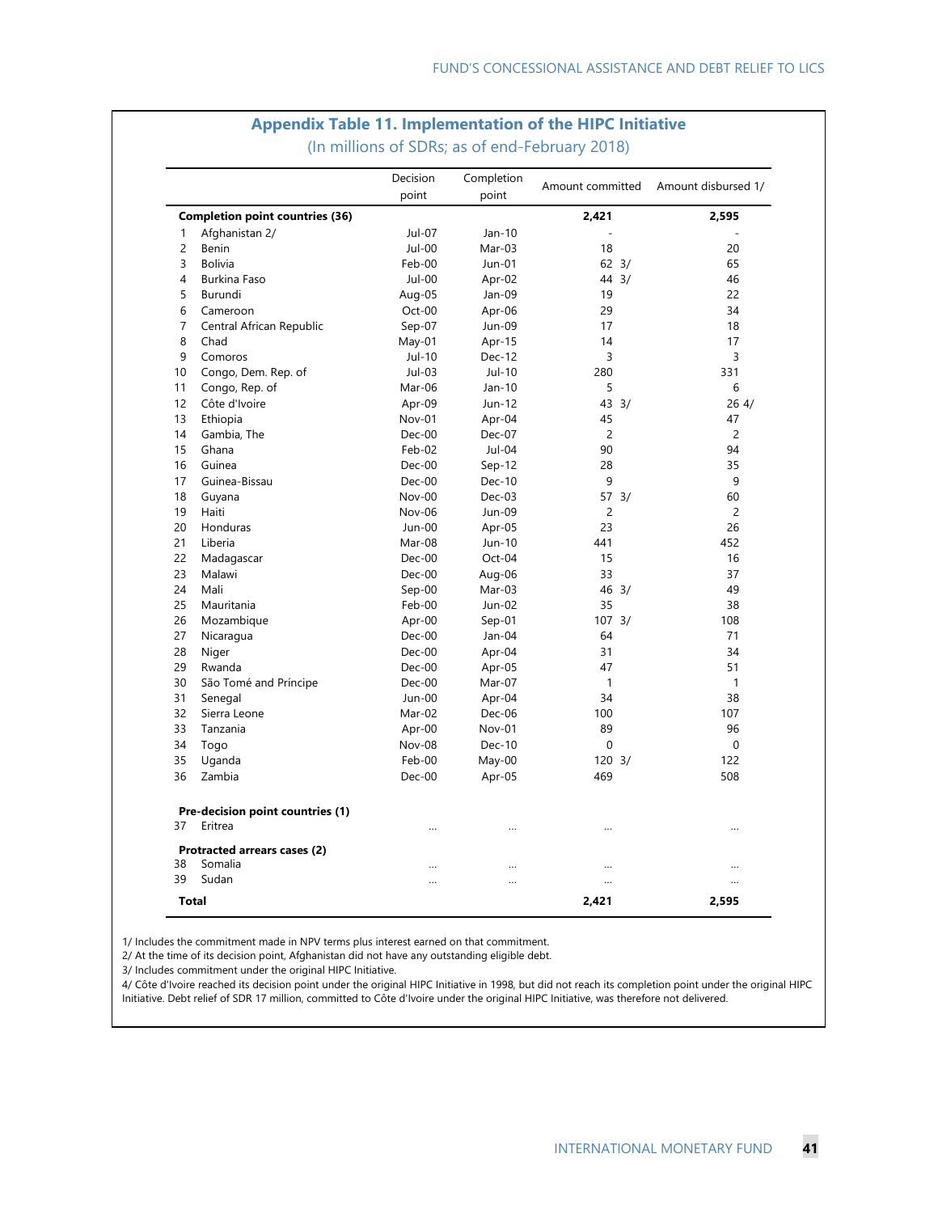## Appendix Table 11. Implementation of the HIPC Initiative

(In millions of SDRs; as of end-February 2018)

| | | Decision point | Completion point | Amount committed | Amount disbursed 1/ |
|---|---|---|---|---|---|
| **Completion point countries (36)** | | | | **2,421** | **2,595** |
| 1 | Afghanistan 2/ | Jul-07 | Jan-10 | - | - |
| 2 | Benin | Jul-00 | Mar-03 | 18 | 20 |
| 3 | Bolivia | Feb-00 | Jun-01 | 62 3/ | 65 |
| 4 | Burkina Faso | Jul-00 | Apr-02 | 44 3/ | 46 |
| 5 | Burundi | Aug-05 | Jan-09 | 19 | 22 |
| 6 | Cameroon | Oct-00 | Apr-06 | 29 | 34 |
| 7 | Central African Republic | Sep-07 | Jun-09 | 17 | 18 |
| 8 | Chad | May-01 | Apr-15 | 14 | 17 |
| 9 | Comoros | Jul-10 | Dec-12 | 3 | 3 |
| 10 | Congo, Dem. Rep. of | Jul-03 | Jul-10 | 280 | 331 |
| 11 | Congo, Rep. of | Mar-06 | Jan-10 | 5 | 6 |
| 12 | Côte d'Ivoire | Apr-09 | Jun-12 | 43 3/ | 26 4/ |
| 13 | Ethiopia | Nov-01 | Apr-04 | 45 | 47 |
| 14 | Gambia, The | Dec-00 | Dec-07 | 2 | 2 |
| 15 | Ghana | Feb-02 | Jul-04 | 90 | 94 |
| 16 | Guinea | Dec-00 | Sep-12 | 28 | 35 |
| 17 | Guinea-Bissau | Dec-00 | Dec-10 | 9 | 9 |
| 18 | Guyana | Nov-00 | Dec-03 | 57 3/ | 60 |
| 19 | Haiti | Nov-06 | Jun-09 | 2 | 2 |
| 20 | Honduras | Jun-00 | Apr-05 | 23 | 26 |
| 21 | Liberia | Mar-08 | Jun-10 | 441 | 452 |
| 22 | Madagascar | Dec-00 | Oct-04 | 15 | 16 |
| 23 | Malawi | Dec-00 | Aug-06 | 33 | 37 |
| 24 | Mali | Sep-00 | Mar-03 | 46 3/ | 49 |
| 25 | Mauritania | Feb-00 | Jun-02 | 35 | 38 |
| 26 | Mozambique | Apr-00 | Sep-01 | 107 3/ | 108 |
| 27 | Nicaragua | Dec-00 | Jan-04 | 64 | 71 |
| 28 | Niger | Dec-00 | Apr-04 | 31 | 34 |
| 29 | Rwanda | Dec-00 | Apr-05 | 47 | 51 |
| 30 | São Tomé and Príncipe | Dec-00 | Mar-07 | 1 | 1 |
| 31 | Senegal | Jun-00 | Apr-04 | 34 | 38 |
| 32 | Sierra Leone | Mar-02 | Dec-06 | 100 | 107 |
| 33 | Tanzania | Apr-00 | Nov-01 | 89 | 96 |
| 34 | Togo | Nov-08 | Dec-10 | 0 | 0 |
| 35 | Uganda | Feb-00 | May-00 | 120 3/ | 122 |
| 36 | Zambia | Dec-00 | Apr-05 | 469 | 508 |
| **Pre-decision point countries (1)** | | | | | |
| 37 | Eritrea | ... | ... | ... | ... |
| **Protracted arrears cases (2)** | | | | | |
| 38 | Somalia | ... | ... | ... | ... |
| 39 | Sudan | ... | ... | ... | ... |
| **Total** | | | | **2,421** | **2,595** |

1/ Includes the commitment made in NPV terms plus interest earned on that commitment.
2/ At the time of its decision point, Afghanistan did not have any outstanding eligible debt.
3/ Includes commitment under the original HIPC Initiative.
4/ Côte d'Ivoire reached its decision point under the original HIPC Initiative in 1998, but did not reach its completion point under the original HIPC Initiative. Debt relief of SDR 17 million, committed to Côte d'Ivoire under the original HIPC Initiative, was therefore not delivered.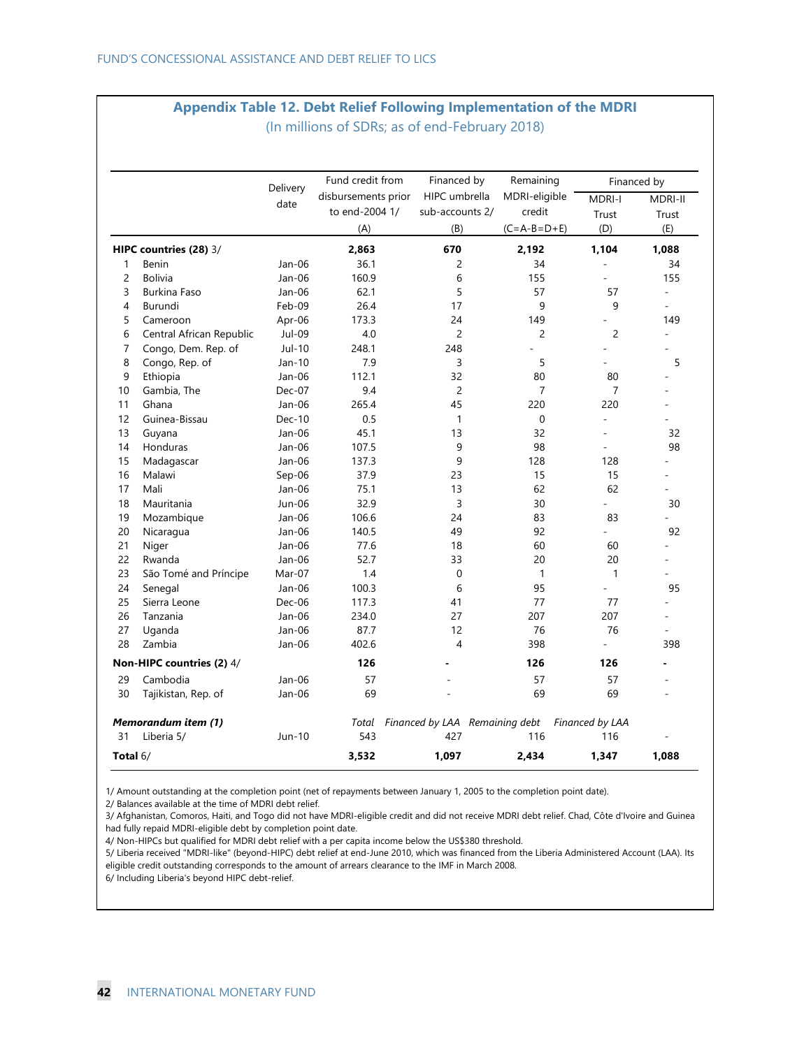## Appendix Table 12. Debt Relief Following Implementation of the MDRI

(In millions of SDRs; as of end-February 2018)

| | | Delivery date | Fund credit from disbursements prior to end-2004 1/ (A) | Financed by HIPC umbrella sub-accounts 2/ (B) | Remaining MDRI-eligible credit (C=A-B=D+E) | Financed by | |
|---|---|---|---|---|---|---|---|
| | | | | | | MDRI-I Trust (D) | MDRI-II Trust (E) |
| **HIPC countries (28)** 3/ | | | **2,863** | **670** | **2,192** | **1,104** | **1,088** |
| 1 | Benin | Jan-06 | 36.1 | 2 | 34 | - | 34 |
| 2 | Bolivia | Jan-06 | 160.9 | 6 | 155 | - | 155 |
| 3 | Burkina Faso | Jan-06 | 62.1 | 5 | 57 | 57 | - |
| 4 | Burundi | Feb-09 | 26.4 | 17 | 9 | 9 | - |
| 5 | Cameroon | Apr-06 | 173.3 | 24 | 149 | - | 149 |
| 6 | Central African Republic | Jul-09 | 4.0 | 2 | 2 | 2 | - |
| 7 | Congo, Dem. Rep. of | Jul-10 | 248.1 | 248 | - | - | - |
| 8 | Congo, Rep. of | Jan-10 | 7.9 | 3 | 5 | - | 5 |
| 9 | Ethiopia | Jan-06 | 112.1 | 32 | 80 | 80 | - |
| 10 | Gambia, The | Dec-07 | 9.4 | 2 | 7 | 7 | - |
| 11 | Ghana | Jan-06 | 265.4 | 45 | 220 | 220 | - |
| 12 | Guinea-Bissau | Dec-10 | 0.5 | 1 | 0 | - | - |
| 13 | Guyana | Jan-06 | 45.1 | 13 | 32 | - | 32 |
| 14 | Honduras | Jan-06 | 107.5 | 9 | 98 | - | 98 |
| 15 | Madagascar | Jan-06 | 137.3 | 9 | 128 | 128 | - |
| 16 | Malawi | Sep-06 | 37.9 | 23 | 15 | 15 | - |
| 17 | Mali | Jan-06 | 75.1 | 13 | 62 | 62 | - |
| 18 | Mauritania | Jun-06 | 32.9 | 3 | 30 | - | 30 |
| 19 | Mozambique | Jan-06 | 106.6 | 24 | 83 | 83 | - |
| 20 | Nicaragua | Jan-06 | 140.5 | 49 | 92 | - | 92 |
| 21 | Niger | Jan-06 | 77.6 | 18 | 60 | 60 | - |
| 22 | Rwanda | Jan-06 | 52.7 | 33 | 20 | 20 | - |
| 23 | São Tomé and Príncipe | Mar-07 | 1.4 | 0 | 1 | 1 | - |
| 24 | Senegal | Jan-06 | 100.3 | 6 | 95 | - | 95 |
| 25 | Sierra Leone | Dec-06 | 117.3 | 41 | 77 | 77 | - |
| 26 | Tanzania | Jan-06 | 234.0 | 27 | 207 | 207 | - |
| 27 | Uganda | Jan-06 | 87.7 | 12 | 76 | 76 | - |
| 28 | Zambia | Jan-06 | 402.6 | 4 | 398 | - | 398 |
| **Non-HIPC countries (2)** 4/ | | | **126** | **-** | **126** | **126** | **-** |
| 29 | Cambodia | Jan-06 | 57 | - | 57 | 57 | - |
| 30 | Tajikistan, Rep. of | Jan-06 | 69 | - | 69 | 69 | - |
| ***Memorandum item (1)*** | | | *Total* | *Financed by LAA* | *Remaining debt* | *Financed by LAA* | |
| 31 | Liberia 5/ | Jun-10 | 543 | 427 | 116 | 116 | - |
| **Total** 6/ | | | **3,532** | **1,097** | **2,434** | **1,347** | **1,088** |

1/ Amount outstanding at the completion point (net of repayments between January 1, 2005 to the completion point date).
2/ Balances available at the time of MDRI debt relief.
3/ Afghanistan, Comoros, Haiti, and Togo did not have MDRI-eligible credit and did not receive MDRI debt relief. Chad, Côte d'Ivoire and Guinea had fully repaid MDRI-eligible debt by completion point date.
4/ Non-HIPCs but qualified for MDRI debt relief with a per capita income below the US$380 threshold.
5/ Liberia received "MDRI-like" (beyond-HIPC) debt relief at end-June 2010, which was financed from the Liberia Administered Account (LAA). Its eligible credit outstanding corresponds to the amount of arrears clearance to the IMF in March 2008.
6/ Including Liberia's beyond HIPC debt-relief.